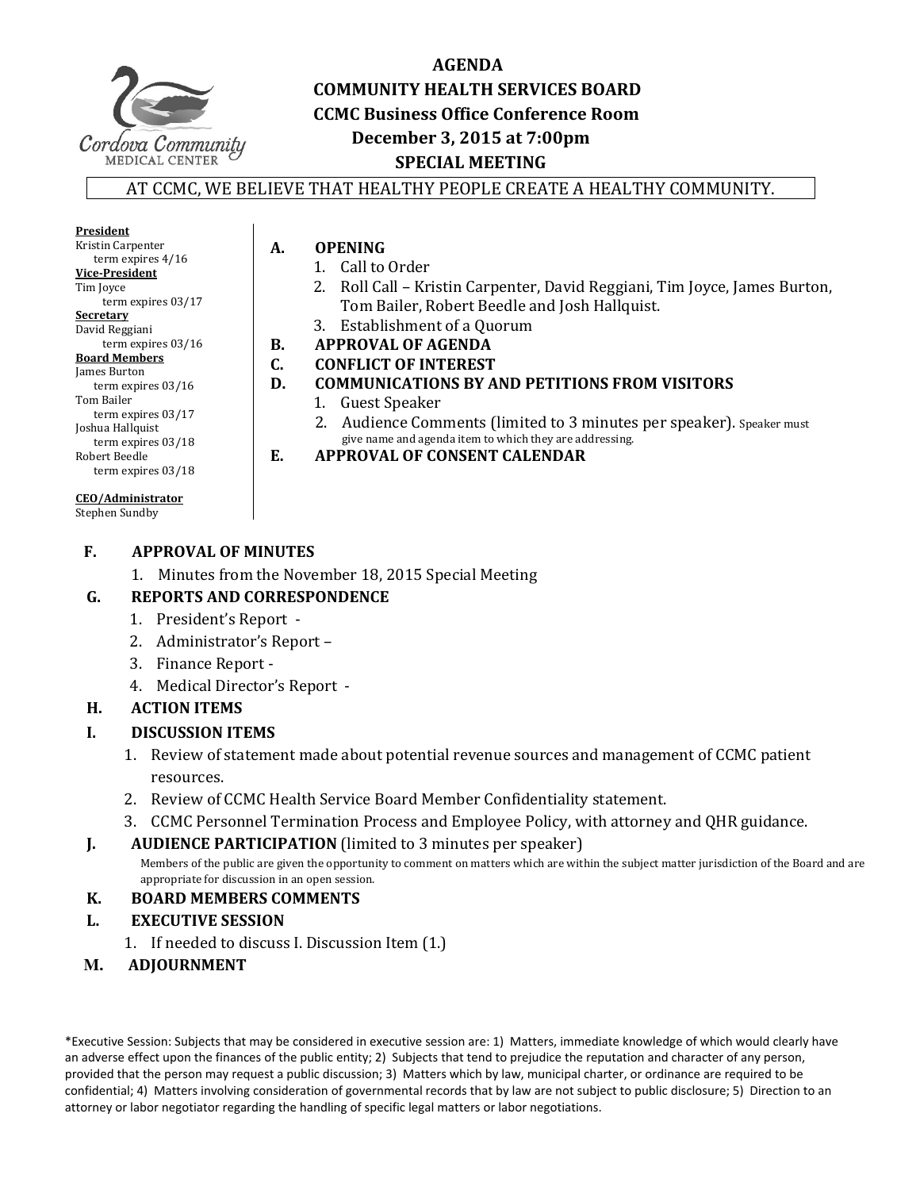# AGENDA
## COMMUNITY HEALTH SERVICES BOARD
## CCMC Business Office Conference Room
## December 3, 2015 at 7:00pm
## SPECIAL MEETING

AT CCMC, WE BELIEVE THAT HEALTHY PEOPLE CREATE A HEALTHY COMMUNITY.

**President**
Kristin Carpenter
term expires 4/16
**Vice-President**
Tim Joyce
term expires 03/17
**Secretary**
David Reggiani
term expires 03/16
**Board Members**
James Burton
term expires 03/16
Tom Bailer
term expires 03/17
Joshua Hallquist
term expires 03/18
Robert Beedle
term expires 03/18

**CEO/Administrator**
Stephen Sundby

**A. OPENING**
1. Call to Order
2. Roll Call – Kristin Carpenter, David Reggiani, Tim Joyce, James Burton, Tom Bailer, Robert Beedle and Josh Hallquist.
3. Establishment of a Quorum

**B. APPROVAL OF AGENDA**

**C. CONFLICT OF INTEREST**

**D. COMMUNICATIONS BY AND PETITIONS FROM VISITORS**
1. Guest Speaker
2. Audience Comments (limited to 3 minutes per speaker). Speaker must give name and agenda item to which they are addressing.

**E. APPROVAL OF CONSENT CALENDAR**

**F. APPROVAL OF MINUTES**
1. Minutes from the November 18, 2015 Special Meeting

**G. REPORTS AND CORRESPONDENCE**
1. President's Report -
2. Administrator's Report –
3. Finance Report -
4. Medical Director's Report -

**H. ACTION ITEMS**

**I. DISCUSSION ITEMS**
1. Review of statement made about potential revenue sources and management of CCMC patient resources.
2. Review of CCMC Health Service Board Member Confidentiality statement.
3. CCMC Personnel Termination Process and Employee Policy, with attorney and QHR guidance.

**J. AUDIENCE PARTICIPATION** (limited to 3 minutes per speaker)
Members of the public are given the opportunity to comment on matters which are within the subject matter jurisdiction of the Board and are appropriate for discussion in an open session.

**K. BOARD MEMBERS COMMENTS**

**L. EXECUTIVE SESSION**
1. If needed to discuss I. Discussion Item (1.)

**M. ADJOURNMENT**

*Executive Session: Subjects that may be considered in executive session are: 1) Matters, immediate knowledge of which would clearly have an adverse effect upon the finances of the public entity; 2) Subjects that tend to prejudice the reputation and character of any person, provided that the person may request a public discussion; 3) Matters which by law, municipal charter, or ordinance are required to be confidential; 4) Matters involving consideration of governmental records that by law are not subject to public disclosure; 5) Direction to an attorney or labor negotiator regarding the handling of specific legal matters or labor negotiations.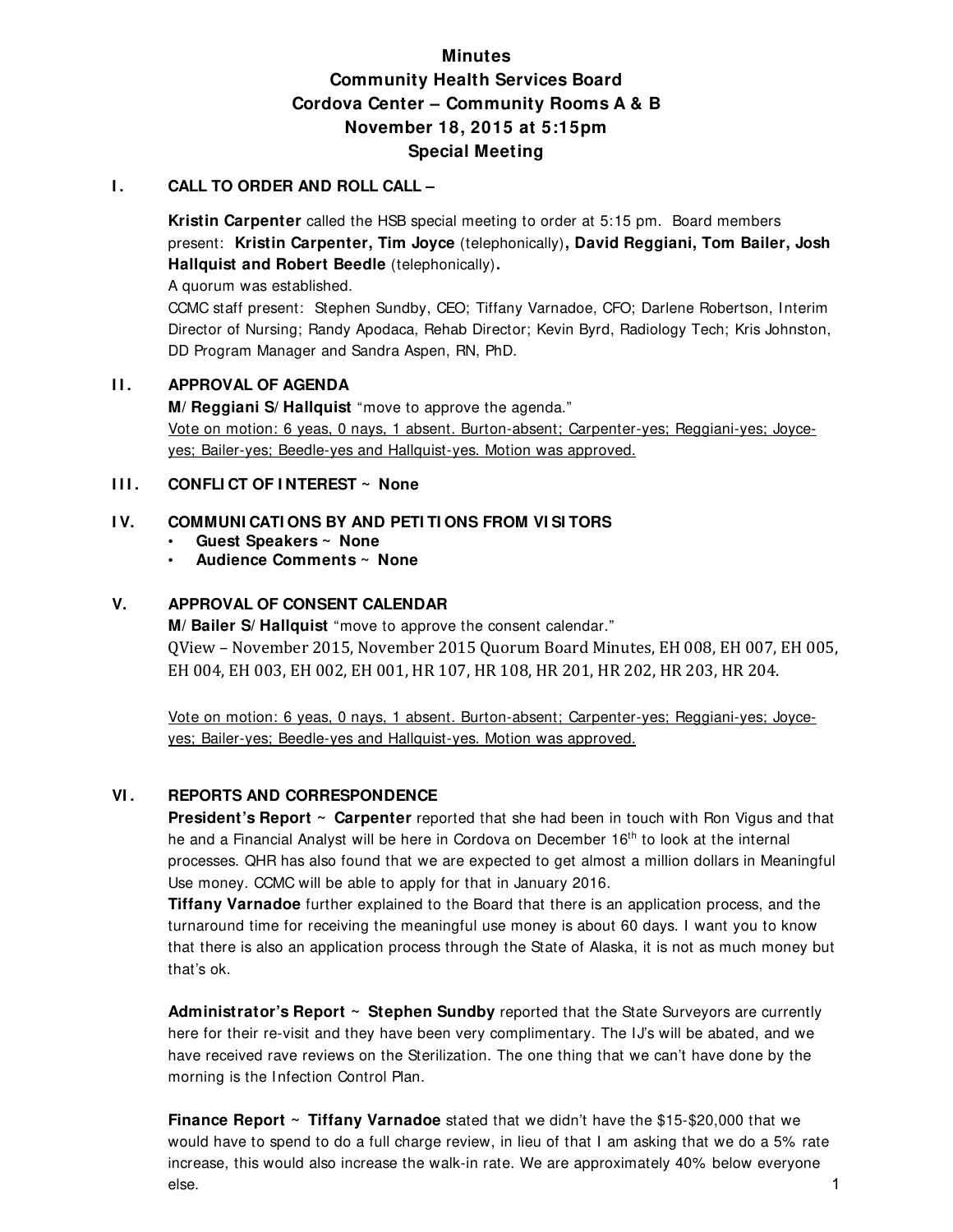# Minutes
# Community Health Services Board
# Cordova Center – Community Rooms A & B
# November 18, 2015 at 5:15pm
# Special Meeting

## I. CALL TO ORDER AND ROLL CALL –

**Kristin Carpenter** called the HSB special meeting to order at 5:15 pm. Board members present: **Kristin Carpenter, Tim Joyce** (telephonically)**, David Reggiani, Tom Bailer, Josh Hallquist and Robert Beedle** (telephonically)**.**

A quorum was established.

CCMC staff present: Stephen Sundby, CEO; Tiffany Varnadoe, CFO; Darlene Robertson, Interim Director of Nursing; Randy Apodaca, Rehab Director; Kevin Byrd, Radiology Tech; Kris Johnston, DD Program Manager and Sandra Aspen, RN, PhD.

## II. APPROVAL OF AGENDA

**M/ Reggiani S/ Hallquist** "move to approve the agenda."

<u>Vote on motion: 6 yeas, 0 nays, 1 absent. Burton-absent; Carpenter-yes; Reggiani-yes; Joyce-yes; Bailer-yes; Beedle-yes and Hallquist-yes. Motion was approved.</u>

## III. CONFLICT OF INTEREST ~ None

## IV. COMMUNICATIONS BY AND PETITIONS FROM VISITORS

- **Guest Speakers ~ None**
- **Audience Comments ~ None**

## V. APPROVAL OF CONSENT CALENDAR

**M/ Bailer S/ Hallquist** "move to approve the consent calendar."

QView – November 2015, November 2015 Quorum Board Minutes, EH 008, EH 007, EH 005, EH 004, EH 003, EH 002, EH 001, HR 107, HR 108, HR 201, HR 202, HR 203, HR 204.

<u>Vote on motion: 6 yeas, 0 nays, 1 absent. Burton-absent; Carpenter-yes; Reggiani-yes; Joyce-yes; Bailer-yes; Beedle-yes and Hallquist-yes. Motion was approved.</u>

## VI. REPORTS AND CORRESPONDENCE

**President's Report ~ Carpenter** reported that she had been in touch with Ron Vigus and that he and a Financial Analyst will be here in Cordova on December 16th to look at the internal processes. QHR has also found that we are expected to get almost a million dollars in Meaningful Use money. CCMC will be able to apply for that in January 2016.

**Tiffany Varnadoe** further explained to the Board that there is an application process, and the turnaround time for receiving the meaningful use money is about 60 days. I want you to know that there is also an application process through the State of Alaska, it is not as much money but that's ok.

**Administrator's Report ~ Stephen Sundby** reported that the State Surveyors are currently here for their re-visit and they have been very complimentary. The IJ's will be abated, and we have received rave reviews on the Sterilization. The one thing that we can't have done by the morning is the Infection Control Plan.

**Finance Report ~ Tiffany Varnadoe** stated that we didn't have the $15-$20,000 that we would have to spend to do a full charge review, in lieu of that I am asking that we do a 5% rate increase, this would also increase the walk-in rate. We are approximately 40% below everyone else.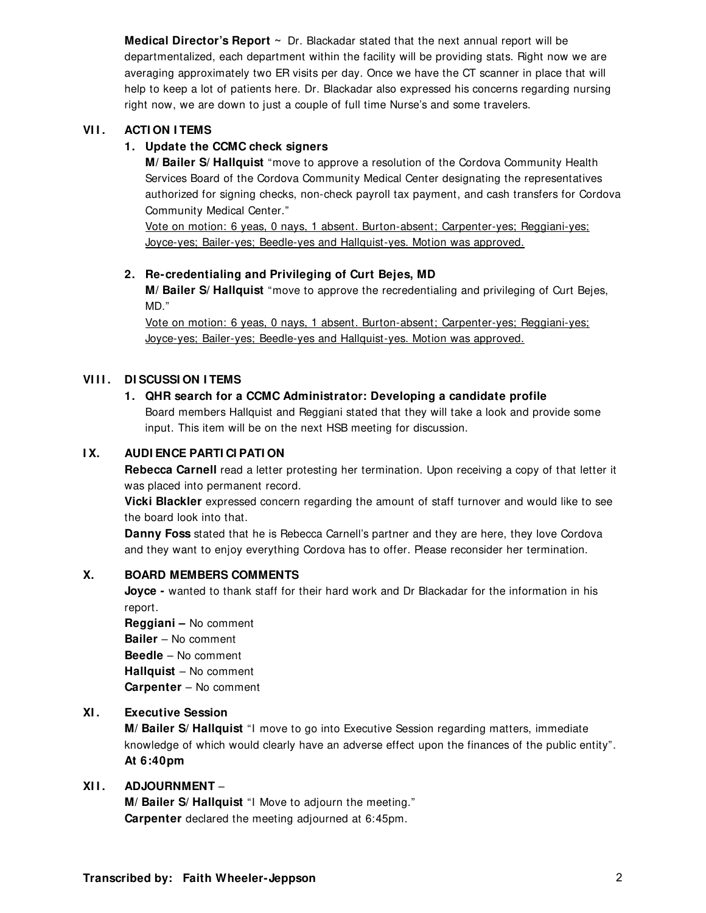**Medical Director's Report** ~ Dr. Blackadar stated that the next annual report will be departmentalized, each department within the facility will be providing stats. Right now we are averaging approximately two ER visits per day. Once we have the CT scanner in place that will help to keep a lot of patients here. Dr. Blackadar also expressed his concerns regarding nursing right now, we are down to just a couple of full time Nurse's and some travelers.

## VII. ACTION ITEMS

### 1. Update the CCMC check signers

**M/Bailer S/Hallquist** "move to approve a resolution of the Cordova Community Health Services Board of the Cordova Community Medical Center designating the representatives authorized for signing checks, non-check payroll tax payment, and cash transfers for Cordova Community Medical Center."

<u>Vote on motion: 6 yeas, 0 nays, 1 absent. Burton-absent; Carpenter-yes; Reggiani-yes; Joyce-yes; Bailer-yes; Beedle-yes and Hallquist-yes. Motion was approved.</u>

### 2. Re-credentialing and Privileging of Curt Bejes, MD

**M/Bailer S/Hallquist** "move to approve the recredentialing and privileging of Curt Bejes, MD."

<u>Vote on motion: 6 yeas, 0 nays, 1 absent. Burton-absent; Carpenter-yes; Reggiani-yes; Joyce-yes; Bailer-yes; Beedle-yes and Hallquist-yes. Motion was approved.</u>

## VIII. DISCUSSION ITEMS

### 1. QHR search for a CCMC Administrator: Developing a candidate profile

Board members Hallquist and Reggiani stated that they will take a look and provide some input. This item will be on the next HSB meeting for discussion.

## IX. AUDIENCE PARTICIPATION

**Rebecca Carnell** read a letter protesting her termination. Upon receiving a copy of that letter it was placed into permanent record.

**Vicki Blackler** expressed concern regarding the amount of staff turnover and would like to see the board look into that.

**Danny Foss** stated that he is Rebecca Carnell's partner and they are here, they love Cordova and they want to enjoy everything Cordova has to offer. Please reconsider her termination.

## X. BOARD MEMBERS COMMENTS

**Joyce -** wanted to thank staff for their hard work and Dr Blackadar for the information in his report.

**Reggiani –** No comment

**Bailer** – No comment

**Beedle** – No comment

**Hallquist** – No comment

**Carpenter** – No comment

## XI. Executive Session

**M/Bailer S/Hallquist** "I move to go into Executive Session regarding matters, immediate knowledge of which would clearly have an adverse effect upon the finances of the public entity".

**At 6:40pm**

## XII. ADJOURNMENT –

**M/Bailer S/Hallquist** "I Move to adjourn the meeting."

**Carpenter** declared the meeting adjourned at 6:45pm.

**Transcribed by: Faith Wheeler-Jeppson**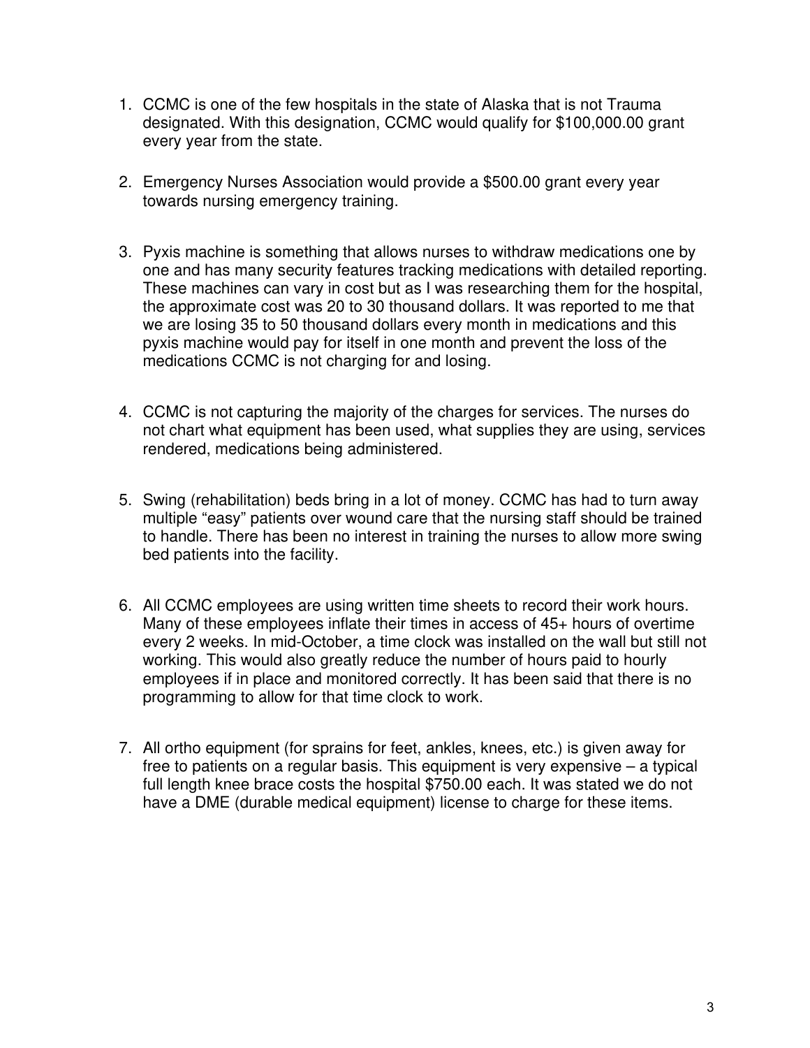1. CCMC is one of the few hospitals in the state of Alaska that is not Trauma designated. With this designation, CCMC would qualify for $100,000.00 grant every year from the state.

2. Emergency Nurses Association would provide a $500.00 grant every year towards nursing emergency training.

3. Pyxis machine is something that allows nurses to withdraw medications one by one and has many security features tracking medications with detailed reporting. These machines can vary in cost but as I was researching them for the hospital, the approximate cost was 20 to 30 thousand dollars. It was reported to me that we are losing 35 to 50 thousand dollars every month in medications and this pyxis machine would pay for itself in one month and prevent the loss of the medications CCMC is not charging for and losing.

4. CCMC is not capturing the majority of the charges for services. The nurses do not chart what equipment has been used, what supplies they are using, services rendered, medications being administered.

5. Swing (rehabilitation) beds bring in a lot of money. CCMC has had to turn away multiple "easy" patients over wound care that the nursing staff should be trained to handle. There has been no interest in training the nurses to allow more swing bed patients into the facility.

6. All CCMC employees are using written time sheets to record their work hours. Many of these employees inflate their times in access of 45+ hours of overtime every 2 weeks. In mid-October, a time clock was installed on the wall but still not working. This would also greatly reduce the number of hours paid to hourly employees if in place and monitored correctly. It has been said that there is no programming to allow for that time clock to work.

7. All ortho equipment (for sprains for feet, ankles, knees, etc.) is given away for free to patients on a regular basis. This equipment is very expensive – a typical full length knee brace costs the hospital $750.00 each. It was stated we do not have a DME (durable medical equipment) license to charge for these items.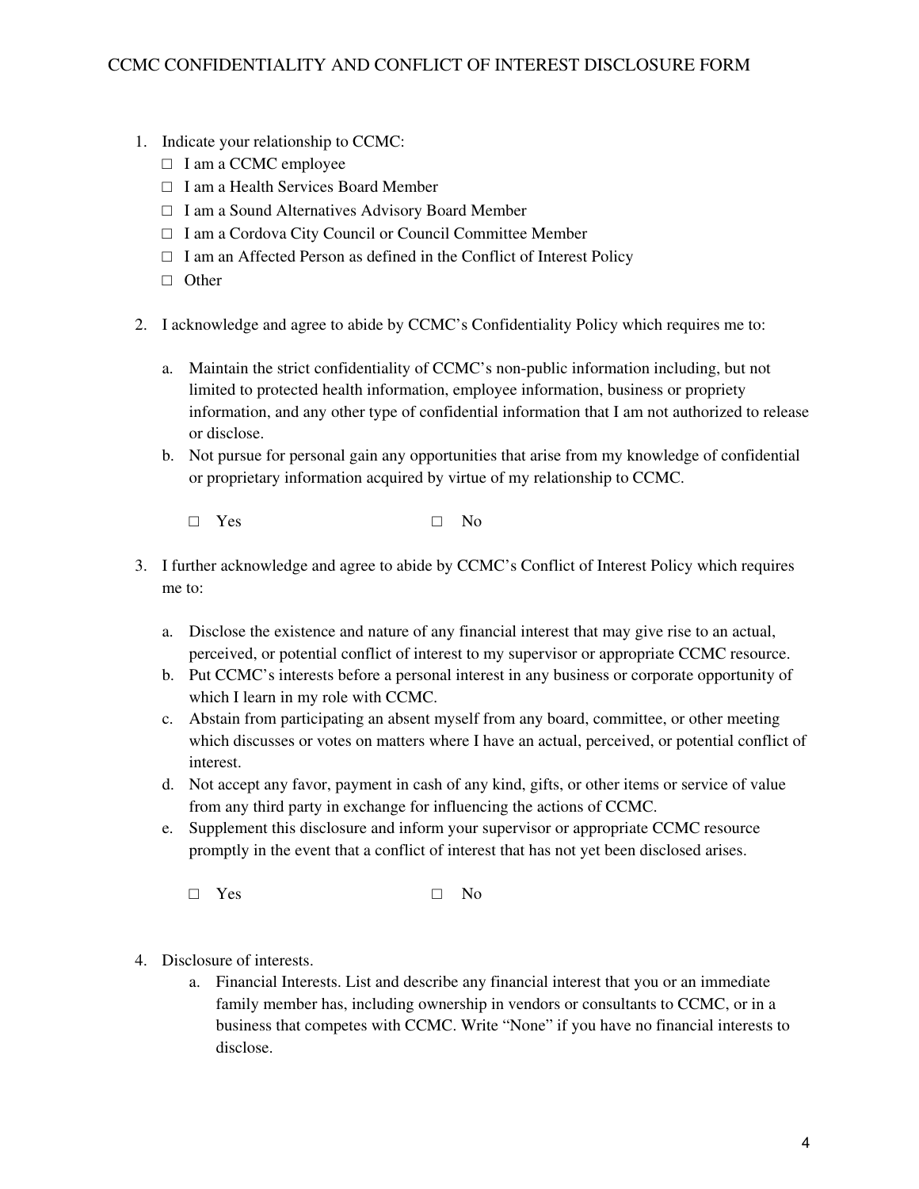CCMC CONFIDENTIALITY AND CONFLICT OF INTEREST DISCLOSURE FORM

1. Indicate your relationship to CCMC:
   - □ I am a CCMC employee
   - □ I am a Health Services Board Member
   - □ I am a Sound Alternatives Advisory Board Member
   - □ I am a Cordova City Council or Council Committee Member
   - □ I am an Affected Person as defined in the Conflict of Interest Policy
   - □ Other

2. I acknowledge and agree to abide by CCMC's Confidentiality Policy which requires me to:

   a. Maintain the strict confidentiality of CCMC's non-public information including, but not limited to protected health information, employee information, business or propriety information, and any other type of confidential information that I am not authorized to release or disclose.
   
   b. Not pursue for personal gain any opportunities that arise from my knowledge of confidential or proprietary information acquired by virtue of my relationship to CCMC.

   □ Yes □ No

3. I further acknowledge and agree to abide by CCMC's Conflict of Interest Policy which requires me to:

   a. Disclose the existence and nature of any financial interest that may give rise to an actual, perceived, or potential conflict of interest to my supervisor or appropriate CCMC resource.
   
   b. Put CCMC's interests before a personal interest in any business or corporate opportunity of which I learn in my role with CCMC.
   
   c. Abstain from participating an absent myself from any board, committee, or other meeting which discusses or votes on matters where I have an actual, perceived, or potential conflict of interest.
   
   d. Not accept any favor, payment in cash of any kind, gifts, or other items or service of value from any third party in exchange for influencing the actions of CCMC.
   
   e. Supplement this disclosure and inform your supervisor or appropriate CCMC resource promptly in the event that a conflict of interest that has not yet been disclosed arises.

   □ Yes □ No

4. Disclosure of interests.
   
   a. Financial Interests. List and describe any financial interest that you or an immediate family member has, including ownership in vendors or consultants to CCMC, or in a business that competes with CCMC. Write "None" if you have no financial interests to disclose.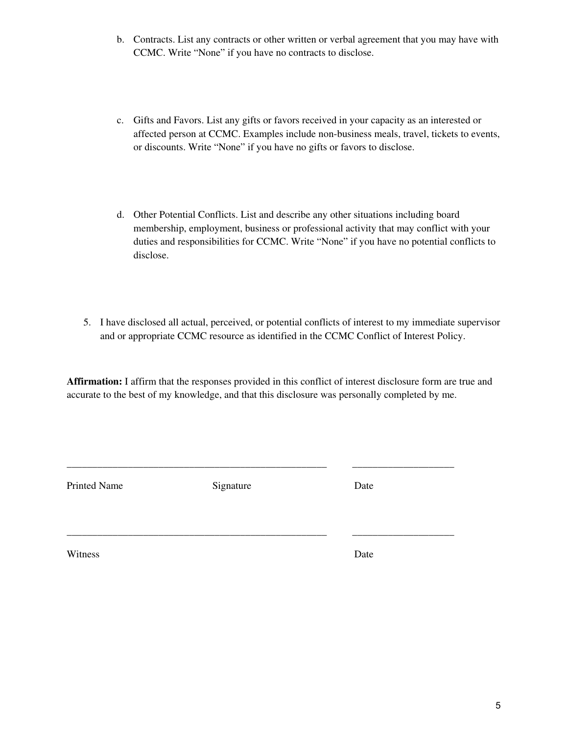b. Contracts. List any contracts or other written or verbal agreement that you may have with CCMC. Write “None” if you have no contracts to disclose.

c. Gifts and Favors. List any gifts or favors received in your capacity as an interested or affected person at CCMC. Examples include non-business meals, travel, tickets to events, or discounts. Write “None” if you have no gifts or favors to disclose.

d. Other Potential Conflicts. List and describe any other situations including board membership, employment, business or professional activity that may conflict with your duties and responsibilities for CCMC. Write “None” if you have no potential conflicts to disclose.

5. I have disclosed all actual, perceived, or potential conflicts of interest to my immediate supervisor and or appropriate CCMC resource as identified in the CCMC Conflict of Interest Policy.

**Affirmation:** I affirm that the responses provided in this conflict of interest disclosure form are true and accurate to the best of my knowledge, and that this disclosure was personally completed by me.

_____________________________________________________ ____________________

Printed Name Signature Date

_____________________________________________________ ____________________

Witness Date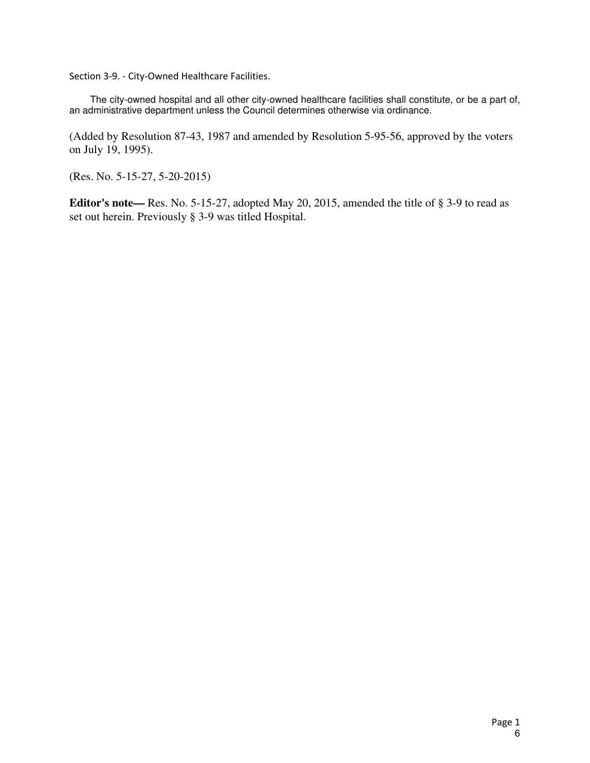## Section 3-9. - City-Owned Healthcare Facilities.

The city-owned hospital and all other city-owned healthcare facilities shall constitute, or be a part of, an administrative department unless the Council determines otherwise via ordinance.

(Added by Resolution 87-43, 1987 and amended by Resolution 5-95-56, approved by the voters on July 19, 1995).

(Res. No. 5-15-27, 5-20-2015)

**Editor's note—** Res. No. 5-15-27, adopted May 20, 2015, amended the title of § 3-9 to read as set out herein. Previously § 3-9 was titled Hospital.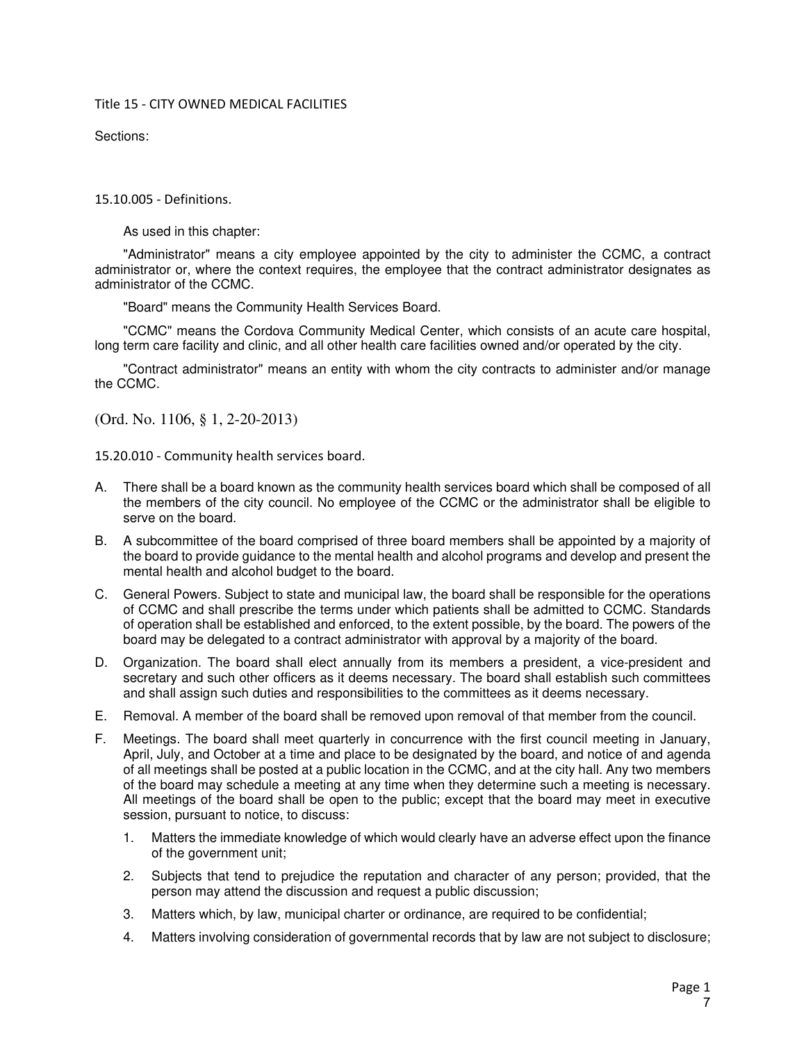Title 15 - CITY OWNED MEDICAL FACILITIES

Sections:

### 15.10.005 - Definitions.

As used in this chapter:

"Administrator" means a city employee appointed by the city to administer the CCMC, a contract administrator or, where the context requires, the employee that the contract administrator designates as administrator of the CCMC.

"Board" means the Community Health Services Board.

"CCMC" means the Cordova Community Medical Center, which consists of an acute care hospital, long term care facility and clinic, and all other health care facilities owned and/or operated by the city.

"Contract administrator" means an entity with whom the city contracts to administer and/or manage the CCMC.

(Ord. No. 1106, § 1, 2-20-2013)

### 15.20.010 - Community health services board.

A. There shall be a board known as the community health services board which shall be composed of all the members of the city council. No employee of the CCMC or the administrator shall be eligible to serve on the board.

B. A subcommittee of the board comprised of three board members shall be appointed by a majority of the board to provide guidance to the mental health and alcohol programs and develop and present the mental health and alcohol budget to the board.

C. General Powers. Subject to state and municipal law, the board shall be responsible for the operations of CCMC and shall prescribe the terms under which patients shall be admitted to CCMC. Standards of operation shall be established and enforced, to the extent possible, by the board. The powers of the board may be delegated to a contract administrator with approval by a majority of the board.

D. Organization. The board shall elect annually from its members a president, a vice-president and secretary and such other officers as it deems necessary. The board shall establish such committees and shall assign such duties and responsibilities to the committees as it deems necessary.

E. Removal. A member of the board shall be removed upon removal of that member from the council.

F. Meetings. The board shall meet quarterly in concurrence with the first council meeting in January, April, July, and October at a time and place to be designated by the board, and notice of and agenda of all meetings shall be posted at a public location in the CCMC, and at the city hall. Any two members of the board may schedule a meeting at any time when they determine such a meeting is necessary. All meetings of the board shall be open to the public; except that the board may meet in executive session, pursuant to notice, to discuss:

   1. Matters the immediate knowledge of which would clearly have an adverse effect upon the finance of the government unit;

   2. Subjects that tend to prejudice the reputation and character of any person; provided, that the person may attend the discussion and request a public discussion;

   3. Matters which, by law, municipal charter or ordinance, are required to be confidential;

   4. Matters involving consideration of governmental records that by law are not subject to disclosure;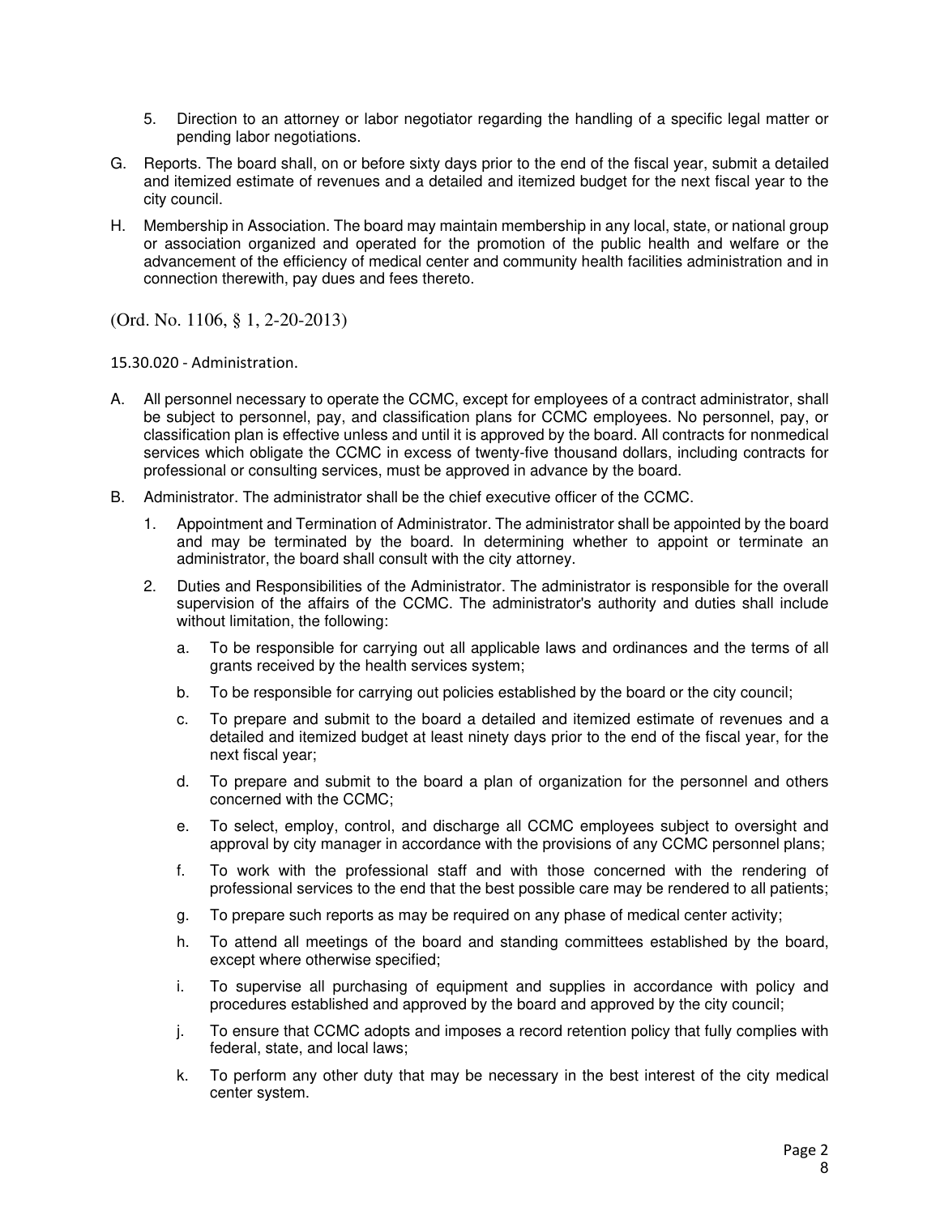5. Direction to an attorney or labor negotiator regarding the handling of a specific legal matter or pending labor negotiations.

G. Reports. The board shall, on or before sixty days prior to the end of the fiscal year, submit a detailed and itemized estimate of revenues and a detailed and itemized budget for the next fiscal year to the city council.

H. Membership in Association. The board may maintain membership in any local, state, or national group or association organized and operated for the promotion of the public health and welfare or the advancement of the efficiency of medical center and community health facilities administration and in connection therewith, pay dues and fees thereto.

(Ord. No. 1106, § 1, 2-20-2013)

15.30.020 - Administration.

A. All personnel necessary to operate the CCMC, except for employees of a contract administrator, shall be subject to personnel, pay, and classification plans for CCMC employees. No personnel, pay, or classification plan is effective unless and until it is approved by the board. All contracts for nonmedical services which obligate the CCMC in excess of twenty-five thousand dollars, including contracts for professional or consulting services, must be approved in advance by the board.

B. Administrator. The administrator shall be the chief executive officer of the CCMC.

   1. Appointment and Termination of Administrator. The administrator shall be appointed by the board and may be terminated by the board. In determining whether to appoint or terminate an administrator, the board shall consult with the city attorney.

   2. Duties and Responsibilities of the Administrator. The administrator is responsible for the overall supervision of the affairs of the CCMC. The administrator's authority and duties shall include without limitation, the following:

      a. To be responsible for carrying out all applicable laws and ordinances and the terms of all grants received by the health services system;

      b. To be responsible for carrying out policies established by the board or the city council;

      c. To prepare and submit to the board a detailed and itemized estimate of revenues and a detailed and itemized budget at least ninety days prior to the end of the fiscal year, for the next fiscal year;

      d. To prepare and submit to the board a plan of organization for the personnel and others concerned with the CCMC;

      e. To select, employ, control, and discharge all CCMC employees subject to oversight and approval by city manager in accordance with the provisions of any CCMC personnel plans;

      f. To work with the professional staff and with those concerned with the rendering of professional services to the end that the best possible care may be rendered to all patients;

      g. To prepare such reports as may be required on any phase of medical center activity;

      h. To attend all meetings of the board and standing committees established by the board, except where otherwise specified;

      i. To supervise all purchasing of equipment and supplies in accordance with policy and procedures established and approved by the board and approved by the city council;

      j. To ensure that CCMC adopts and imposes a record retention policy that fully complies with federal, state, and local laws;

      k. To perform any other duty that may be necessary in the best interest of the city medical center system.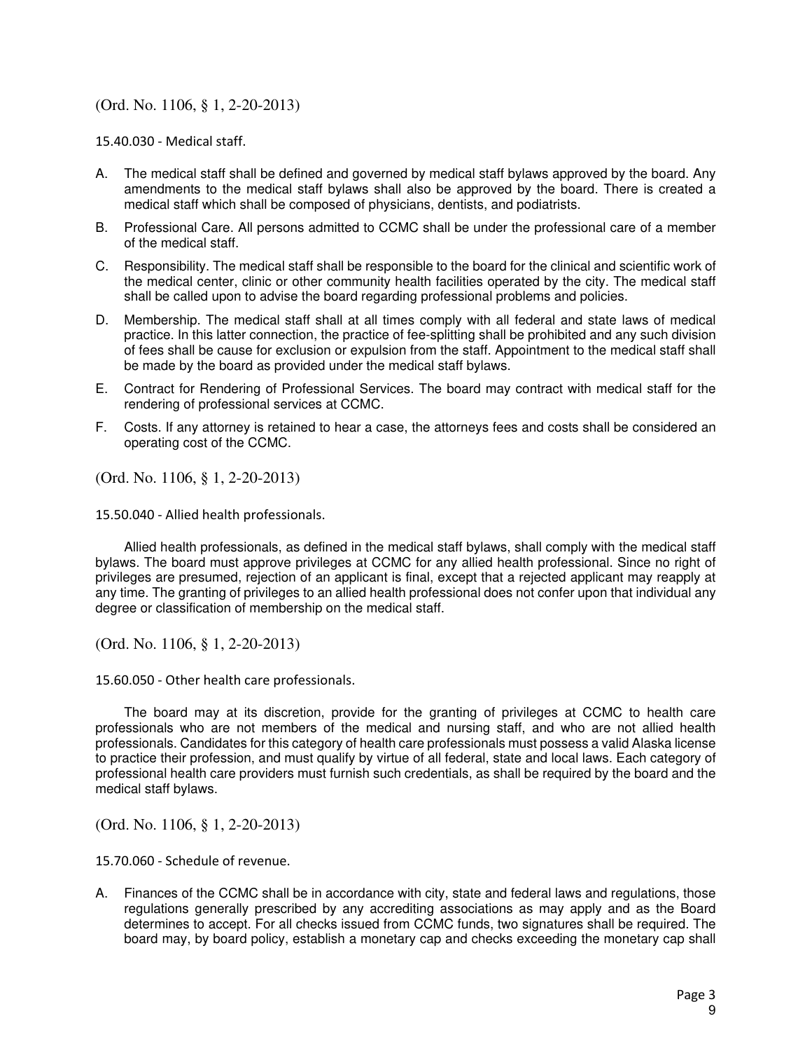(Ord. No. 1106, § 1, 2-20-2013)

15.40.030 - Medical staff.

A. The medical staff shall be defined and governed by medical staff bylaws approved by the board. Any amendments to the medical staff bylaws shall also be approved by the board. There is created a medical staff which shall be composed of physicians, dentists, and podiatrists.

B. Professional Care. All persons admitted to CCMC shall be under the professional care of a member of the medical staff.

C. Responsibility. The medical staff shall be responsible to the board for the clinical and scientific work of the medical center, clinic or other community health facilities operated by the city. The medical staff shall be called upon to advise the board regarding professional problems and policies.

D. Membership. The medical staff shall at all times comply with all federal and state laws of medical practice. In this latter connection, the practice of fee-splitting shall be prohibited and any such division of fees shall be cause for exclusion or expulsion from the staff. Appointment to the medical staff shall be made by the board as provided under the medical staff bylaws.

E. Contract for Rendering of Professional Services. The board may contract with medical staff for the rendering of professional services at CCMC.

F. Costs. If any attorney is retained to hear a case, the attorneys fees and costs shall be considered an operating cost of the CCMC.

(Ord. No. 1106, § 1, 2-20-2013)

15.50.040 - Allied health professionals.

Allied health professionals, as defined in the medical staff bylaws, shall comply with the medical staff bylaws. The board must approve privileges at CCMC for any allied health professional. Since no right of privileges are presumed, rejection of an applicant is final, except that a rejected applicant may reapply at any time. The granting of privileges to an allied health professional does not confer upon that individual any degree or classification of membership on the medical staff.

(Ord. No. 1106, § 1, 2-20-2013)

15.60.050 - Other health care professionals.

The board may at its discretion, provide for the granting of privileges at CCMC to health care professionals who are not members of the medical and nursing staff, and who are not allied health professionals. Candidates for this category of health care professionals must possess a valid Alaska license to practice their profession, and must qualify by virtue of all federal, state and local laws. Each category of professional health care providers must furnish such credentials, as shall be required by the board and the medical staff bylaws.

(Ord. No. 1106, § 1, 2-20-2013)

15.70.060 - Schedule of revenue.

A. Finances of the CCMC shall be in accordance with city, state and federal laws and regulations, those regulations generally prescribed by any accrediting associations as may apply and as the Board determines to accept. For all checks issued from CCMC funds, two signatures shall be required. The board may, by board policy, establish a monetary cap and checks exceeding the monetary cap shall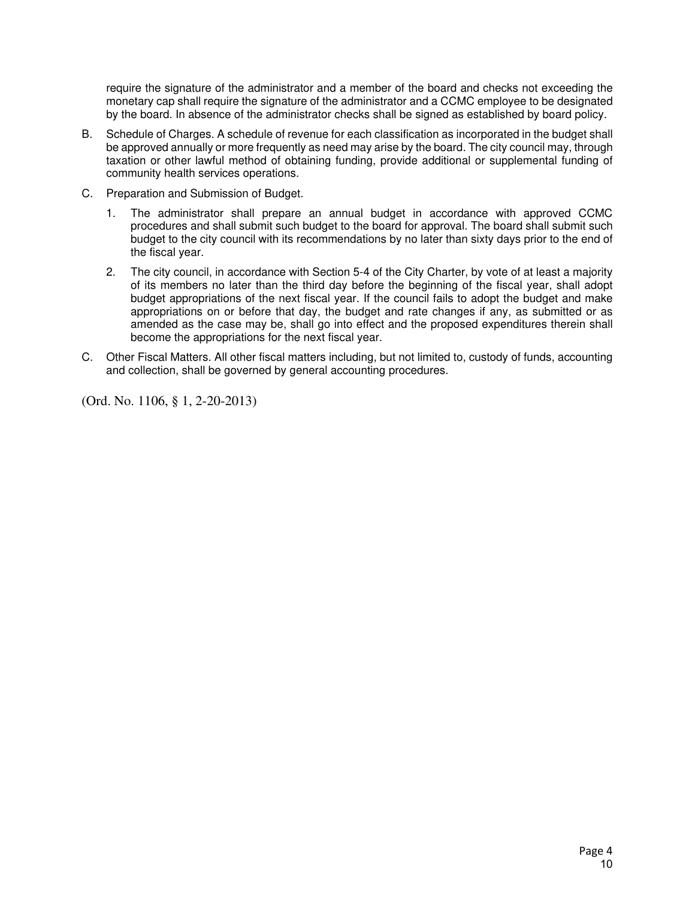require the signature of the administrator and a member of the board and checks not exceeding the monetary cap shall require the signature of the administrator and a CCMC employee to be designated by the board. In absence of the administrator checks shall be signed as established by board policy.

B. Schedule of Charges. A schedule of revenue for each classification as incorporated in the budget shall be approved annually or more frequently as need may arise by the board. The city council may, through taxation or other lawful method of obtaining funding, provide additional or supplemental funding of community health services operations.

C. Preparation and Submission of Budget.

   1. The administrator shall prepare an annual budget in accordance with approved CCMC procedures and shall submit such budget to the board for approval. The board shall submit such budget to the city council with its recommendations by no later than sixty days prior to the end of the fiscal year.

   2. The city council, in accordance with Section 5-4 of the City Charter, by vote of at least a majority of its members no later than the third day before the beginning of the fiscal year, shall adopt budget appropriations of the next fiscal year. If the council fails to adopt the budget and make appropriations on or before that day, the budget and rate changes if any, as submitted or as amended as the case may be, shall go into effect and the proposed expenditures therein shall become the appropriations for the next fiscal year.

C. Other Fiscal Matters. All other fiscal matters including, but not limited to, custody of funds, accounting and collection, shall be governed by general accounting procedures.

(Ord. No. 1106, § 1, 2-20-2013)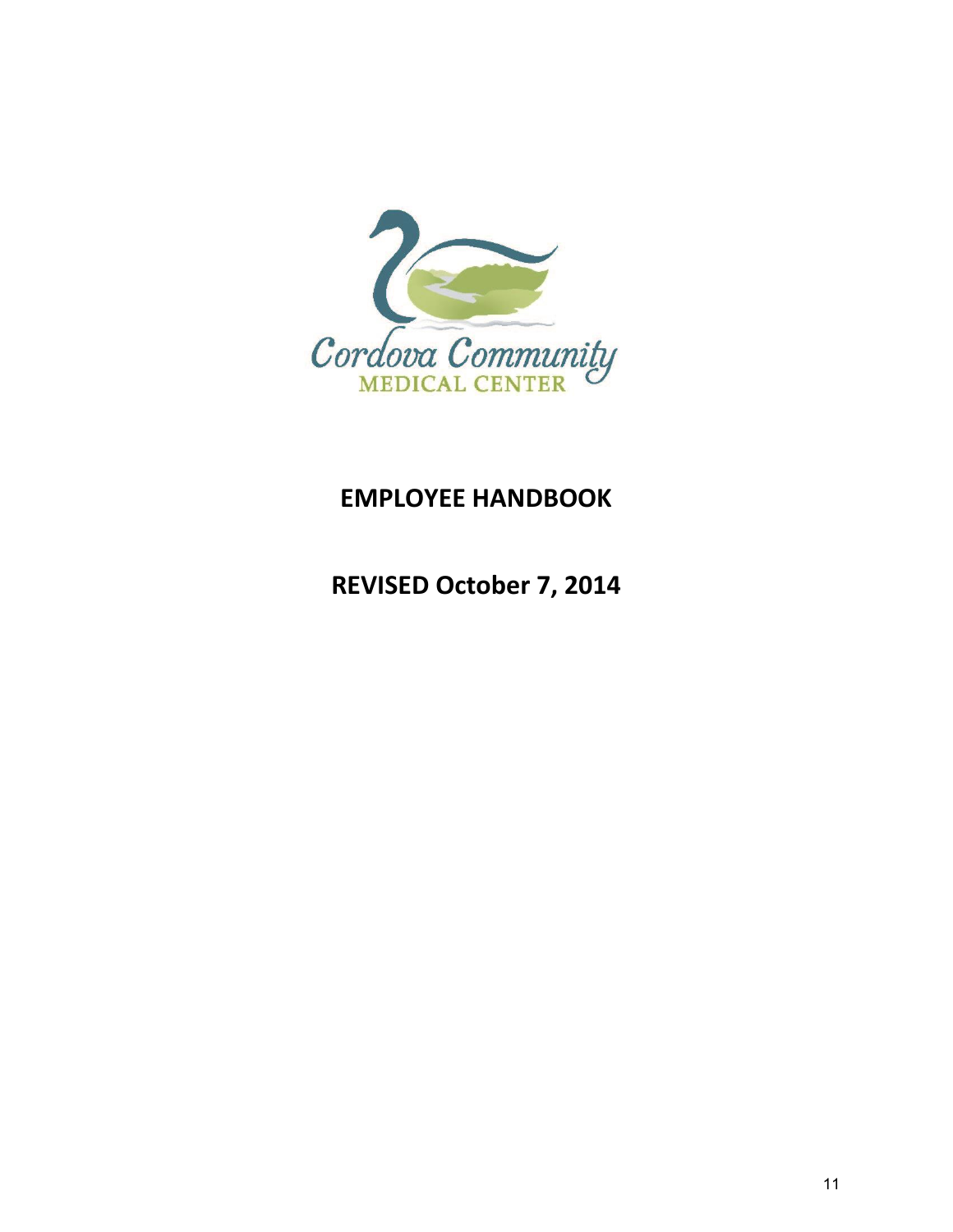Cordova Community
MEDICAL CENTER

# EMPLOYEE HANDBOOK

## REVISED October 7, 2014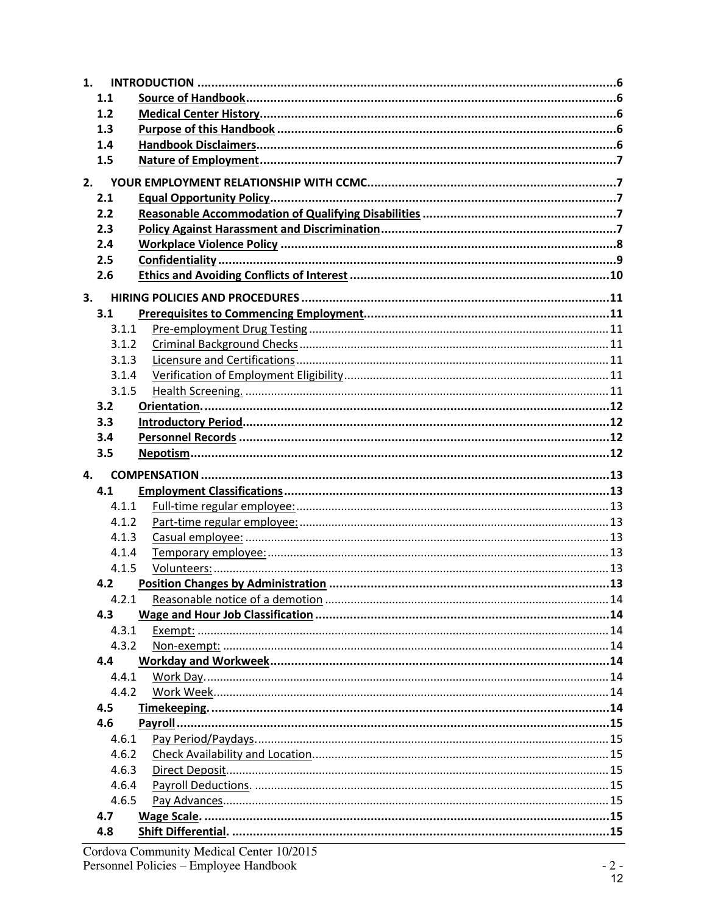1. INTRODUCTION ....................................................................................................................6
   - 1.1 Source of Handbook....................................................................................................6
   - 1.2 Medical Center History...............................................................................................6
   - 1.3 Purpose of this Handbook ..........................................................................................6
   - 1.4 Handbook Disclaimers.................................................................................................6
   - 1.5 Nature of Employment................................................................................................7

2. YOUR EMPLOYMENT RELATIONSHIP WITH CCMC.....................................................................7
   - 2.1 Equal Opportunity Policy.............................................................................................7
   - 2.2 Reasonable Accommodation of Qualifying Disabilities ...............................................7
   - 2.3 Policy Against Harassment and Discrimination...........................................................7
   - 2.4 Workplace Violence Policy ..........................................................................................8
   - 2.5 Confidentiality .............................................................................................................9
   - 2.6 Ethics and Avoiding Conflicts of Interest ...................................................................10

3. HIRING POLICIES AND PROCEDURES ..........................................................................................11
   - 3.1 Prerequisites to Commencing Employment...............................................................11
     - 3.1.1 Pre-employment Drug Testing .............................................................................11
     - 3.1.2 Criminal Background Checks ................................................................................11
     - 3.1.3 Licensure and Certifications .................................................................................11
     - 3.1.4 Verification of Employment Eligibility...................................................................11
     - 3.1.5 Health Screening. .................................................................................................11
   - 3.2 Orientation. ...............................................................................................................12
   - 3.3 Introductory Period....................................................................................................12
   - 3.4 Personnel Records ....................................................................................................12
   - 3.5 Nepotism....................................................................................................................12

4. COMPENSATION ..........................................................................................................................13
   - 4.1 Employment Classifications.......................................................................................13
     - 4.1.1 Full-time regular employee:.................................................................................13
     - 4.1.2 Part-time regular employee:................................................................................13
     - 4.1.3 Casual employee: .................................................................................................13
     - 4.1.4 Temporary employee:..........................................................................................13
     - 4.1.5 Volunteers:...........................................................................................................13
   - 4.2 Position Changes by Administration .........................................................................13
     - 4.2.1 Reasonable notice of a demotion ........................................................................14
   - 4.3 Wage and Hour Job Classification ............................................................................14
     - 4.3.1 Exempt: ................................................................................................................14
     - 4.3.2 Non-exempt: ........................................................................................................14
   - 4.4 Workday and Workweek............................................................................................14
     - 4.4.1 Work Day..............................................................................................................14
     - 4.4.2 Work Week...........................................................................................................14
   - 4.5 Timekeeping. ..............................................................................................................14
   - 4.6 Payroll ........................................................................................................................15
     - 4.6.1 Pay Period/Paydays..............................................................................................15
     - 4.6.2 Check Availability and Location............................................................................15
     - 4.6.3 Direct Deposit.......................................................................................................15
     - 4.6.4 Payroll Deductions. ..............................................................................................15
     - 4.6.5 Pay Advances........................................................................................................15
   - 4.7 Wage Scale. ................................................................................................................15
   - 4.8 Shift Differential. ........................................................................................................15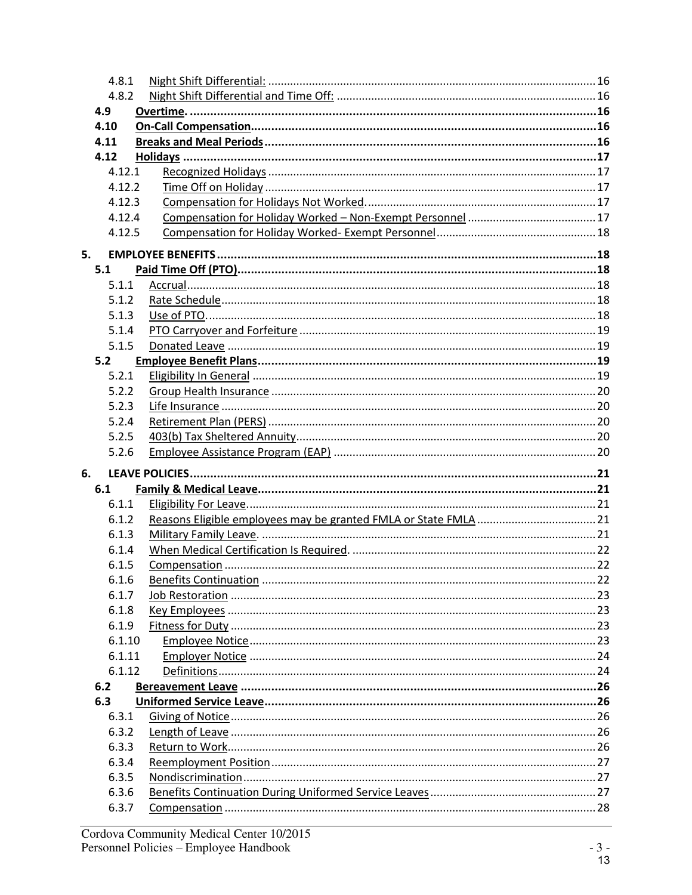- 4.8.1 Night Shift Differential: ........ 16
- 4.8.2 Night Shift Differential and Time Off: ........ 16
- **4.9 Overtime. ........ 16**
- **4.10 On-Call Compensation ........ 16**
- **4.11 Breaks and Meal Periods ........ 16**
- **4.12 Holidays ........ 17**
  - 4.12.1 Recognized Holidays ........ 17
  - 4.12.2 Time Off on Holiday ........ 17
  - 4.12.3 Compensation for Holidays Not Worked ........ 17
  - 4.12.4 Compensation for Holiday Worked – Non-Exempt Personnel ........ 17
  - 4.12.5 Compensation for Holiday Worked- Exempt Personnel ........ 18

**5. EMPLOYEE BENEFITS ........ 18**

- **5.1 Paid Time Off (PTO) ........ 18**
  - 5.1.1 Accrual ........ 18
  - 5.1.2 Rate Schedule ........ 18
  - 5.1.3 Use of PTO ........ 18
  - 5.1.4 PTO Carryover and Forfeiture ........ 19
  - 5.1.5 Donated Leave ........ 19
- **5.2 Employee Benefit Plans ........ 19**
  - 5.2.1 Eligibility In General ........ 19
  - 5.2.2 Group Health Insurance ........ 20
  - 5.2.3 Life Insurance ........ 20
  - 5.2.4 Retirement Plan (PERS) ........ 20
  - 5.2.5 403(b) Tax Sheltered Annuity ........ 20
  - 5.2.6 Employee Assistance Program (EAP) ........ 20

**6. LEAVE POLICIES ........ 21**

- **6.1 Family & Medical Leave ........ 21**
  - 6.1.1 Eligibility For Leave ........ 21
  - 6.1.2 Reasons Eligible employees may be granted FMLA or State FMLA ........ 21
  - 6.1.3 Military Family Leave ........ 21
  - 6.1.4 When Medical Certification Is Required ........ 22
  - 6.1.5 Compensation ........ 22
  - 6.1.6 Benefits Continuation ........ 22
  - 6.1.7 Job Restoration ........ 23
  - 6.1.8 Key Employees ........ 23
  - 6.1.9 Fitness for Duty ........ 23
  - 6.1.10 Employee Notice ........ 23
  - 6.1.11 Employer Notice ........ 24
  - 6.1.12 Definitions ........ 24
- **6.2 Bereavement Leave ........ 26**
- **6.3 Uniformed Service Leave ........ 26**
  - 6.3.1 Giving of Notice ........ 26
  - 6.3.2 Length of Leave ........ 26
  - 6.3.3 Return to Work ........ 26
  - 6.3.4 Reemployment Position ........ 27
  - 6.3.5 Nondiscrimination ........ 27
  - 6.3.6 Benefits Continuation During Uniformed Service Leaves ........ 27
  - 6.3.7 Compensation ........ 28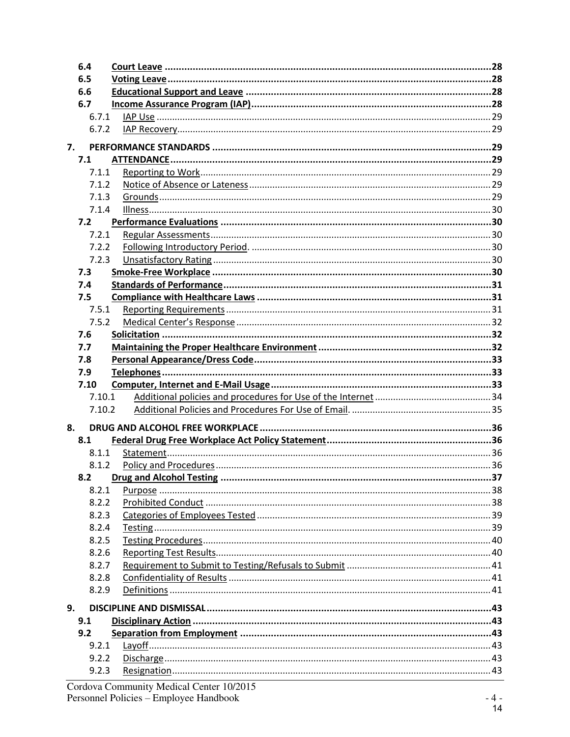- 6.4 **Court Leave** ..... 28
- 6.5 **Voting Leave** ..... 28
- 6.6 **Educational Support and Leave** ..... 28
- 6.7 **Income Assurance Program (IAP)** ..... 28
  - 6.7.1 IAP Use ..... 29
  - 6.7.2 IAP Recovery ..... 29

**7. PERFORMANCE STANDARDS** ..... 29

- 7.1 **ATTENDANCE** ..... 29
  - 7.1.1 Reporting to Work ..... 29
  - 7.1.2 Notice of Absence or Lateness ..... 29
  - 7.1.3 Grounds ..... 29
  - 7.1.4 Illness ..... 30
- 7.2 **Performance Evaluations** ..... 30
  - 7.2.1 Regular Assessments ..... 30
  - 7.2.2 Following Introductory Period. ..... 30
  - 7.2.3 Unsatisfactory Rating ..... 30
- 7.3 **Smoke-Free Workplace** ..... 30
- 7.4 **Standards of Performance** ..... 31
- 7.5 **Compliance with Healthcare Laws** ..... 31
  - 7.5.1 Reporting Requirements ..... 31
  - 7.5.2 Medical Center's Response ..... 32
- 7.6 **Solicitation** ..... 32
- 7.7 **Maintaining the Proper Healthcare Environment** ..... 32
- 7.8 **Personal Appearance/Dress Code** ..... 33
- 7.9 **Telephones** ..... 33
- 7.10 **Computer, Internet and E-Mail Usage** ..... 33
  - 7.10.1 Additional policies and procedures for Use of the Internet ..... 34
  - 7.10.2 Additional Policies and Procedures For Use of Email. ..... 35

**8. DRUG AND ALCOHOL FREE WORKPLACE** ..... 36

- 8.1 **Federal Drug Free Workplace Act Policy Statement** ..... 36
  - 8.1.1 Statement ..... 36
  - 8.1.2 Policy and Procedures ..... 36
- 8.2 **Drug and Alcohol Testing** ..... 37
  - 8.2.1 Purpose ..... 38
  - 8.2.2 Prohibited Conduct ..... 38
  - 8.2.3 Categories of Employees Tested ..... 39
  - 8.2.4 Testing ..... 39
  - 8.2.5 Testing Procedures ..... 40
  - 8.2.6 Reporting Test Results ..... 40
  - 8.2.7 Requirement to Submit to Testing/Refusals to Submit ..... 41
  - 8.2.8 Confidentiality of Results ..... 41
  - 8.2.9 Definitions ..... 41

**9. DISCIPLINE AND DISMISSAL** ..... 43

- 9.1 **Disciplinary Action** ..... 43
- 9.2 **Separation from Employment** ..... 43
  - 9.2.1 Layoff ..... 43
  - 9.2.2 Discharge ..... 43
  - 9.2.3 Resignation ..... 43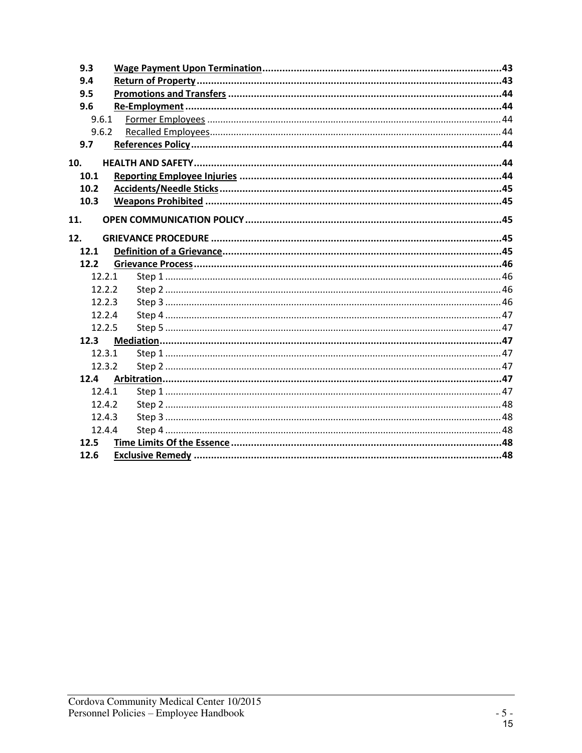- **9.3 Wage Payment Upon Termination** .....43
- **9.4 Return of Property** .....43
- **9.5 Promotions and Transfers** .....44
- **9.6 Re-Employment** .....44
  - 9.6.1 Former Employees .....44
  - 9.6.2 Recalled Employees .....44
- **9.7 References Policy** .....44

**10. HEALTH AND SAFETY** .....44

- **10.1 Reporting Employee Injuries** .....44
- **10.2 Accidents/Needle Sticks** .....45
- **10.3 Weapons Prohibited** .....45

**11. OPEN COMMUNICATION POLICY** .....45

**12. GRIEVANCE PROCEDURE** .....45

- **12.1 Definition of a Grievance** .....45
- **12.2 Grievance Process** .....46
  - 12.2.1 Step 1 .....46
  - 12.2.2 Step 2 .....46
  - 12.2.3 Step 3 .....46
  - 12.2.4 Step 4 .....47
  - 12.2.5 Step 5 .....47
- **12.3 Mediation** .....47
  - 12.3.1 Step 1 .....47
  - 12.3.2 Step 2 .....47
- **12.4 Arbitration** .....47
  - 12.4.1 Step 1 .....47
  - 12.4.2 Step 2 .....48
  - 12.4.3 Step 3 .....48
  - 12.4.4 Step 4 .....48
- **12.5 Time Limits Of the Essence** .....48
- **12.6 Exclusive Remedy** .....48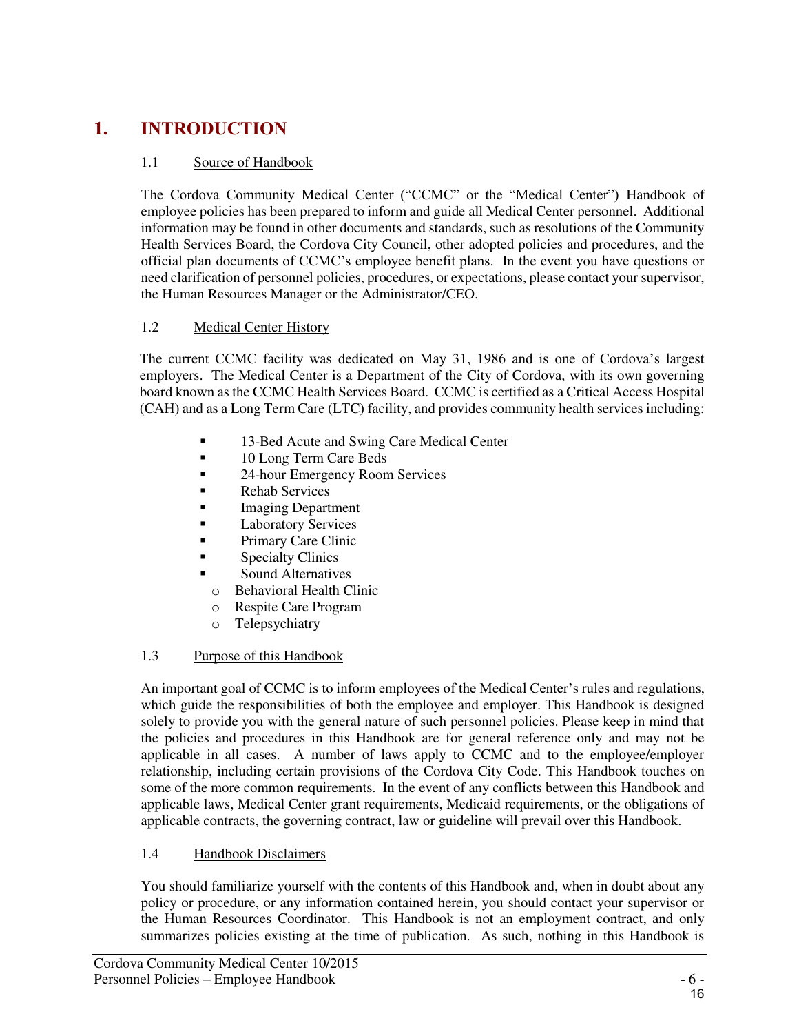# 1. INTRODUCTION

## 1.1 Source of Handbook

The Cordova Community Medical Center ("CCMC" or the "Medical Center") Handbook of employee policies has been prepared to inform and guide all Medical Center personnel. Additional information may be found in other documents and standards, such as resolutions of the Community Health Services Board, the Cordova City Council, other adopted policies and procedures, and the official plan documents of CCMC's employee benefit plans. In the event you have questions or need clarification of personnel policies, procedures, or expectations, please contact your supervisor, the Human Resources Manager or the Administrator/CEO.

## 1.2 Medical Center History

The current CCMC facility was dedicated on May 31, 1986 and is one of Cordova's largest employers. The Medical Center is a Department of the City of Cordova, with its own governing board known as the CCMC Health Services Board. CCMC is certified as a Critical Access Hospital (CAH) and as a Long Term Care (LTC) facility, and provides community health services including:

- 13-Bed Acute and Swing Care Medical Center
- 10 Long Term Care Beds
- 24-hour Emergency Room Services
- Rehab Services
- Imaging Department
- Laboratory Services
- Primary Care Clinic
- Specialty Clinics
- Sound Alternatives
  - Behavioral Health Clinic
  - Respite Care Program
  - Telepsychiatry

## 1.3 Purpose of this Handbook

An important goal of CCMC is to inform employees of the Medical Center's rules and regulations, which guide the responsibilities of both the employee and employer. This Handbook is designed solely to provide you with the general nature of such personnel policies. Please keep in mind that the policies and procedures in this Handbook are for general reference only and may not be applicable in all cases. A number of laws apply to CCMC and to the employee/employer relationship, including certain provisions of the Cordova City Code. This Handbook touches on some of the more common requirements. In the event of any conflicts between this Handbook and applicable laws, Medical Center grant requirements, Medicaid requirements, or the obligations of applicable contracts, the governing contract, law or guideline will prevail over this Handbook.

## 1.4 Handbook Disclaimers

You should familiarize yourself with the contents of this Handbook and, when in doubt about any policy or procedure, or any information contained herein, you should contact your supervisor or the Human Resources Coordinator. This Handbook is not an employment contract, and only summarizes policies existing at the time of publication. As such, nothing in this Handbook is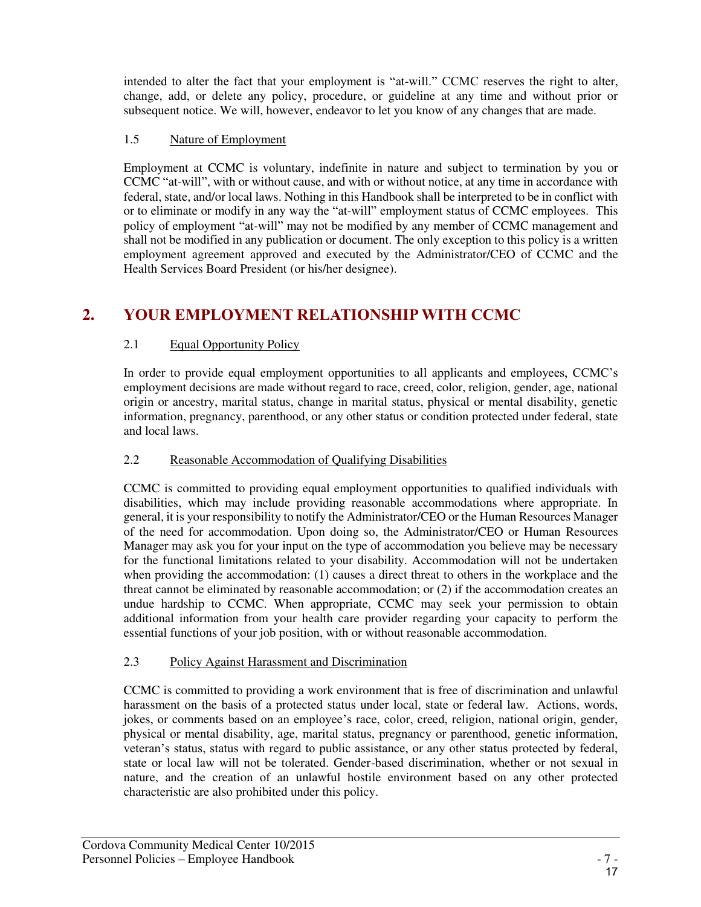intended to alter the fact that your employment is "at-will." CCMC reserves the right to alter, change, add, or delete any policy, procedure, or guideline at any time and without prior or subsequent notice. We will, however, endeavor to let you know of any changes that are made.

### 1.5 Nature of Employment

Employment at CCMC is voluntary, indefinite in nature and subject to termination by you or CCMC "at-will", with or without cause, and with or without notice, at any time in accordance with federal, state, and/or local laws. Nothing in this Handbook shall be interpreted to be in conflict with or to eliminate or modify in any way the "at-will" employment status of CCMC employees. This policy of employment "at-will" may not be modified by any member of CCMC management and shall not be modified in any publication or document. The only exception to this policy is a written employment agreement approved and executed by the Administrator/CEO of CCMC and the Health Services Board President (or his/her designee).

## 2. YOUR EMPLOYMENT RELATIONSHIP WITH CCMC

### 2.1 Equal Opportunity Policy

In order to provide equal employment opportunities to all applicants and employees, CCMC's employment decisions are made without regard to race, creed, color, religion, gender, age, national origin or ancestry, marital status, change in marital status, physical or mental disability, genetic information, pregnancy, parenthood, or any other status or condition protected under federal, state and local laws.

### 2.2 Reasonable Accommodation of Qualifying Disabilities

CCMC is committed to providing equal employment opportunities to qualified individuals with disabilities, which may include providing reasonable accommodations where appropriate. In general, it is your responsibility to notify the Administrator/CEO or the Human Resources Manager of the need for accommodation. Upon doing so, the Administrator/CEO or Human Resources Manager may ask you for your input on the type of accommodation you believe may be necessary for the functional limitations related to your disability. Accommodation will not be undertaken when providing the accommodation: (1) causes a direct threat to others in the workplace and the threat cannot be eliminated by reasonable accommodation; or (2) if the accommodation creates an undue hardship to CCMC. When appropriate, CCMC may seek your permission to obtain additional information from your health care provider regarding your capacity to perform the essential functions of your job position, with or without reasonable accommodation.

### 2.3 Policy Against Harassment and Discrimination

CCMC is committed to providing a work environment that is free of discrimination and unlawful harassment on the basis of a protected status under local, state or federal law. Actions, words, jokes, or comments based on an employee's race, color, creed, religion, national origin, gender, physical or mental disability, age, marital status, pregnancy or parenthood, genetic information, veteran's status, status with regard to public assistance, or any other status protected by federal, state or local law will not be tolerated. Gender-based discrimination, whether or not sexual in nature, and the creation of an unlawful hostile environment based on any other protected characteristic are also prohibited under this policy.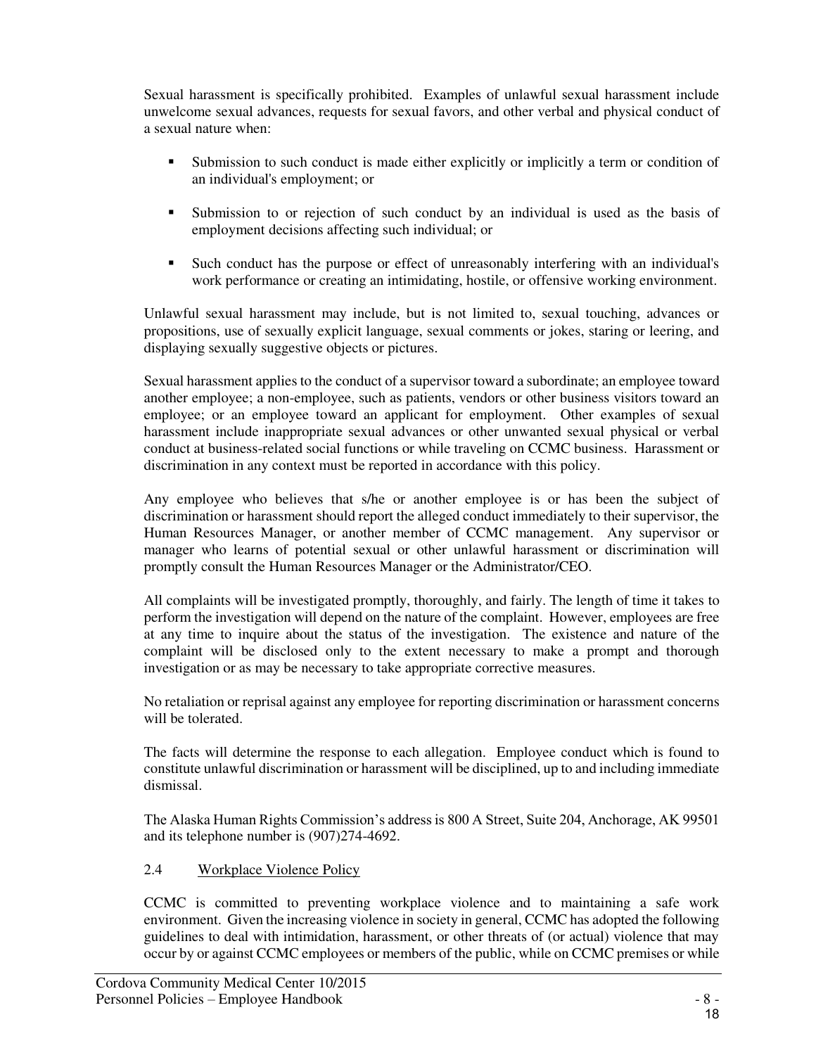Sexual harassment is specifically prohibited. Examples of unlawful sexual harassment include unwelcome sexual advances, requests for sexual favors, and other verbal and physical conduct of a sexual nature when:

- Submission to such conduct is made either explicitly or implicitly a term or condition of an individual's employment; or
- Submission to or rejection of such conduct by an individual is used as the basis of employment decisions affecting such individual; or
- Such conduct has the purpose or effect of unreasonably interfering with an individual's work performance or creating an intimidating, hostile, or offensive working environment.

Unlawful sexual harassment may include, but is not limited to, sexual touching, advances or propositions, use of sexually explicit language, sexual comments or jokes, staring or leering, and displaying sexually suggestive objects or pictures.

Sexual harassment applies to the conduct of a supervisor toward a subordinate; an employee toward another employee; a non-employee, such as patients, vendors or other business visitors toward an employee; or an employee toward an applicant for employment. Other examples of sexual harassment include inappropriate sexual advances or other unwanted sexual physical or verbal conduct at business-related social functions or while traveling on CCMC business. Harassment or discrimination in any context must be reported in accordance with this policy.

Any employee who believes that s/he or another employee is or has been the subject of discrimination or harassment should report the alleged conduct immediately to their supervisor, the Human Resources Manager, or another member of CCMC management. Any supervisor or manager who learns of potential sexual or other unlawful harassment or discrimination will promptly consult the Human Resources Manager or the Administrator/CEO.

All complaints will be investigated promptly, thoroughly, and fairly. The length of time it takes to perform the investigation will depend on the nature of the complaint. However, employees are free at any time to inquire about the status of the investigation. The existence and nature of the complaint will be disclosed only to the extent necessary to make a prompt and thorough investigation or as may be necessary to take appropriate corrective measures.

No retaliation or reprisal against any employee for reporting discrimination or harassment concerns will be tolerated.

The facts will determine the response to each allegation. Employee conduct which is found to constitute unlawful discrimination or harassment will be disciplined, up to and including immediate dismissal.

The Alaska Human Rights Commission's address is 800 A Street, Suite 204, Anchorage, AK 99501 and its telephone number is (907)274-4692.

## 2.4 Workplace Violence Policy

CCMC is committed to preventing workplace violence and to maintaining a safe work environment. Given the increasing violence in society in general, CCMC has adopted the following guidelines to deal with intimidation, harassment, or other threats of (or actual) violence that may occur by or against CCMC employees or members of the public, while on CCMC premises or while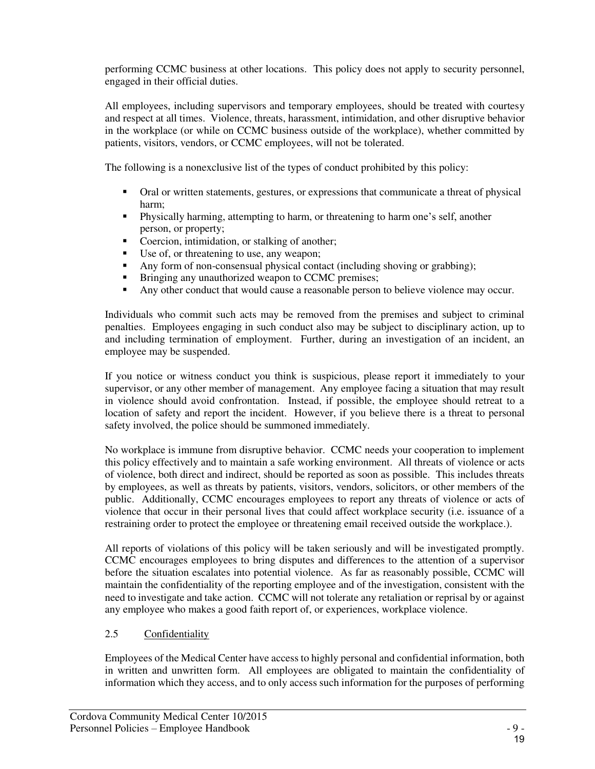performing CCMC business at other locations. This policy does not apply to security personnel, engaged in their official duties.

All employees, including supervisors and temporary employees, should be treated with courtesy and respect at all times. Violence, threats, harassment, intimidation, and other disruptive behavior in the workplace (or while on CCMC business outside of the workplace), whether committed by patients, visitors, vendors, or CCMC employees, will not be tolerated.

The following is a nonexclusive list of the types of conduct prohibited by this policy:

- Oral or written statements, gestures, or expressions that communicate a threat of physical harm;
- Physically harming, attempting to harm, or threatening to harm one's self, another person, or property;
- Coercion, intimidation, or stalking of another;
- Use of, or threatening to use, any weapon;
- Any form of non-consensual physical contact (including shoving or grabbing);
- Bringing any unauthorized weapon to CCMC premises;
- Any other conduct that would cause a reasonable person to believe violence may occur.

Individuals who commit such acts may be removed from the premises and subject to criminal penalties. Employees engaging in such conduct also may be subject to disciplinary action, up to and including termination of employment. Further, during an investigation of an incident, an employee may be suspended.

If you notice or witness conduct you think is suspicious, please report it immediately to your supervisor, or any other member of management. Any employee facing a situation that may result in violence should avoid confrontation. Instead, if possible, the employee should retreat to a location of safety and report the incident. However, if you believe there is a threat to personal safety involved, the police should be summoned immediately.

No workplace is immune from disruptive behavior. CCMC needs your cooperation to implement this policy effectively and to maintain a safe working environment. All threats of violence or acts of violence, both direct and indirect, should be reported as soon as possible. This includes threats by employees, as well as threats by patients, visitors, vendors, solicitors, or other members of the public. Additionally, CCMC encourages employees to report any threats of violence or acts of violence that occur in their personal lives that could affect workplace security (i.e. issuance of a restraining order to protect the employee or threatening email received outside the workplace.).

All reports of violations of this policy will be taken seriously and will be investigated promptly. CCMC encourages employees to bring disputes and differences to the attention of a supervisor before the situation escalates into potential violence. As far as reasonably possible, CCMC will maintain the confidentiality of the reporting employee and of the investigation, consistent with the need to investigate and take action. CCMC will not tolerate any retaliation or reprisal by or against any employee who makes a good faith report of, or experiences, workplace violence.

### 2.5 Confidentiality

Employees of the Medical Center have access to highly personal and confidential information, both in written and unwritten form. All employees are obligated to maintain the confidentiality of information which they access, and to only access such information for the purposes of performing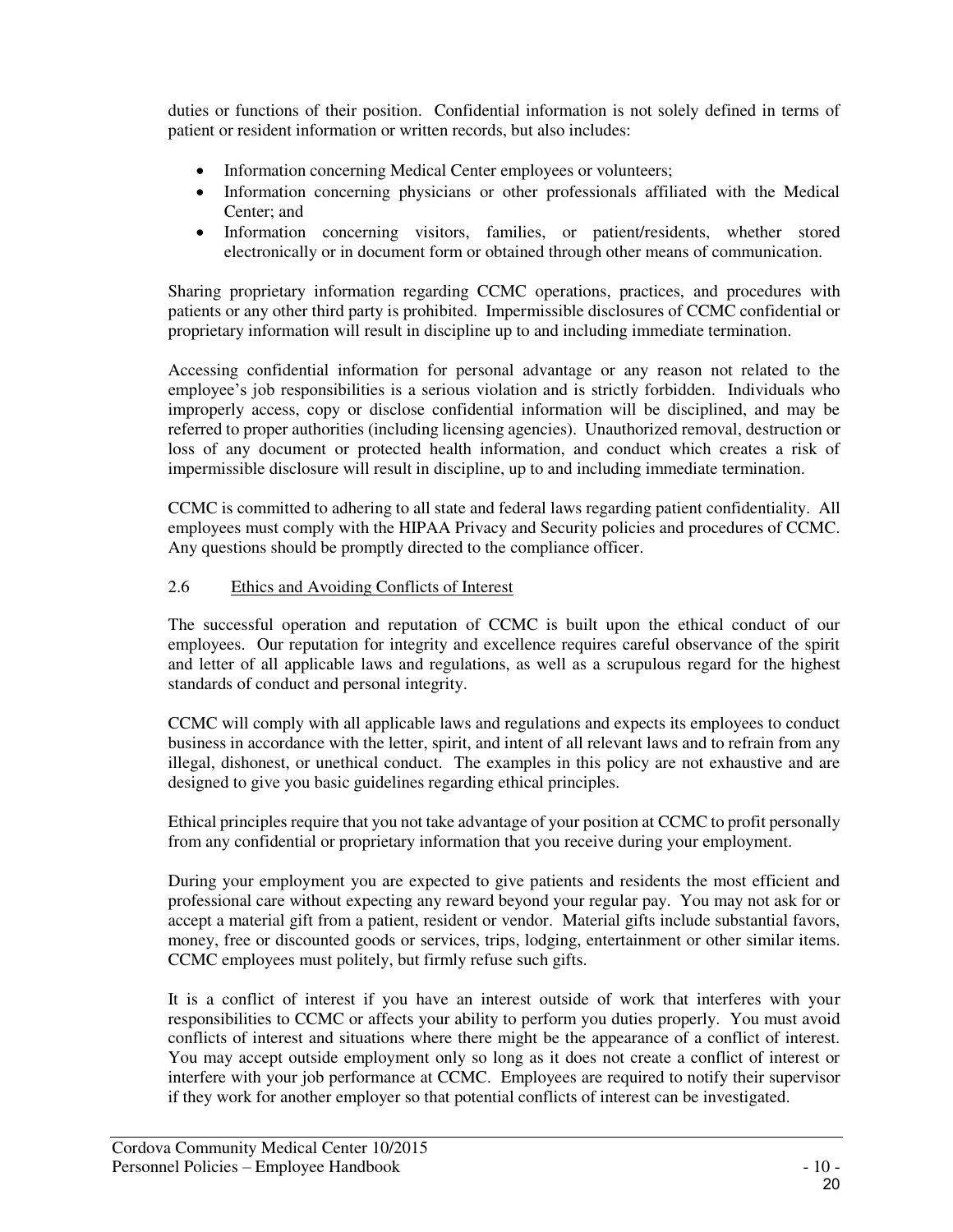duties or functions of their position. Confidential information is not solely defined in terms of patient or resident information or written records, but also includes:

- Information concerning Medical Center employees or volunteers;
- Information concerning physicians or other professionals affiliated with the Medical Center; and
- Information concerning visitors, families, or patient/residents, whether stored electronically or in document form or obtained through other means of communication.

Sharing proprietary information regarding CCMC operations, practices, and procedures with patients or any other third party is prohibited. Impermissible disclosures of CCMC confidential or proprietary information will result in discipline up to and including immediate termination.

Accessing confidential information for personal advantage or any reason not related to the employee's job responsibilities is a serious violation and is strictly forbidden. Individuals who improperly access, copy or disclose confidential information will be disciplined, and may be referred to proper authorities (including licensing agencies). Unauthorized removal, destruction or loss of any document or protected health information, and conduct which creates a risk of impermissible disclosure will result in discipline, up to and including immediate termination.

CCMC is committed to adhering to all state and federal laws regarding patient confidentiality. All employees must comply with the HIPAA Privacy and Security policies and procedures of CCMC. Any questions should be promptly directed to the compliance officer.

### 2.6 Ethics and Avoiding Conflicts of Interest

The successful operation and reputation of CCMC is built upon the ethical conduct of our employees. Our reputation for integrity and excellence requires careful observance of the spirit and letter of all applicable laws and regulations, as well as a scrupulous regard for the highest standards of conduct and personal integrity.

CCMC will comply with all applicable laws and regulations and expects its employees to conduct business in accordance with the letter, spirit, and intent of all relevant laws and to refrain from any illegal, dishonest, or unethical conduct. The examples in this policy are not exhaustive and are designed to give you basic guidelines regarding ethical principles.

Ethical principles require that you not take advantage of your position at CCMC to profit personally from any confidential or proprietary information that you receive during your employment.

During your employment you are expected to give patients and residents the most efficient and professional care without expecting any reward beyond your regular pay. You may not ask for or accept a material gift from a patient, resident or vendor. Material gifts include substantial favors, money, free or discounted goods or services, trips, lodging, entertainment or other similar items. CCMC employees must politely, but firmly refuse such gifts.

It is a conflict of interest if you have an interest outside of work that interferes with your responsibilities to CCMC or affects your ability to perform you duties properly. You must avoid conflicts of interest and situations where there might be the appearance of a conflict of interest. You may accept outside employment only so long as it does not create a conflict of interest or interfere with your job performance at CCMC. Employees are required to notify their supervisor if they work for another employer so that potential conflicts of interest can be investigated.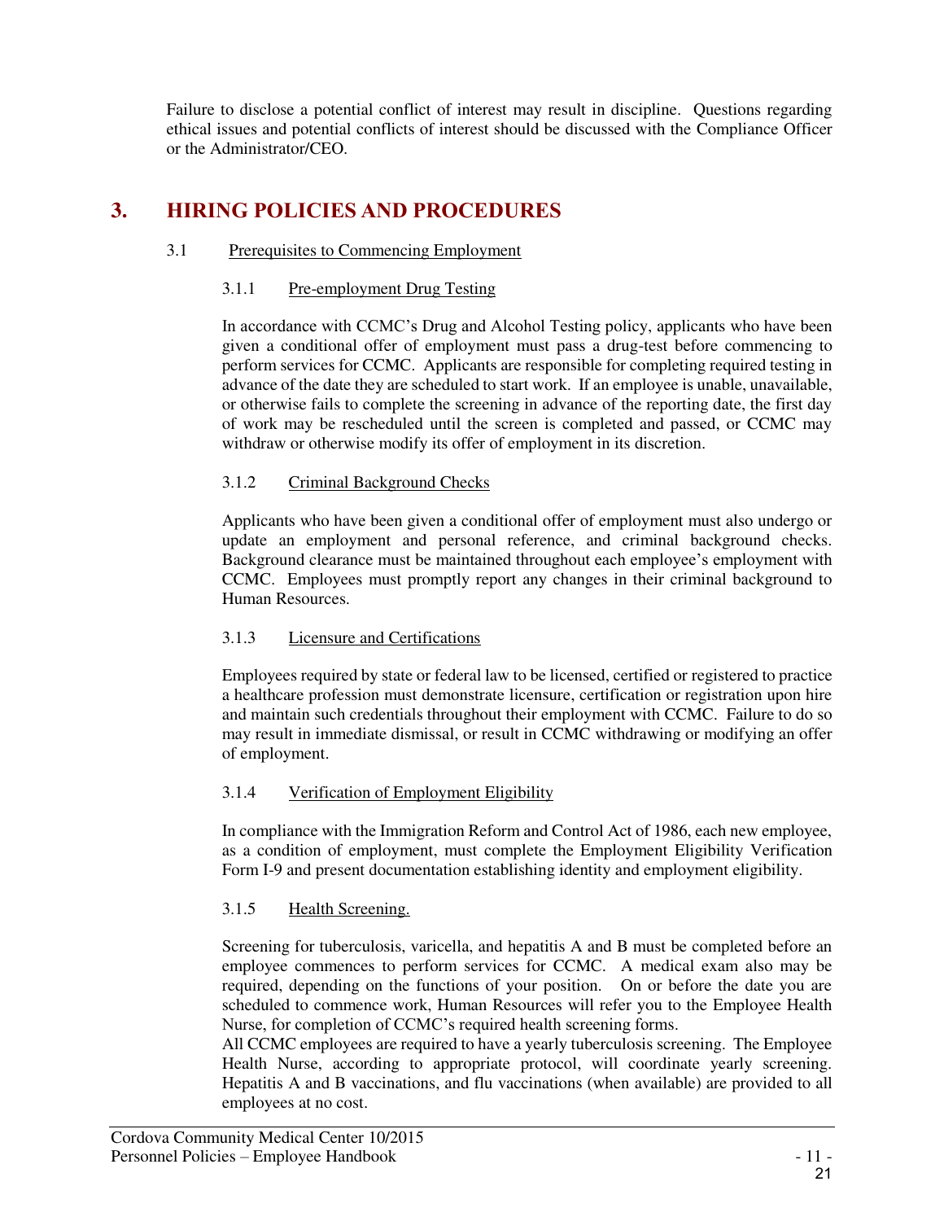Failure to disclose a potential conflict of interest may result in discipline. Questions regarding ethical issues and potential conflicts of interest should be discussed with the Compliance Officer or the Administrator/CEO.

# 3. HIRING POLICIES AND PROCEDURES

## 3.1 Prerequisites to Commencing Employment

### 3.1.1 Pre-employment Drug Testing

In accordance with CCMC's Drug and Alcohol Testing policy, applicants who have been given a conditional offer of employment must pass a drug-test before commencing to perform services for CCMC. Applicants are responsible for completing required testing in advance of the date they are scheduled to start work. If an employee is unable, unavailable, or otherwise fails to complete the screening in advance of the reporting date, the first day of work may be rescheduled until the screen is completed and passed, or CCMC may withdraw or otherwise modify its offer of employment in its discretion.

### 3.1.2 Criminal Background Checks

Applicants who have been given a conditional offer of employment must also undergo or update an employment and personal reference, and criminal background checks. Background clearance must be maintained throughout each employee's employment with CCMC. Employees must promptly report any changes in their criminal background to Human Resources.

### 3.1.3 Licensure and Certifications

Employees required by state or federal law to be licensed, certified or registered to practice a healthcare profession must demonstrate licensure, certification or registration upon hire and maintain such credentials throughout their employment with CCMC. Failure to do so may result in immediate dismissal, or result in CCMC withdrawing or modifying an offer of employment.

### 3.1.4 Verification of Employment Eligibility

In compliance with the Immigration Reform and Control Act of 1986, each new employee, as a condition of employment, must complete the Employment Eligibility Verification Form I-9 and present documentation establishing identity and employment eligibility.

### 3.1.5 Health Screening.

Screening for tuberculosis, varicella, and hepatitis A and B must be completed before an employee commences to perform services for CCMC. A medical exam also may be required, depending on the functions of your position. On or before the date you are scheduled to commence work, Human Resources will refer you to the Employee Health Nurse, for completion of CCMC's required health screening forms.

All CCMC employees are required to have a yearly tuberculosis screening. The Employee Health Nurse, according to appropriate protocol, will coordinate yearly screening. Hepatitis A and B vaccinations, and flu vaccinations (when available) are provided to all employees at no cost.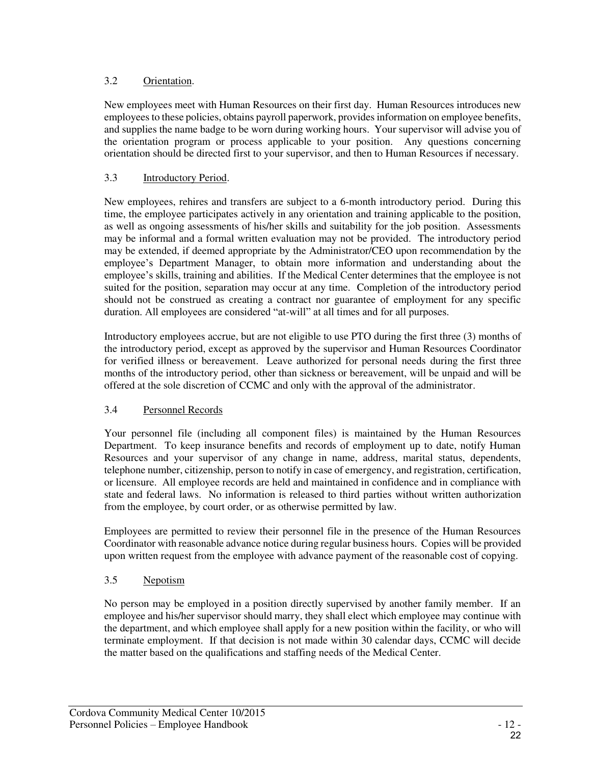### 3.2 Orientation.

New employees meet with Human Resources on their first day. Human Resources introduces new employees to these policies, obtains payroll paperwork, provides information on employee benefits, and supplies the name badge to be worn during working hours. Your supervisor will advise you of the orientation program or process applicable to your position. Any questions concerning orientation should be directed first to your supervisor, and then to Human Resources if necessary.

### 3.3 Introductory Period.

New employees, rehires and transfers are subject to a 6-month introductory period. During this time, the employee participates actively in any orientation and training applicable to the position, as well as ongoing assessments of his/her skills and suitability for the job position. Assessments may be informal and a formal written evaluation may not be provided. The introductory period may be extended, if deemed appropriate by the Administrator/CEO upon recommendation by the employee's Department Manager, to obtain more information and understanding about the employee's skills, training and abilities. If the Medical Center determines that the employee is not suited for the position, separation may occur at any time. Completion of the introductory period should not be construed as creating a contract nor guarantee of employment for any specific duration. All employees are considered "at-will" at all times and for all purposes.

Introductory employees accrue, but are not eligible to use PTO during the first three (3) months of the introductory period, except as approved by the supervisor and Human Resources Coordinator for verified illness or bereavement. Leave authorized for personal needs during the first three months of the introductory period, other than sickness or bereavement, will be unpaid and will be offered at the sole discretion of CCMC and only with the approval of the administrator.

### 3.4 Personnel Records

Your personnel file (including all component files) is maintained by the Human Resources Department. To keep insurance benefits and records of employment up to date, notify Human Resources and your supervisor of any change in name, address, marital status, dependents, telephone number, citizenship, person to notify in case of emergency, and registration, certification, or licensure. All employee records are held and maintained in confidence and in compliance with state and federal laws. No information is released to third parties without written authorization from the employee, by court order, or as otherwise permitted by law.

Employees are permitted to review their personnel file in the presence of the Human Resources Coordinator with reasonable advance notice during regular business hours. Copies will be provided upon written request from the employee with advance payment of the reasonable cost of copying.

### 3.5 Nepotism

No person may be employed in a position directly supervised by another family member. If an employee and his/her supervisor should marry, they shall elect which employee may continue with the department, and which employee shall apply for a new position within the facility, or who will terminate employment. If that decision is not made within 30 calendar days, CCMC will decide the matter based on the qualifications and staffing needs of the Medical Center.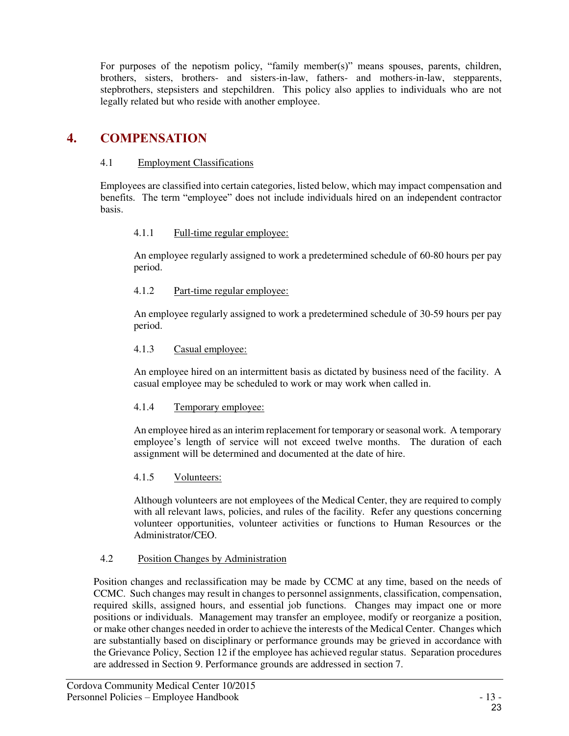For purposes of the nepotism policy, “family member(s)” means spouses, parents, children, brothers, sisters, brothers- and sisters-in-law, fathers- and mothers-in-law, stepparents, stepbrothers, stepsisters and stepchildren. This policy also applies to individuals who are not legally related but who reside with another employee.

# 4. COMPENSATION

## 4.1 Employment Classifications

Employees are classified into certain categories, listed below, which may impact compensation and benefits. The term “employee” does not include individuals hired on an independent contractor basis.

### 4.1.1 Full-time regular employee:

An employee regularly assigned to work a predetermined schedule of 60-80 hours per pay period.

### 4.1.2 Part-time regular employee:

An employee regularly assigned to work a predetermined schedule of 30-59 hours per pay period.

### 4.1.3 Casual employee:

An employee hired on an intermittent basis as dictated by business need of the facility. A casual employee may be scheduled to work or may work when called in.

### 4.1.4 Temporary employee:

An employee hired as an interim replacement for temporary or seasonal work. A temporary employee’s length of service will not exceed twelve months. The duration of each assignment will be determined and documented at the date of hire.

### 4.1.5 Volunteers:

Although volunteers are not employees of the Medical Center, they are required to comply with all relevant laws, policies, and rules of the facility. Refer any questions concerning volunteer opportunities, volunteer activities or functions to Human Resources or the Administrator/CEO.

## 4.2 Position Changes by Administration

Position changes and reclassification may be made by CCMC at any time, based on the needs of CCMC. Such changes may result in changes to personnel assignments, classification, compensation, required skills, assigned hours, and essential job functions. Changes may impact one or more positions or individuals. Management may transfer an employee, modify or reorganize a position, or make other changes needed in order to achieve the interests of the Medical Center. Changes which are substantially based on disciplinary or performance grounds may be grieved in accordance with the Grievance Policy, Section 12 if the employee has achieved regular status. Separation procedures are addressed in Section 9. Performance grounds are addressed in section 7.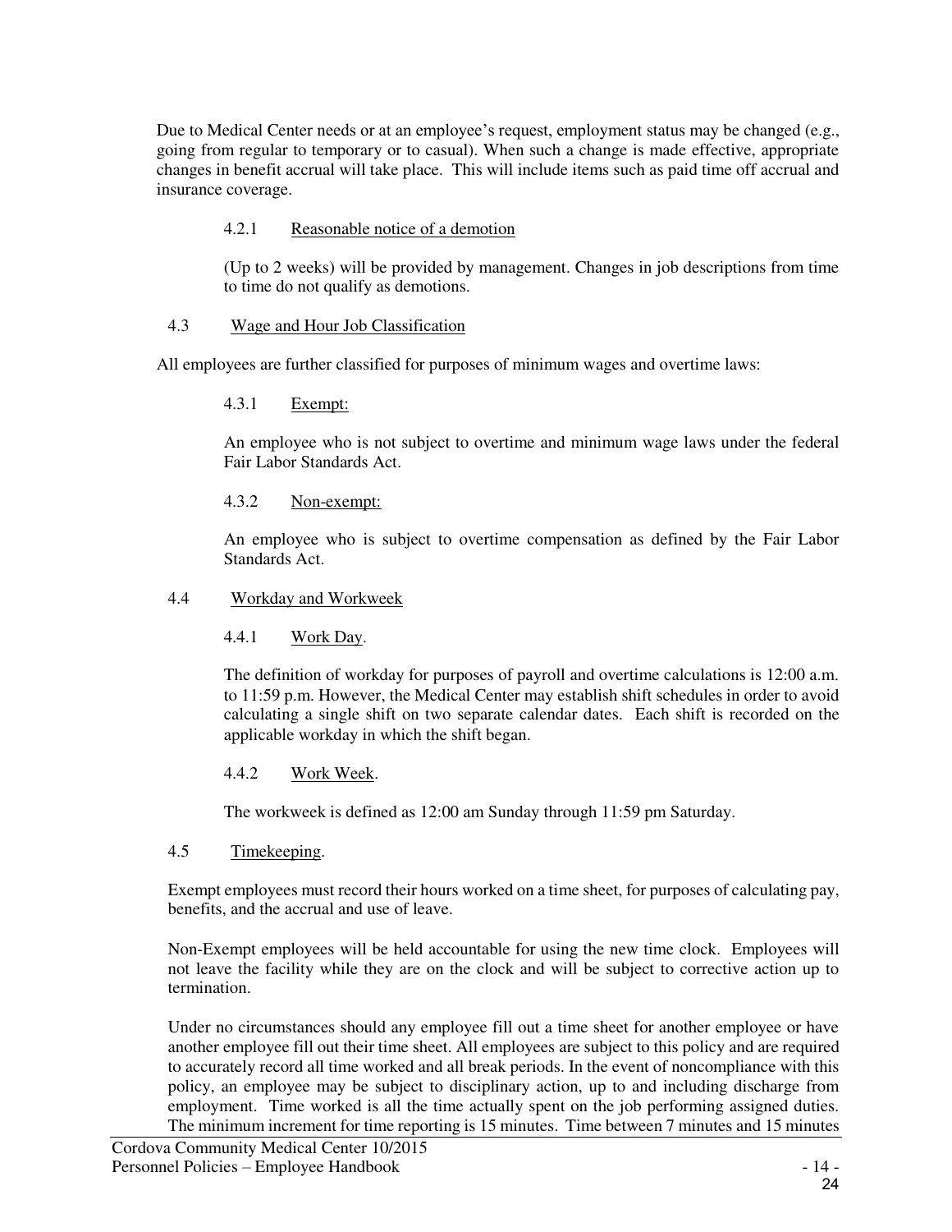Due to Medical Center needs or at an employee's request, employment status may be changed (e.g., going from regular to temporary or to casual). When such a change is made effective, appropriate changes in benefit accrual will take place. This will include items such as paid time off accrual and insurance coverage.

#### 4.2.1 Reasonable notice of a demotion

(Up to 2 weeks) will be provided by management. Changes in job descriptions from time to time do not qualify as demotions.

### 4.3 Wage and Hour Job Classification

All employees are further classified for purposes of minimum wages and overtime laws:

#### 4.3.1 Exempt:

An employee who is not subject to overtime and minimum wage laws under the federal Fair Labor Standards Act.

#### 4.3.2 Non-exempt:

An employee who is subject to overtime compensation as defined by the Fair Labor Standards Act.

### 4.4 Workday and Workweek

#### 4.4.1 Work Day.

The definition of workday for purposes of payroll and overtime calculations is 12:00 a.m. to 11:59 p.m. However, the Medical Center may establish shift schedules in order to avoid calculating a single shift on two separate calendar dates. Each shift is recorded on the applicable workday in which the shift began.

#### 4.4.2 Work Week.

The workweek is defined as 12:00 am Sunday through 11:59 pm Saturday.

### 4.5 Timekeeping.

Exempt employees must record their hours worked on a time sheet, for purposes of calculating pay, benefits, and the accrual and use of leave.

Non-Exempt employees will be held accountable for using the new time clock. Employees will not leave the facility while they are on the clock and will be subject to corrective action up to termination.

Under no circumstances should any employee fill out a time sheet for another employee or have another employee fill out their time sheet. All employees are subject to this policy and are required to accurately record all time worked and all break periods. In the event of noncompliance with this policy, an employee may be subject to disciplinary action, up to and including discharge from employment. Time worked is all the time actually spent on the job performing assigned duties. The minimum increment for time reporting is 15 minutes. Time between 7 minutes and 15 minutes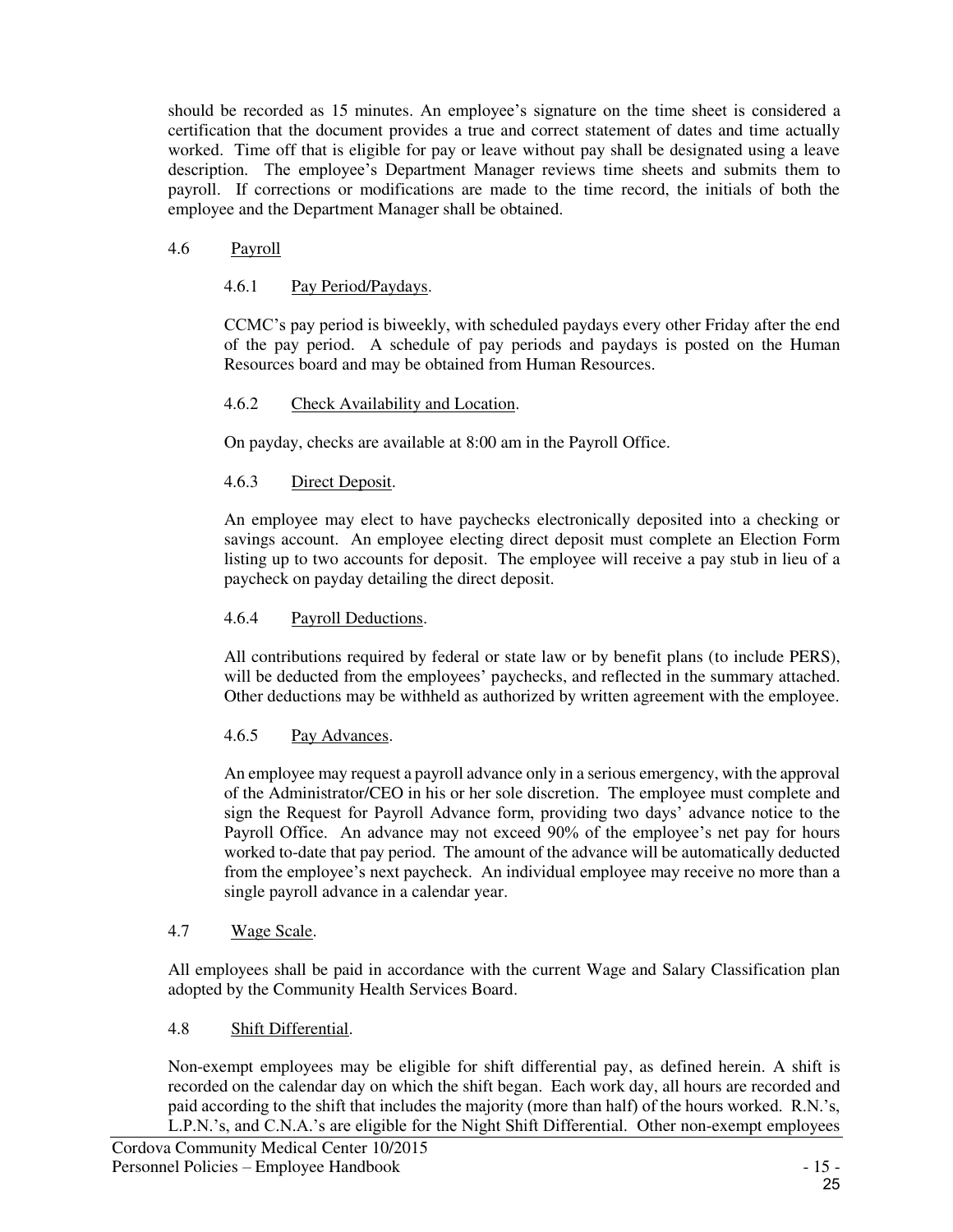should be recorded as 15 minutes. An employee's signature on the time sheet is considered a certification that the document provides a true and correct statement of dates and time actually worked. Time off that is eligible for pay or leave without pay shall be designated using a leave description. The employee's Department Manager reviews time sheets and submits them to payroll. If corrections or modifications are made to the time record, the initials of both the employee and the Department Manager shall be obtained.

### 4.6 Payroll

#### 4.6.1 Pay Period/Paydays.

CCMC's pay period is biweekly, with scheduled paydays every other Friday after the end of the pay period. A schedule of pay periods and paydays is posted on the Human Resources board and may be obtained from Human Resources.

#### 4.6.2 Check Availability and Location.

On payday, checks are available at 8:00 am in the Payroll Office.

#### 4.6.3 Direct Deposit.

An employee may elect to have paychecks electronically deposited into a checking or savings account. An employee electing direct deposit must complete an Election Form listing up to two accounts for deposit. The employee will receive a pay stub in lieu of a paycheck on payday detailing the direct deposit.

#### 4.6.4 Payroll Deductions.

All contributions required by federal or state law or by benefit plans (to include PERS), will be deducted from the employees' paychecks, and reflected in the summary attached. Other deductions may be withheld as authorized by written agreement with the employee.

#### 4.6.5 Pay Advances.

An employee may request a payroll advance only in a serious emergency, with the approval of the Administrator/CEO in his or her sole discretion. The employee must complete and sign the Request for Payroll Advance form, providing two days' advance notice to the Payroll Office. An advance may not exceed 90% of the employee's net pay for hours worked to-date that pay period. The amount of the advance will be automatically deducted from the employee's next paycheck. An individual employee may receive no more than a single payroll advance in a calendar year.

### 4.7 Wage Scale.

All employees shall be paid in accordance with the current Wage and Salary Classification plan adopted by the Community Health Services Board.

### 4.8 Shift Differential.

Non-exempt employees may be eligible for shift differential pay, as defined herein. A shift is recorded on the calendar day on which the shift began. Each work day, all hours are recorded and paid according to the shift that includes the majority (more than half) of the hours worked. R.N.'s, L.P.N.'s, and C.N.A.'s are eligible for the Night Shift Differential. Other non-exempt employees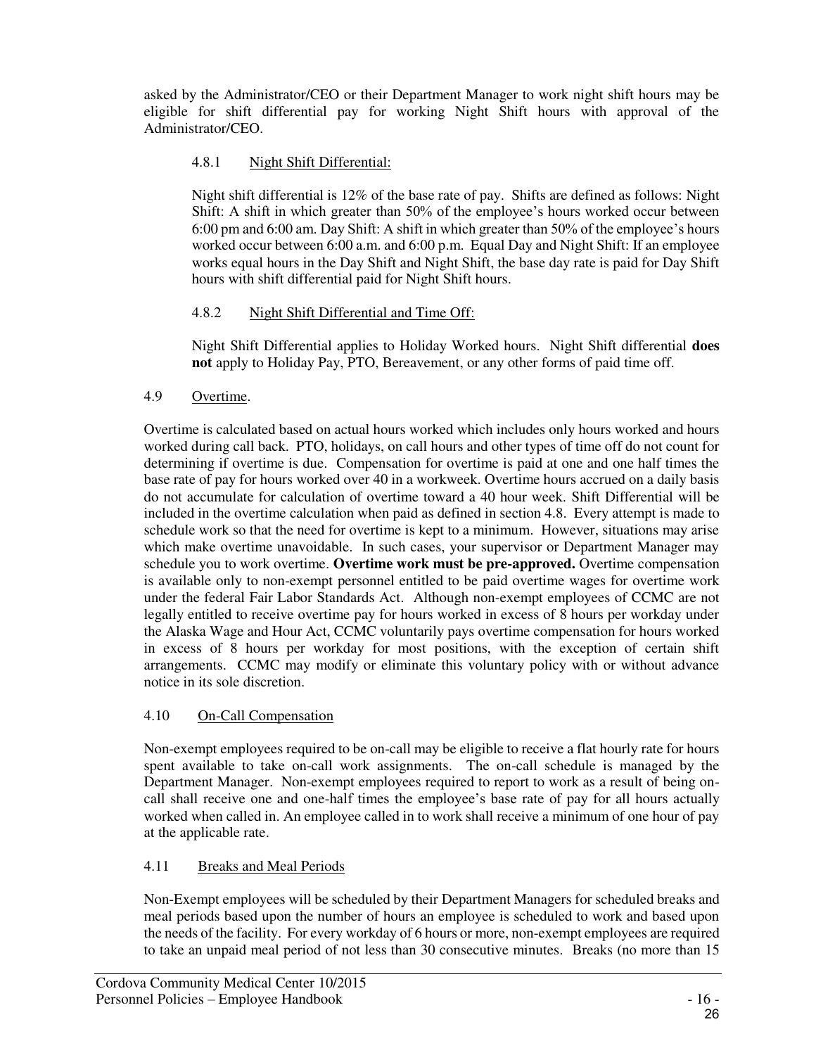asked by the Administrator/CEO or their Department Manager to work night shift hours may be eligible for shift differential pay for working Night Shift hours with approval of the Administrator/CEO.

#### 4.8.1 Night Shift Differential:

Night shift differential is 12% of the base rate of pay. Shifts are defined as follows: Night Shift: A shift in which greater than 50% of the employee's hours worked occur between 6:00 pm and 6:00 am. Day Shift: A shift in which greater than 50% of the employee's hours worked occur between 6:00 a.m. and 6:00 p.m. Equal Day and Night Shift: If an employee works equal hours in the Day Shift and Night Shift, the base day rate is paid for Day Shift hours with shift differential paid for Night Shift hours.

#### 4.8.2 Night Shift Differential and Time Off:

Night Shift Differential applies to Holiday Worked hours. Night Shift differential **does not** apply to Holiday Pay, PTO, Bereavement, or any other forms of paid time off.

### 4.9 Overtime.

Overtime is calculated based on actual hours worked which includes only hours worked and hours worked during call back. PTO, holidays, on call hours and other types of time off do not count for determining if overtime is due. Compensation for overtime is paid at one and one half times the base rate of pay for hours worked over 40 in a workweek. Overtime hours accrued on a daily basis do not accumulate for calculation of overtime toward a 40 hour week. Shift Differential will be included in the overtime calculation when paid as defined in section 4.8. Every attempt is made to schedule work so that the need for overtime is kept to a minimum. However, situations may arise which make overtime unavoidable. In such cases, your supervisor or Department Manager may schedule you to work overtime. **Overtime work must be pre-approved.** Overtime compensation is available only to non-exempt personnel entitled to be paid overtime wages for overtime work under the federal Fair Labor Standards Act. Although non-exempt employees of CCMC are not legally entitled to receive overtime pay for hours worked in excess of 8 hours per workday under the Alaska Wage and Hour Act, CCMC voluntarily pays overtime compensation for hours worked in excess of 8 hours per workday for most positions, with the exception of certain shift arrangements. CCMC may modify or eliminate this voluntary policy with or without advance notice in its sole discretion.

### 4.10 On-Call Compensation

Non-exempt employees required to be on-call may be eligible to receive a flat hourly rate for hours spent available to take on-call work assignments. The on-call schedule is managed by the Department Manager. Non-exempt employees required to report to work as a result of being on-call shall receive one and one-half times the employee's base rate of pay for all hours actually worked when called in. An employee called in to work shall receive a minimum of one hour of pay at the applicable rate.

### 4.11 Breaks and Meal Periods

Non-Exempt employees will be scheduled by their Department Managers for scheduled breaks and meal periods based upon the number of hours an employee is scheduled to work and based upon the needs of the facility. For every workday of 6 hours or more, non-exempt employees are required to take an unpaid meal period of not less than 30 consecutive minutes. Breaks (no more than 15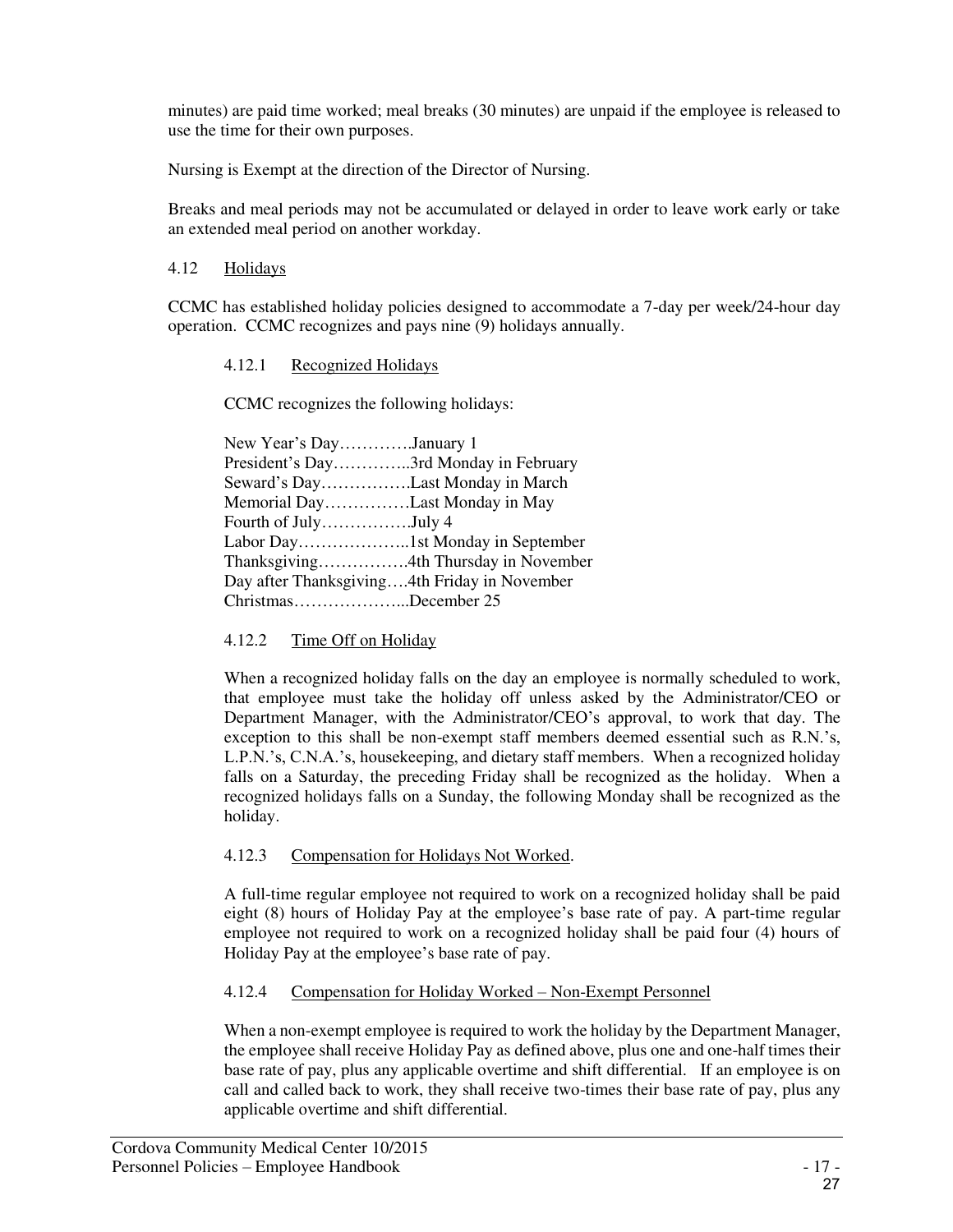minutes) are paid time worked; meal breaks (30 minutes) are unpaid if the employee is released to use the time for their own purposes.

Nursing is Exempt at the direction of the Director of Nursing.

Breaks and meal periods may not be accumulated or delayed in order to leave work early or take an extended meal period on another workday.

## 4.12 Holidays

CCMC has established holiday policies designed to accommodate a 7-day per week/24-hour day operation. CCMC recognizes and pays nine (9) holidays annually.

### 4.12.1 Recognized Holidays

CCMC recognizes the following holidays:

New Year's Day………….January 1
President's Day…………..3rd Monday in February
Seward's Day…………….Last Monday in March
Memorial Day……………Last Monday in May
Fourth of July…………….July 4
Labor Day………………..1st Monday in September
Thanksgiving…………….4th Thursday in November
Day after Thanksgiving….4th Friday in November
Christmas………………...December 25

### 4.12.2 Time Off on Holiday

When a recognized holiday falls on the day an employee is normally scheduled to work, that employee must take the holiday off unless asked by the Administrator/CEO or Department Manager, with the Administrator/CEO's approval, to work that day. The exception to this shall be non-exempt staff members deemed essential such as R.N.'s, L.P.N.'s, C.N.A.'s, housekeeping, and dietary staff members. When a recognized holiday falls on a Saturday, the preceding Friday shall be recognized as the holiday. When a recognized holidays falls on a Sunday, the following Monday shall be recognized as the holiday.

### 4.12.3 Compensation for Holidays Not Worked.

A full-time regular employee not required to work on a recognized holiday shall be paid eight (8) hours of Holiday Pay at the employee's base rate of pay. A part-time regular employee not required to work on a recognized holiday shall be paid four (4) hours of Holiday Pay at the employee's base rate of pay.

### 4.12.4 Compensation for Holiday Worked – Non-Exempt Personnel

When a non-exempt employee is required to work the holiday by the Department Manager, the employee shall receive Holiday Pay as defined above, plus one and one-half times their base rate of pay, plus any applicable overtime and shift differential. If an employee is on call and called back to work, they shall receive two-times their base rate of pay, plus any applicable overtime and shift differential.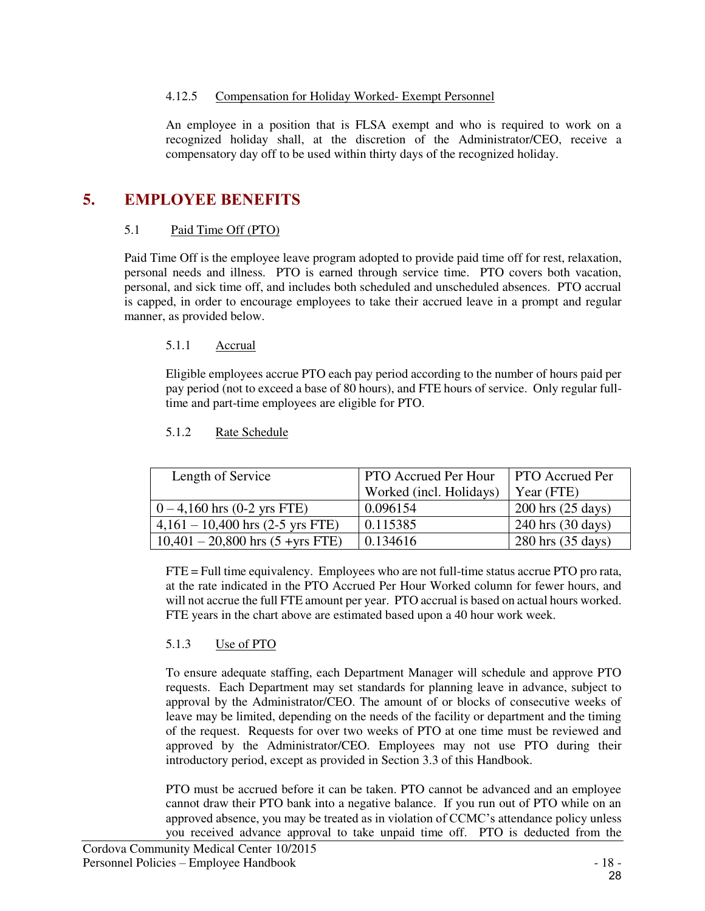#### 4.12.5 Compensation for Holiday Worked- Exempt Personnel

An employee in a position that is FLSA exempt and who is required to work on a recognized holiday shall, at the discretion of the Administrator/CEO, receive a compensatory day off to be used within thirty days of the recognized holiday.

# 5. EMPLOYEE BENEFITS

### 5.1 Paid Time Off (PTO)

Paid Time Off is the employee leave program adopted to provide paid time off for rest, relaxation, personal needs and illness. PTO is earned through service time. PTO covers both vacation, personal, and sick time off, and includes both scheduled and unscheduled absences. PTO accrual is capped, in order to encourage employees to take their accrued leave in a prompt and regular manner, as provided below.

#### 5.1.1 Accrual

Eligible employees accrue PTO each pay period according to the number of hours paid per pay period (not to exceed a base of 80 hours), and FTE hours of service. Only regular full-time and part-time employees are eligible for PTO.

#### 5.1.2 Rate Schedule

| Length of Service | PTO Accrued Per Hour Worked (incl. Holidays) | PTO Accrued Per Year (FTE) |
|---|---|---|
| 0 – 4,160 hrs (0-2 yrs FTE) | 0.096154 | 200 hrs (25 days) |
| 4,161 – 10,400 hrs (2-5 yrs FTE) | 0.115385 | 240 hrs (30 days) |
| 10,401 – 20,800 hrs (5 +yrs FTE) | 0.134616 | 280 hrs (35 days) |

FTE = Full time equivalency. Employees who are not full-time status accrue PTO pro rata, at the rate indicated in the PTO Accrued Per Hour Worked column for fewer hours, and will not accrue the full FTE amount per year. PTO accrual is based on actual hours worked. FTE years in the chart above are estimated based upon a 40 hour work week.

#### 5.1.3 Use of PTO

To ensure adequate staffing, each Department Manager will schedule and approve PTO requests. Each Department may set standards for planning leave in advance, subject to approval by the Administrator/CEO. The amount of or blocks of consecutive weeks of leave may be limited, depending on the needs of the facility or department and the timing of the request. Requests for over two weeks of PTO at one time must be reviewed and approved by the Administrator/CEO. Employees may not use PTO during their introductory period, except as provided in Section 3.3 of this Handbook.

PTO must be accrued before it can be taken. PTO cannot be advanced and an employee cannot draw their PTO bank into a negative balance. If you run out of PTO while on an approved absence, you may be treated as in violation of CCMC's attendance policy unless you received advance approval to take unpaid time off. PTO is deducted from the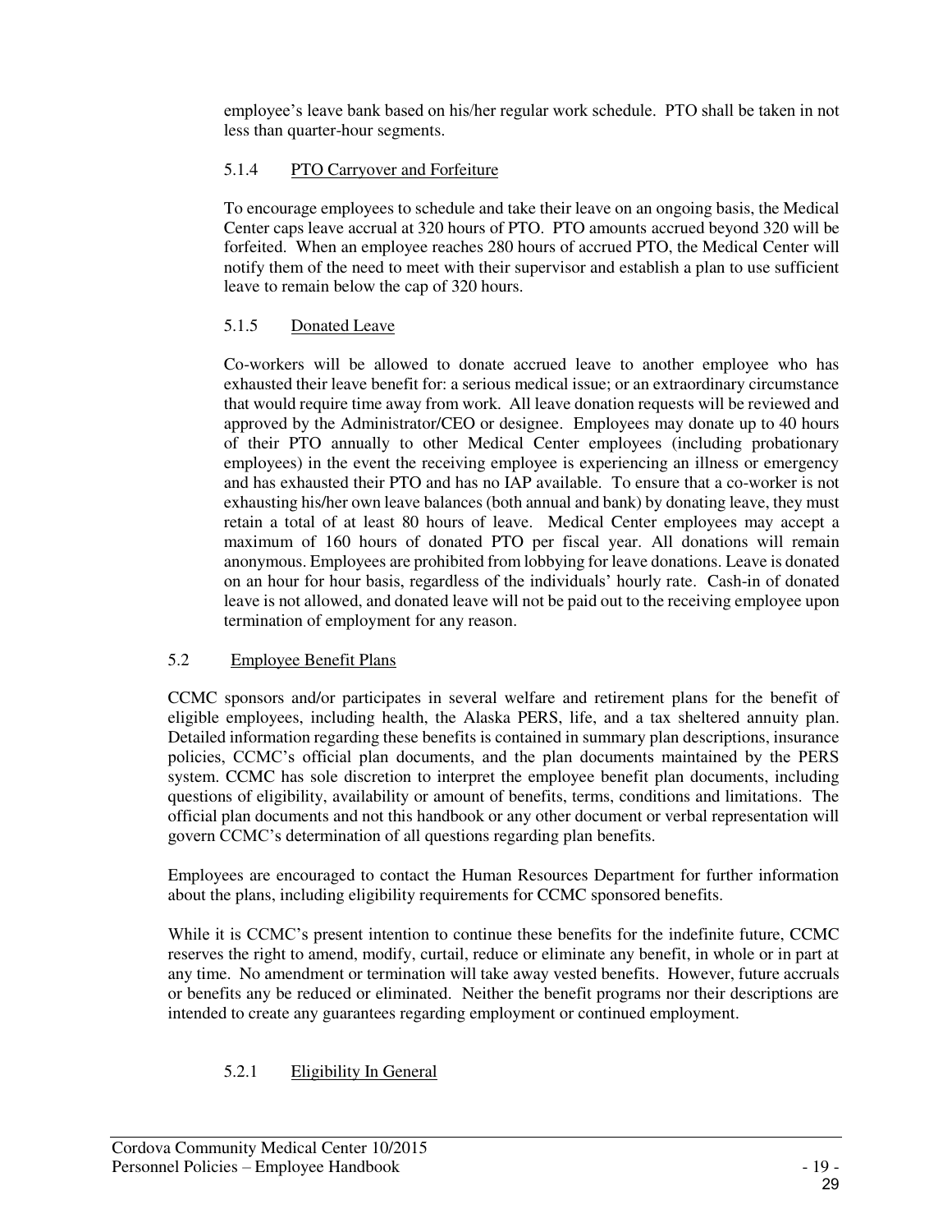employee's leave bank based on his/her regular work schedule. PTO shall be taken in not less than quarter-hour segments.

#### 5.1.4 PTO Carryover and Forfeiture

To encourage employees to schedule and take their leave on an ongoing basis, the Medical Center caps leave accrual at 320 hours of PTO. PTO amounts accrued beyond 320 will be forfeited. When an employee reaches 280 hours of accrued PTO, the Medical Center will notify them of the need to meet with their supervisor and establish a plan to use sufficient leave to remain below the cap of 320 hours.

#### 5.1.5 Donated Leave

Co-workers will be allowed to donate accrued leave to another employee who has exhausted their leave benefit for: a serious medical issue; or an extraordinary circumstance that would require time away from work. All leave donation requests will be reviewed and approved by the Administrator/CEO or designee. Employees may donate up to 40 hours of their PTO annually to other Medical Center employees (including probationary employees) in the event the receiving employee is experiencing an illness or emergency and has exhausted their PTO and has no IAP available. To ensure that a co-worker is not exhausting his/her own leave balances (both annual and bank) by donating leave, they must retain a total of at least 80 hours of leave. Medical Center employees may accept a maximum of 160 hours of donated PTO per fiscal year. All donations will remain anonymous. Employees are prohibited from lobbying for leave donations. Leave is donated on an hour for hour basis, regardless of the individuals' hourly rate. Cash-in of donated leave is not allowed, and donated leave will not be paid out to the receiving employee upon termination of employment for any reason.

### 5.2 Employee Benefit Plans

CCMC sponsors and/or participates in several welfare and retirement plans for the benefit of eligible employees, including health, the Alaska PERS, life, and a tax sheltered annuity plan. Detailed information regarding these benefits is contained in summary plan descriptions, insurance policies, CCMC's official plan documents, and the plan documents maintained by the PERS system. CCMC has sole discretion to interpret the employee benefit plan documents, including questions of eligibility, availability or amount of benefits, terms, conditions and limitations. The official plan documents and not this handbook or any other document or verbal representation will govern CCMC's determination of all questions regarding plan benefits.

Employees are encouraged to contact the Human Resources Department for further information about the plans, including eligibility requirements for CCMC sponsored benefits.

While it is CCMC's present intention to continue these benefits for the indefinite future, CCMC reserves the right to amend, modify, curtail, reduce or eliminate any benefit, in whole or in part at any time. No amendment or termination will take away vested benefits. However, future accruals or benefits any be reduced or eliminated. Neither the benefit programs nor their descriptions are intended to create any guarantees regarding employment or continued employment.

#### 5.2.1 Eligibility In General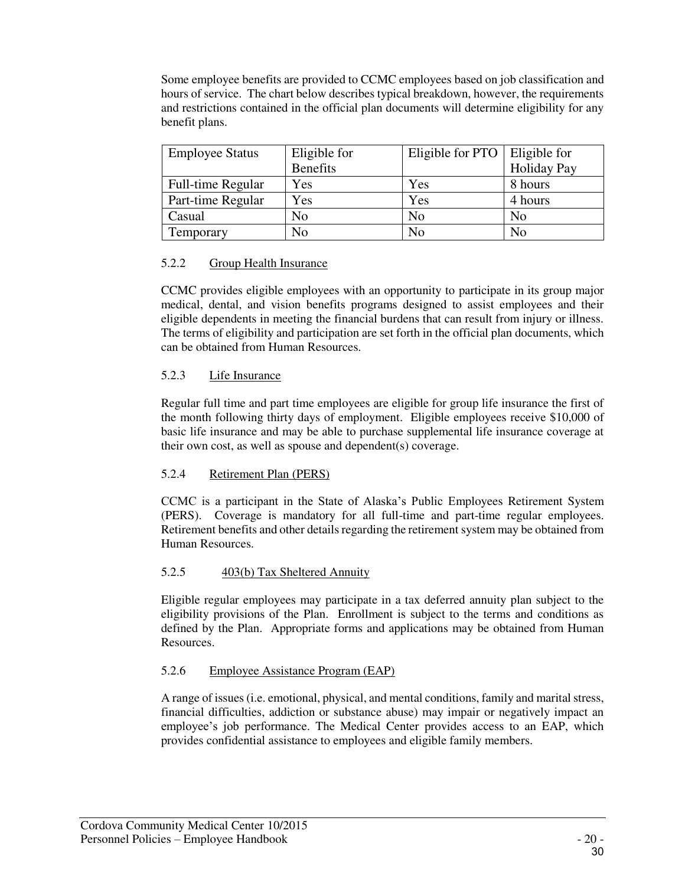Some employee benefits are provided to CCMC employees based on job classification and hours of service. The chart below describes typical breakdown, however, the requirements and restrictions contained in the official plan documents will determine eligibility for any benefit plans.

| Employee Status | Eligible for Benefits | Eligible for PTO | Eligible for Holiday Pay |
|---|---|---|---|
| Full-time Regular | Yes | Yes | 8 hours |
| Part-time Regular | Yes | Yes | 4 hours |
| Casual | No | No | No |
| Temporary | No | No | No |

### 5.2.2 Group Health Insurance

CCMC provides eligible employees with an opportunity to participate in its group major medical, dental, and vision benefits programs designed to assist employees and their eligible dependents in meeting the financial burdens that can result from injury or illness. The terms of eligibility and participation are set forth in the official plan documents, which can be obtained from Human Resources.

### 5.2.3 Life Insurance

Regular full time and part time employees are eligible for group life insurance the first of the month following thirty days of employment. Eligible employees receive $10,000 of basic life insurance and may be able to purchase supplemental life insurance coverage at their own cost, as well as spouse and dependent(s) coverage.

### 5.2.4 Retirement Plan (PERS)

CCMC is a participant in the State of Alaska's Public Employees Retirement System (PERS). Coverage is mandatory for all full-time and part-time regular employees. Retirement benefits and other details regarding the retirement system may be obtained from Human Resources.

### 5.2.5 403(b) Tax Sheltered Annuity

Eligible regular employees may participate in a tax deferred annuity plan subject to the eligibility provisions of the Plan. Enrollment is subject to the terms and conditions as defined by the Plan. Appropriate forms and applications may be obtained from Human Resources.

### 5.2.6 Employee Assistance Program (EAP)

A range of issues (i.e. emotional, physical, and mental conditions, family and marital stress, financial difficulties, addiction or substance abuse) may impair or negatively impact an employee's job performance. The Medical Center provides access to an EAP, which provides confidential assistance to employees and eligible family members.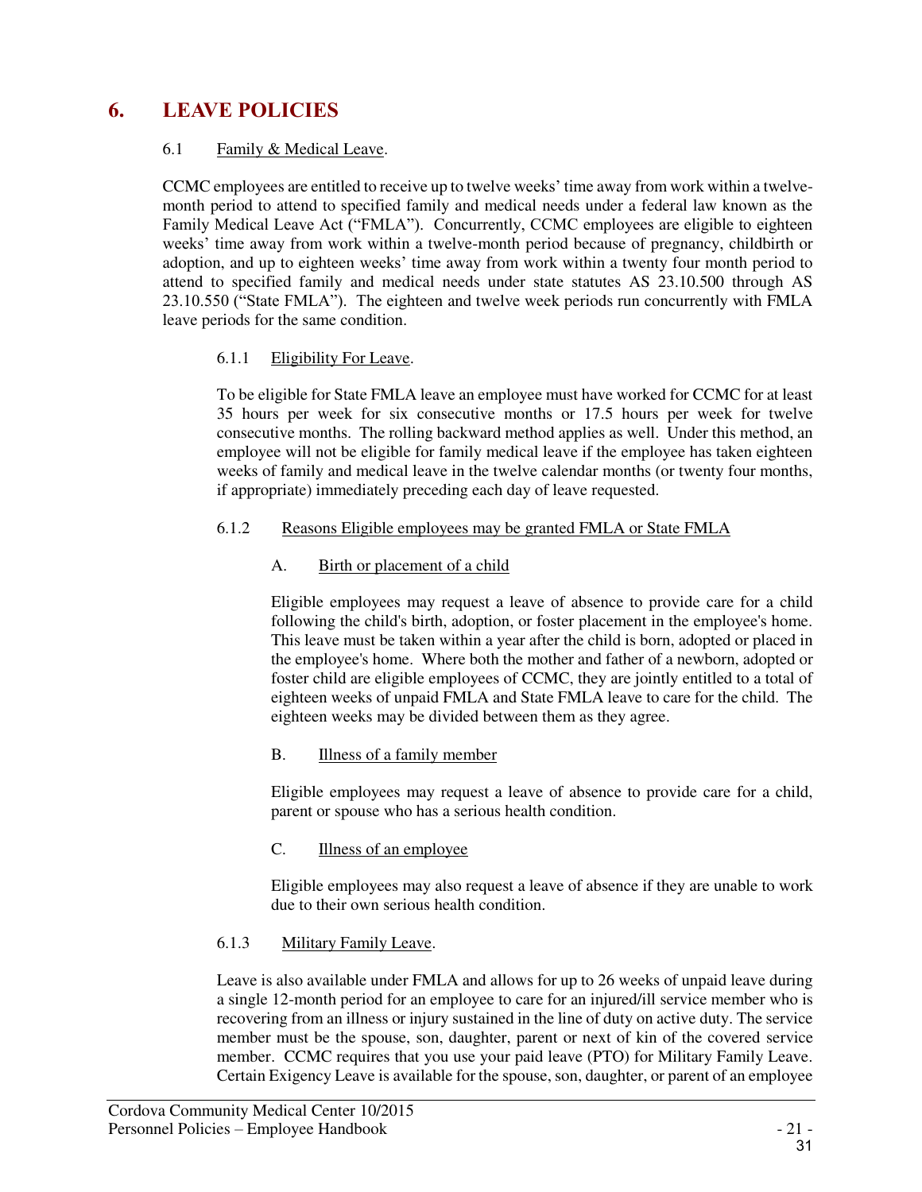# 6. LEAVE POLICIES

## 6.1 Family & Medical Leave.

CCMC employees are entitled to receive up to twelve weeks' time away from work within a twelve-month period to attend to specified family and medical needs under a federal law known as the Family Medical Leave Act ("FMLA"). Concurrently, CCMC employees are eligible to eighteen weeks' time away from work within a twelve-month period because of pregnancy, childbirth or adoption, and up to eighteen weeks' time away from work within a twenty four month period to attend to specified family and medical needs under state statutes AS 23.10.500 through AS 23.10.550 ("State FMLA"). The eighteen and twelve week periods run concurrently with FMLA leave periods for the same condition.

### 6.1.1 Eligibility For Leave.

To be eligible for State FMLA leave an employee must have worked for CCMC for at least 35 hours per week for six consecutive months or 17.5 hours per week for twelve consecutive months. The rolling backward method applies as well. Under this method, an employee will not be eligible for family medical leave if the employee has taken eighteen weeks of family and medical leave in the twelve calendar months (or twenty four months, if appropriate) immediately preceding each day of leave requested.

### 6.1.2 Reasons Eligible employees may be granted FMLA or State FMLA

#### A. Birth or placement of a child

Eligible employees may request a leave of absence to provide care for a child following the child's birth, adoption, or foster placement in the employee's home. This leave must be taken within a year after the child is born, adopted or placed in the employee's home. Where both the mother and father of a newborn, adopted or foster child are eligible employees of CCMC, they are jointly entitled to a total of eighteen weeks of unpaid FMLA and State FMLA leave to care for the child. The eighteen weeks may be divided between them as they agree.

#### B. Illness of a family member

Eligible employees may request a leave of absence to provide care for a child, parent or spouse who has a serious health condition.

#### C. Illness of an employee

Eligible employees may also request a leave of absence if they are unable to work due to their own serious health condition.

### 6.1.3 Military Family Leave.

Leave is also available under FMLA and allows for up to 26 weeks of unpaid leave during a single 12-month period for an employee to care for an injured/ill service member who is recovering from an illness or injury sustained in the line of duty on active duty. The service member must be the spouse, son, daughter, parent or next of kin of the covered service member. CCMC requires that you use your paid leave (PTO) for Military Family Leave. Certain Exigency Leave is available for the spouse, son, daughter, or parent of an employee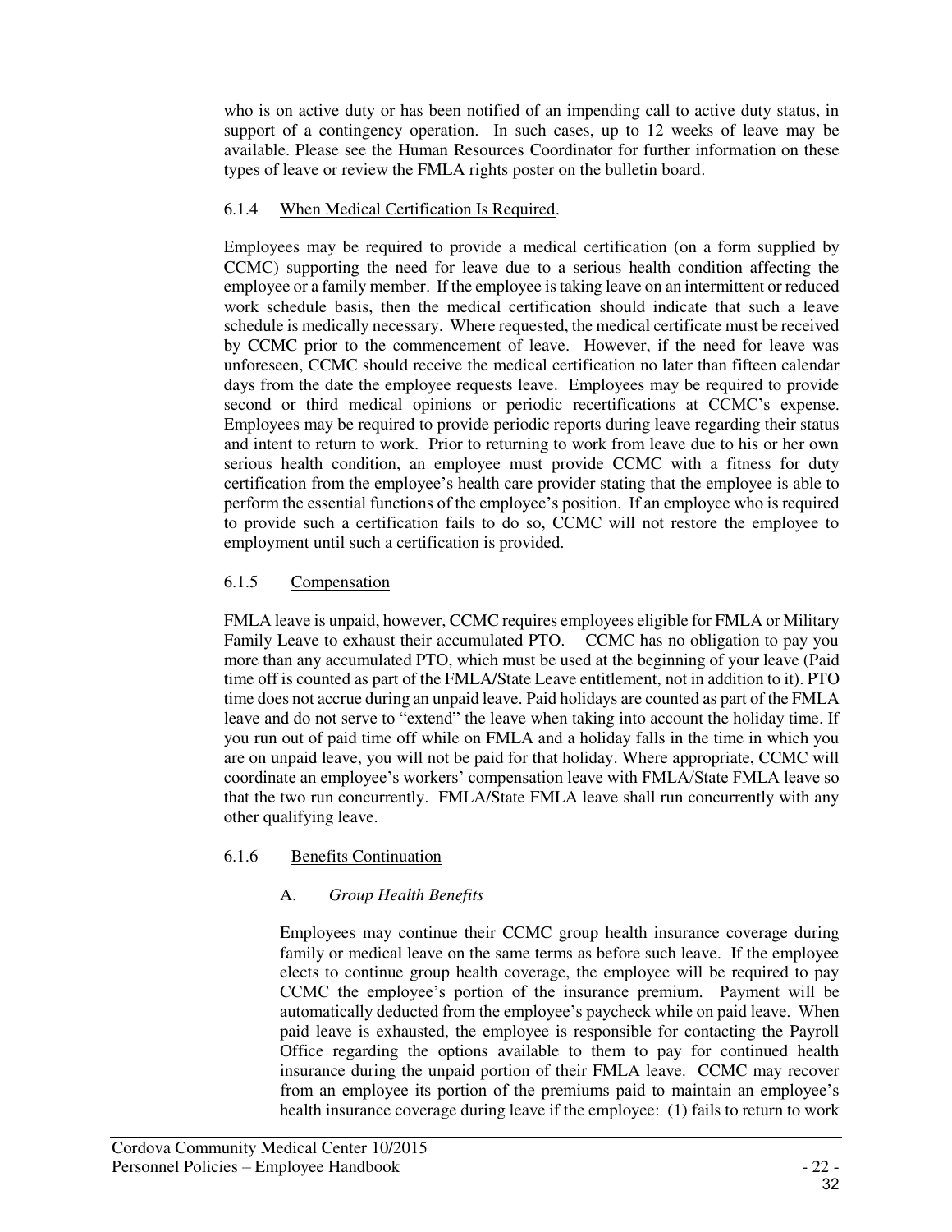who is on active duty or has been notified of an impending call to active duty status, in support of a contingency operation. In such cases, up to 12 weeks of leave may be available. Please see the Human Resources Coordinator for further information on these types of leave or review the FMLA rights poster on the bulletin board.

#### 6.1.4 When Medical Certification Is Required.

Employees may be required to provide a medical certification (on a form supplied by CCMC) supporting the need for leave due to a serious health condition affecting the employee or a family member. If the employee is taking leave on an intermittent or reduced work schedule basis, then the medical certification should indicate that such a leave schedule is medically necessary. Where requested, the medical certificate must be received by CCMC prior to the commencement of leave. However, if the need for leave was unforeseen, CCMC should receive the medical certification no later than fifteen calendar days from the date the employee requests leave. Employees may be required to provide second or third medical opinions or periodic recertifications at CCMC's expense. Employees may be required to provide periodic reports during leave regarding their status and intent to return to work. Prior to returning to work from leave due to his or her own serious health condition, an employee must provide CCMC with a fitness for duty certification from the employee's health care provider stating that the employee is able to perform the essential functions of the employee's position. If an employee who is required to provide such a certification fails to do so, CCMC will not restore the employee to employment until such a certification is provided.

#### 6.1.5 Compensation

FMLA leave is unpaid, however, CCMC requires employees eligible for FMLA or Military Family Leave to exhaust their accumulated PTO. CCMC has no obligation to pay you more than any accumulated PTO, which must be used at the beginning of your leave (Paid time off is counted as part of the FMLA/State Leave entitlement, not in addition to it). PTO time does not accrue during an unpaid leave. Paid holidays are counted as part of the FMLA leave and do not serve to "extend" the leave when taking into account the holiday time. If you run out of paid time off while on FMLA and a holiday falls in the time in which you are on unpaid leave, you will not be paid for that holiday. Where appropriate, CCMC will coordinate an employee's workers' compensation leave with FMLA/State FMLA leave so that the two run concurrently. FMLA/State FMLA leave shall run concurrently with any other qualifying leave.

#### 6.1.6 Benefits Continuation

A. *Group Health Benefits*

Employees may continue their CCMC group health insurance coverage during family or medical leave on the same terms as before such leave. If the employee elects to continue group health coverage, the employee will be required to pay CCMC the employee's portion of the insurance premium. Payment will be automatically deducted from the employee's paycheck while on paid leave. When paid leave is exhausted, the employee is responsible for contacting the Payroll Office regarding the options available to them to pay for continued health insurance during the unpaid portion of their FMLA leave. CCMC may recover from an employee its portion of the premiums paid to maintain an employee's health insurance coverage during leave if the employee: (1) fails to return to work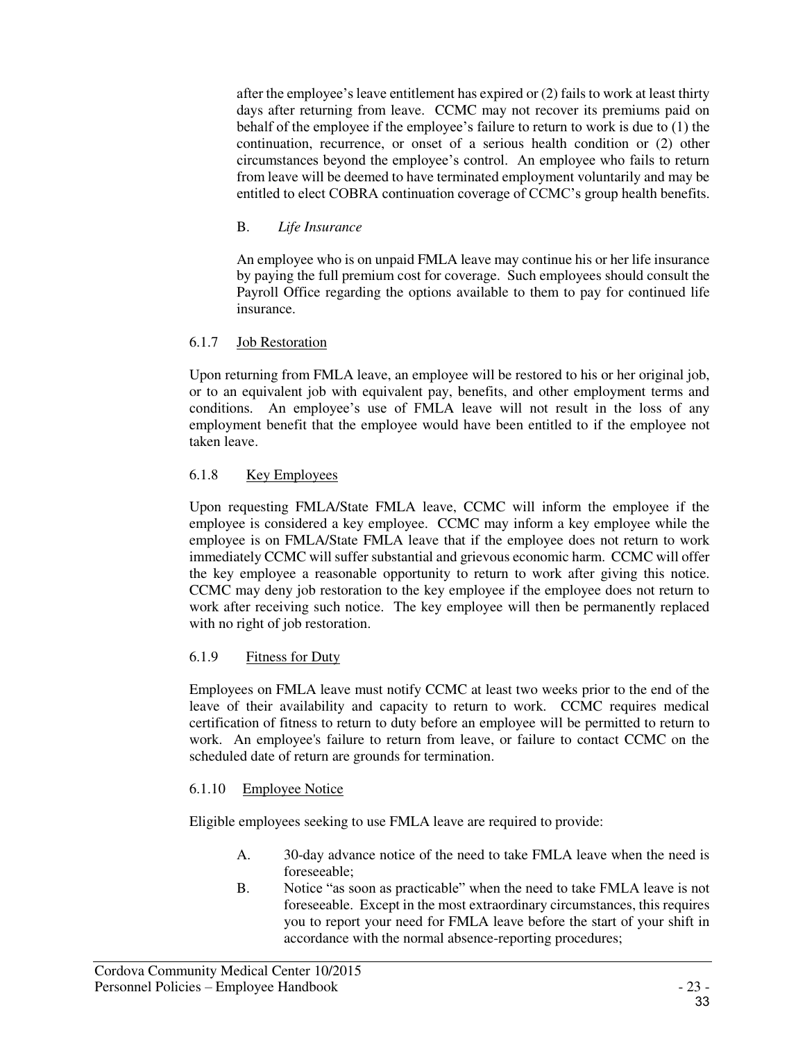after the employee's leave entitlement has expired or (2) fails to work at least thirty days after returning from leave. CCMC may not recover its premiums paid on behalf of the employee if the employee's failure to return to work is due to (1) the continuation, recurrence, or onset of a serious health condition or (2) other circumstances beyond the employee's control. An employee who fails to return from leave will be deemed to have terminated employment voluntarily and may be entitled to elect COBRA continuation coverage of CCMC's group health benefits.

B. *Life Insurance*

An employee who is on unpaid FMLA leave may continue his or her life insurance by paying the full premium cost for coverage. Such employees should consult the Payroll Office regarding the options available to them to pay for continued life insurance.

### 6.1.7 Job Restoration

Upon returning from FMLA leave, an employee will be restored to his or her original job, or to an equivalent job with equivalent pay, benefits, and other employment terms and conditions. An employee's use of FMLA leave will not result in the loss of any employment benefit that the employee would have been entitled to if the employee not taken leave.

### 6.1.8 Key Employees

Upon requesting FMLA/State FMLA leave, CCMC will inform the employee if the employee is considered a key employee. CCMC may inform a key employee while the employee is on FMLA/State FMLA leave that if the employee does not return to work immediately CCMC will suffer substantial and grievous economic harm. CCMC will offer the key employee a reasonable opportunity to return to work after giving this notice. CCMC may deny job restoration to the key employee if the employee does not return to work after receiving such notice. The key employee will then be permanently replaced with no right of job restoration.

### 6.1.9 Fitness for Duty

Employees on FMLA leave must notify CCMC at least two weeks prior to the end of the leave of their availability and capacity to return to work. CCMC requires medical certification of fitness to return to duty before an employee will be permitted to return to work. An employee's failure to return from leave, or failure to contact CCMC on the scheduled date of return are grounds for termination.

### 6.1.10 Employee Notice

Eligible employees seeking to use FMLA leave are required to provide:

A. 30-day advance notice of the need to take FMLA leave when the need is foreseeable;

B. Notice "as soon as practicable" when the need to take FMLA leave is not foreseeable. Except in the most extraordinary circumstances, this requires you to report your need for FMLA leave before the start of your shift in accordance with the normal absence-reporting procedures;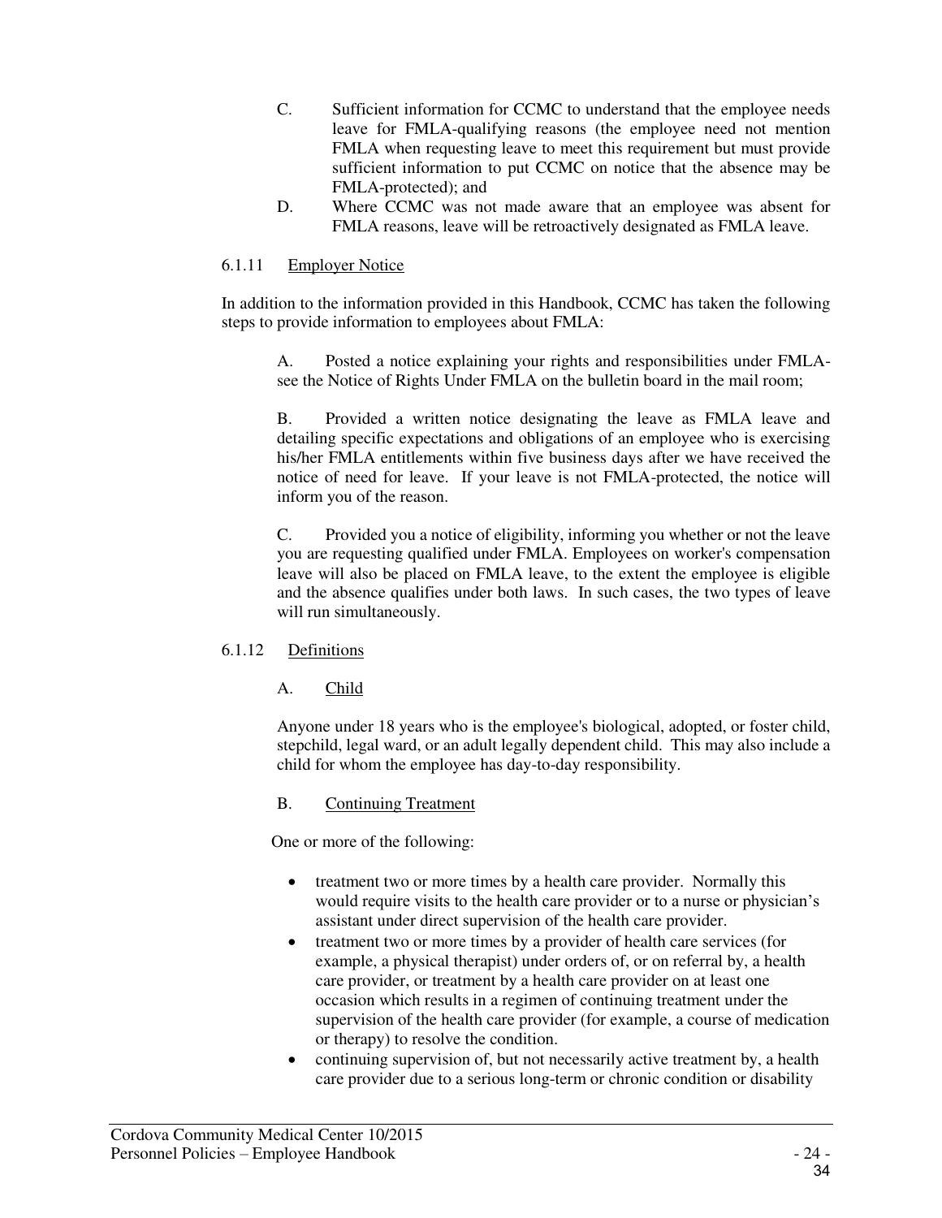C. Sufficient information for CCMC to understand that the employee needs leave for FMLA-qualifying reasons (the employee need not mention FMLA when requesting leave to meet this requirement but must provide sufficient information to put CCMC on notice that the absence may be FMLA-protected); and

D. Where CCMC was not made aware that an employee was absent for FMLA reasons, leave will be retroactively designated as FMLA leave.

### 6.1.11 Employer Notice

In addition to the information provided in this Handbook, CCMC has taken the following steps to provide information to employees about FMLA:

A. Posted a notice explaining your rights and responsibilities under FMLA- see the Notice of Rights Under FMLA on the bulletin board in the mail room;

B. Provided a written notice designating the leave as FMLA leave and detailing specific expectations and obligations of an employee who is exercising his/her FMLA entitlements within five business days after we have received the notice of need for leave. If your leave is not FMLA-protected, the notice will inform you of the reason.

C. Provided you a notice of eligibility, informing you whether or not the leave you are requesting qualified under FMLA. Employees on worker's compensation leave will also be placed on FMLA leave, to the extent the employee is eligible and the absence qualifies under both laws. In such cases, the two types of leave will run simultaneously.

### 6.1.12 Definitions

A. Child

Anyone under 18 years who is the employee's biological, adopted, or foster child, stepchild, legal ward, or an adult legally dependent child. This may also include a child for whom the employee has day-to-day responsibility.

B. Continuing Treatment

One or more of the following:

- treatment two or more times by a health care provider. Normally this would require visits to the health care provider or to a nurse or physician's assistant under direct supervision of the health care provider.
- treatment two or more times by a provider of health care services (for example, a physical therapist) under orders of, or on referral by, a health care provider, or treatment by a health care provider on at least one occasion which results in a regimen of continuing treatment under the supervision of the health care provider (for example, a course of medication or therapy) to resolve the condition.
- continuing supervision of, but not necessarily active treatment by, a health care provider due to a serious long-term or chronic condition or disability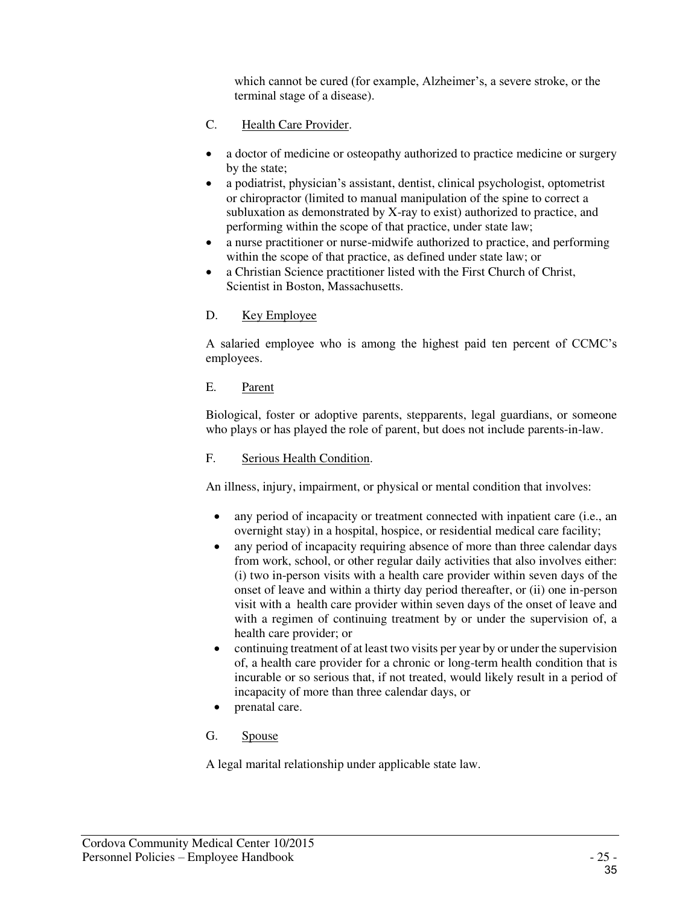which cannot be cured (for example, Alzheimer's, a severe stroke, or the terminal stage of a disease).

C. Health Care Provider.

- a doctor of medicine or osteopathy authorized to practice medicine or surgery by the state;
- a podiatrist, physician's assistant, dentist, clinical psychologist, optometrist or chiropractor (limited to manual manipulation of the spine to correct a subluxation as demonstrated by X-ray to exist) authorized to practice, and performing within the scope of that practice, under state law;
- a nurse practitioner or nurse-midwife authorized to practice, and performing within the scope of that practice, as defined under state law; or
- a Christian Science practitioner listed with the First Church of Christ, Scientist in Boston, Massachusetts.

D. Key Employee

A salaried employee who is among the highest paid ten percent of CCMC's employees.

E. Parent

Biological, foster or adoptive parents, stepparents, legal guardians, or someone who plays or has played the role of parent, but does not include parents-in-law.

F. Serious Health Condition.

An illness, injury, impairment, or physical or mental condition that involves:

- any period of incapacity or treatment connected with inpatient care (i.e., an overnight stay) in a hospital, hospice, or residential medical care facility;
- any period of incapacity requiring absence of more than three calendar days from work, school, or other regular daily activities that also involves either: (i) two in-person visits with a health care provider within seven days of the onset of leave and within a thirty day period thereafter, or (ii) one in-person visit with a health care provider within seven days of the onset of leave and with a regimen of continuing treatment by or under the supervision of, a health care provider; or
- continuing treatment of at least two visits per year by or under the supervision of, a health care provider for a chronic or long-term health condition that is incurable or so serious that, if not treated, would likely result in a period of incapacity of more than three calendar days, or
- prenatal care.

G. Spouse

A legal marital relationship under applicable state law.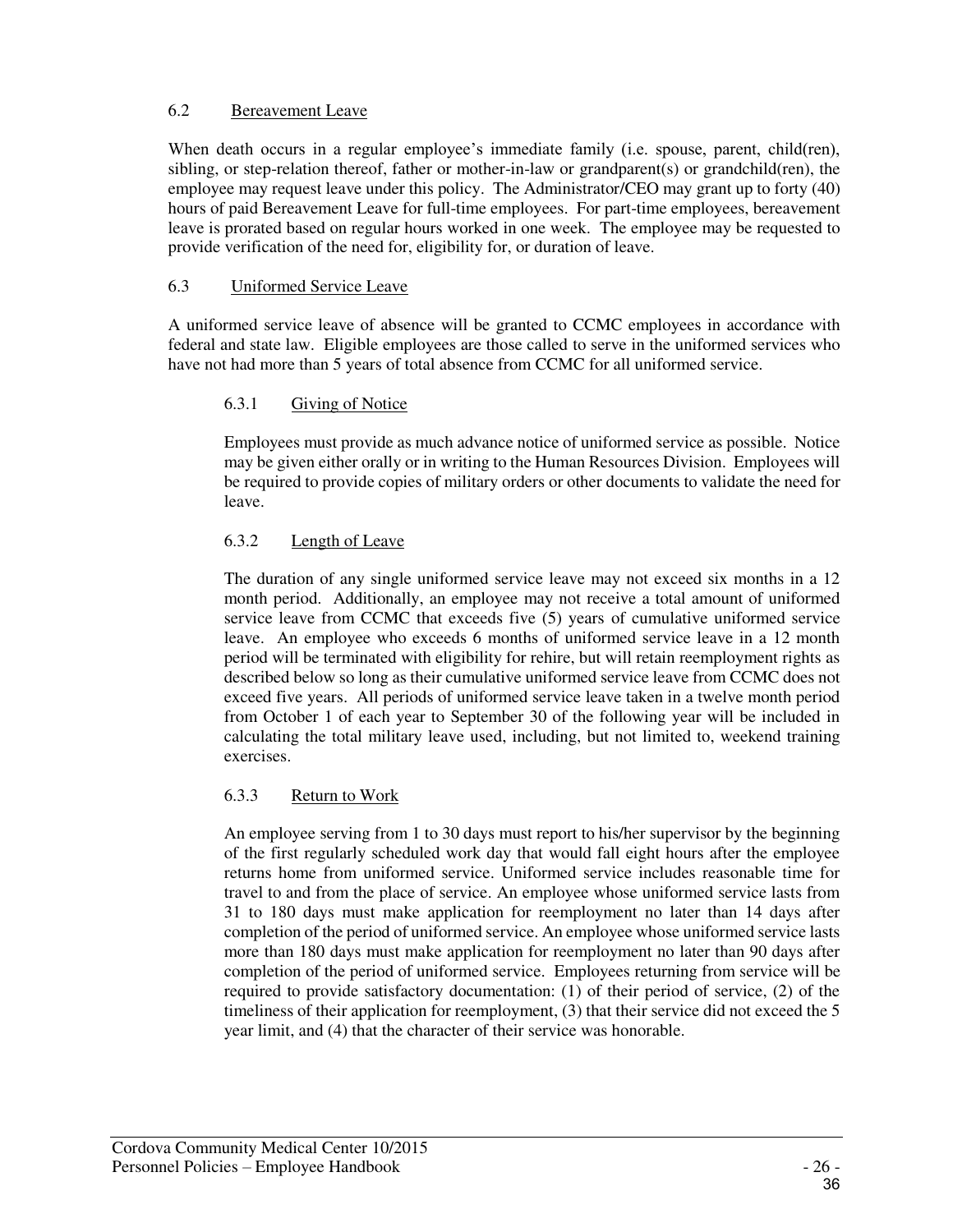### 6.2 Bereavement Leave

When death occurs in a regular employee's immediate family (i.e. spouse, parent, child(ren), sibling, or step-relation thereof, father or mother-in-law or grandparent(s) or grandchild(ren), the employee may request leave under this policy. The Administrator/CEO may grant up to forty (40) hours of paid Bereavement Leave for full-time employees. For part-time employees, bereavement leave is prorated based on regular hours worked in one week. The employee may be requested to provide verification of the need for, eligibility for, or duration of leave.

### 6.3 Uniformed Service Leave

A uniformed service leave of absence will be granted to CCMC employees in accordance with federal and state law. Eligible employees are those called to serve in the uniformed services who have not had more than 5 years of total absence from CCMC for all uniformed service.

#### 6.3.1 Giving of Notice

Employees must provide as much advance notice of uniformed service as possible. Notice may be given either orally or in writing to the Human Resources Division. Employees will be required to provide copies of military orders or other documents to validate the need for leave.

#### 6.3.2 Length of Leave

The duration of any single uniformed service leave may not exceed six months in a 12 month period. Additionally, an employee may not receive a total amount of uniformed service leave from CCMC that exceeds five (5) years of cumulative uniformed service leave. An employee who exceeds 6 months of uniformed service leave in a 12 month period will be terminated with eligibility for rehire, but will retain reemployment rights as described below so long as their cumulative uniformed service leave from CCMC does not exceed five years. All periods of uniformed service leave taken in a twelve month period from October 1 of each year to September 30 of the following year will be included in calculating the total military leave used, including, but not limited to, weekend training exercises.

#### 6.3.3 Return to Work

An employee serving from 1 to 30 days must report to his/her supervisor by the beginning of the first regularly scheduled work day that would fall eight hours after the employee returns home from uniformed service. Uniformed service includes reasonable time for travel to and from the place of service. An employee whose uniformed service lasts from 31 to 180 days must make application for reemployment no later than 14 days after completion of the period of uniformed service. An employee whose uniformed service lasts more than 180 days must make application for reemployment no later than 90 days after completion of the period of uniformed service. Employees returning from service will be required to provide satisfactory documentation: (1) of their period of service, (2) of the timeliness of their application for reemployment, (3) that their service did not exceed the 5 year limit, and (4) that the character of their service was honorable.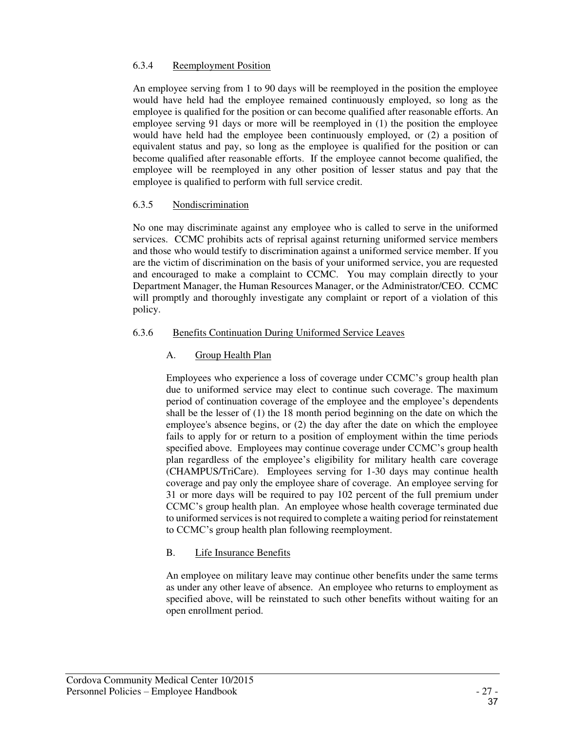#### 6.3.4 Reemployment Position

An employee serving from 1 to 90 days will be reemployed in the position the employee would have held had the employee remained continuously employed, so long as the employee is qualified for the position or can become qualified after reasonable efforts. An employee serving 91 days or more will be reemployed in (1) the position the employee would have held had the employee been continuously employed, or (2) a position of equivalent status and pay, so long as the employee is qualified for the position or can become qualified after reasonable efforts. If the employee cannot become qualified, the employee will be reemployed in any other position of lesser status and pay that the employee is qualified to perform with full service credit.

#### 6.3.5 Nondiscrimination

No one may discriminate against any employee who is called to serve in the uniformed services. CCMC prohibits acts of reprisal against returning uniformed service members and those who would testify to discrimination against a uniformed service member. If you are the victim of discrimination on the basis of your uniformed service, you are requested and encouraged to make a complaint to CCMC. You may complain directly to your Department Manager, the Human Resources Manager, or the Administrator/CEO. CCMC will promptly and thoroughly investigate any complaint or report of a violation of this policy.

#### 6.3.6 Benefits Continuation During Uniformed Service Leaves

##### A. Group Health Plan

Employees who experience a loss of coverage under CCMC's group health plan due to uniformed service may elect to continue such coverage. The maximum period of continuation coverage of the employee and the employee's dependents shall be the lesser of (1) the 18 month period beginning on the date on which the employee's absence begins, or (2) the day after the date on which the employee fails to apply for or return to a position of employment within the time periods specified above. Employees may continue coverage under CCMC's group health plan regardless of the employee's eligibility for military health care coverage (CHAMPUS/TriCare). Employees serving for 1-30 days may continue health coverage and pay only the employee share of coverage. An employee serving for 31 or more days will be required to pay 102 percent of the full premium under CCMC's group health plan. An employee whose health coverage terminated due to uniformed services is not required to complete a waiting period for reinstatement to CCMC's group health plan following reemployment.

##### B. Life Insurance Benefits

An employee on military leave may continue other benefits under the same terms as under any other leave of absence. An employee who returns to employment as specified above, will be reinstated to such other benefits without waiting for an open enrollment period.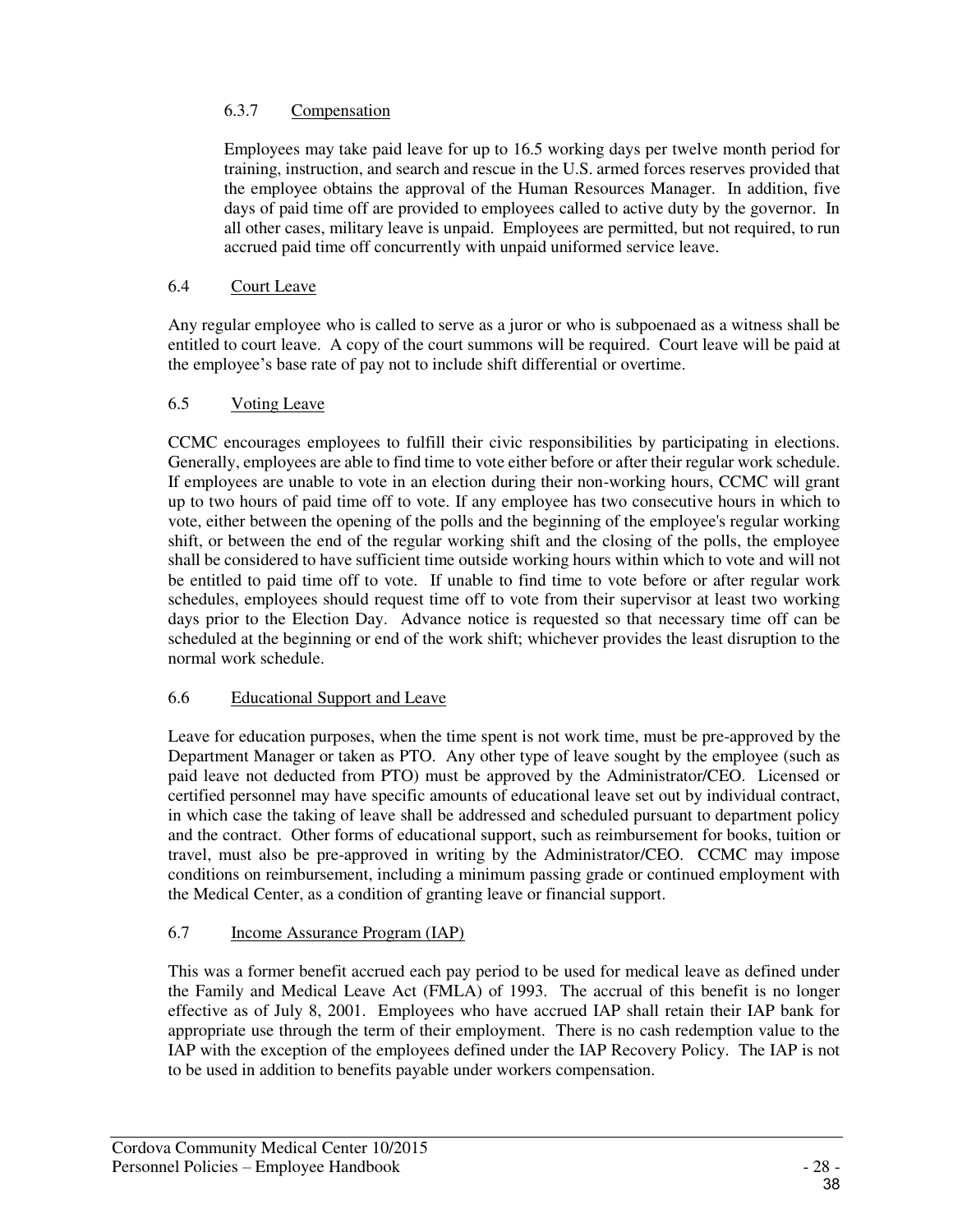#### 6.3.7 Compensation

Employees may take paid leave for up to 16.5 working days per twelve month period for training, instruction, and search and rescue in the U.S. armed forces reserves provided that the employee obtains the approval of the Human Resources Manager. In addition, five days of paid time off are provided to employees called to active duty by the governor. In all other cases, military leave is unpaid. Employees are permitted, but not required, to run accrued paid time off concurrently with unpaid uniformed service leave.

### 6.4 Court Leave

Any regular employee who is called to serve as a juror or who is subpoenaed as a witness shall be entitled to court leave. A copy of the court summons will be required. Court leave will be paid at the employee's base rate of pay not to include shift differential or overtime.

### 6.5 Voting Leave

CCMC encourages employees to fulfill their civic responsibilities by participating in elections. Generally, employees are able to find time to vote either before or after their regular work schedule. If employees are unable to vote in an election during their non-working hours, CCMC will grant up to two hours of paid time off to vote. If any employee has two consecutive hours in which to vote, either between the opening of the polls and the beginning of the employee's regular working shift, or between the end of the regular working shift and the closing of the polls, the employee shall be considered to have sufficient time outside working hours within which to vote and will not be entitled to paid time off to vote. If unable to find time to vote before or after regular work schedules, employees should request time off to vote from their supervisor at least two working days prior to the Election Day. Advance notice is requested so that necessary time off can be scheduled at the beginning or end of the work shift; whichever provides the least disruption to the normal work schedule.

### 6.6 Educational Support and Leave

Leave for education purposes, when the time spent is not work time, must be pre-approved by the Department Manager or taken as PTO. Any other type of leave sought by the employee (such as paid leave not deducted from PTO) must be approved by the Administrator/CEO. Licensed or certified personnel may have specific amounts of educational leave set out by individual contract, in which case the taking of leave shall be addressed and scheduled pursuant to department policy and the contract. Other forms of educational support, such as reimbursement for books, tuition or travel, must also be pre-approved in writing by the Administrator/CEO. CCMC may impose conditions on reimbursement, including a minimum passing grade or continued employment with the Medical Center, as a condition of granting leave or financial support.

### 6.7 Income Assurance Program (IAP)

This was a former benefit accrued each pay period to be used for medical leave as defined under the Family and Medical Leave Act (FMLA) of 1993. The accrual of this benefit is no longer effective as of July 8, 2001. Employees who have accrued IAP shall retain their IAP bank for appropriate use through the term of their employment. There is no cash redemption value to the IAP with the exception of the employees defined under the IAP Recovery Policy. The IAP is not to be used in addition to benefits payable under workers compensation.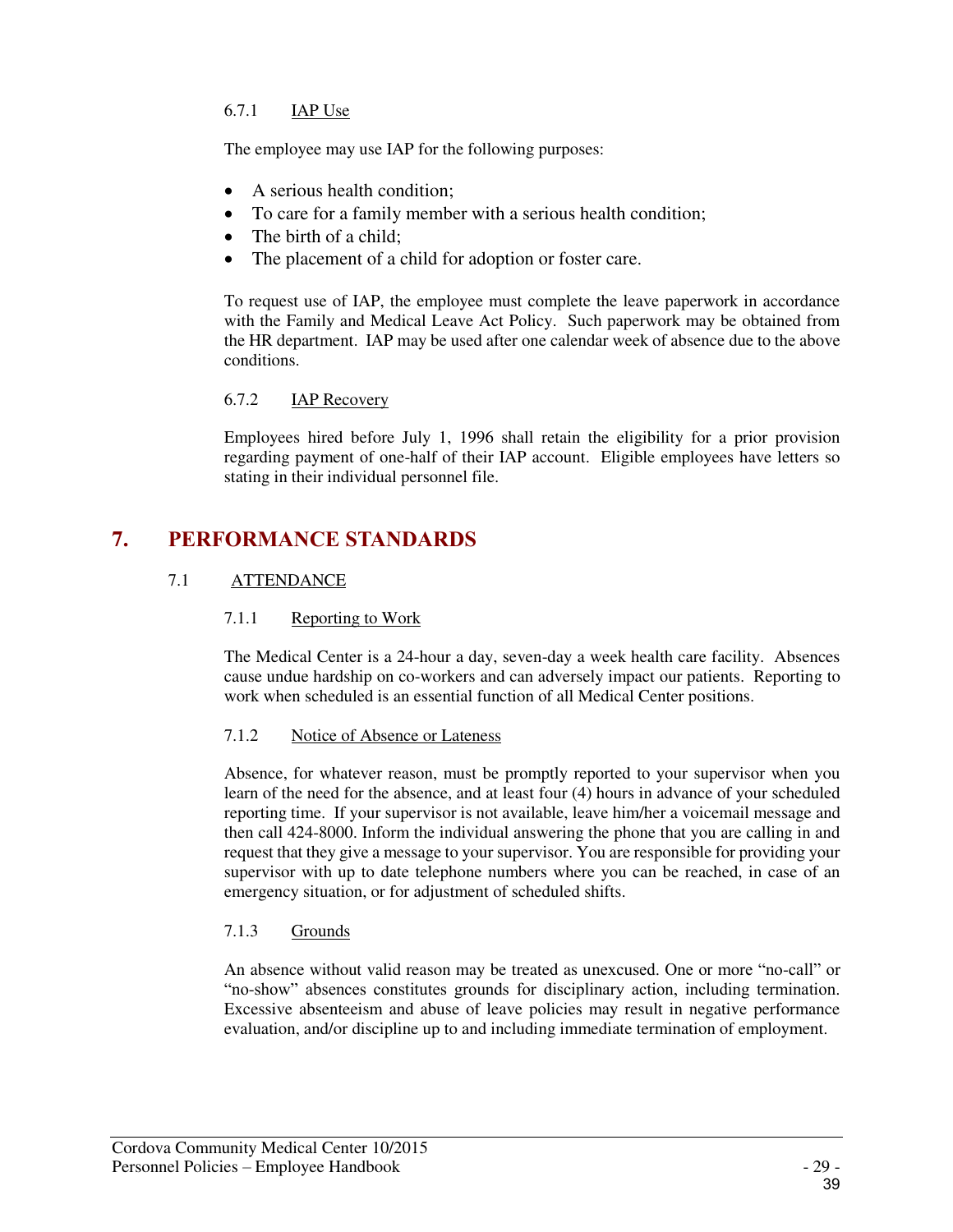#### 6.7.1 IAP Use

The employee may use IAP for the following purposes:

- A serious health condition;
- To care for a family member with a serious health condition;
- The birth of a child;
- The placement of a child for adoption or foster care.

To request use of IAP, the employee must complete the leave paperwork in accordance with the Family and Medical Leave Act Policy. Such paperwork may be obtained from the HR department. IAP may be used after one calendar week of absence due to the above conditions.

#### 6.7.2 IAP Recovery

Employees hired before July 1, 1996 shall retain the eligibility for a prior provision regarding payment of one-half of their IAP account. Eligible employees have letters so stating in their individual personnel file.

# 7. PERFORMANCE STANDARDS

## 7.1 ATTENDANCE

#### 7.1.1 Reporting to Work

The Medical Center is a 24-hour a day, seven-day a week health care facility. Absences cause undue hardship on co-workers and can adversely impact our patients. Reporting to work when scheduled is an essential function of all Medical Center positions.

#### 7.1.2 Notice of Absence or Lateness

Absence, for whatever reason, must be promptly reported to your supervisor when you learn of the need for the absence, and at least four (4) hours in advance of your scheduled reporting time. If your supervisor is not available, leave him/her a voicemail message and then call 424-8000. Inform the individual answering the phone that you are calling in and request that they give a message to your supervisor. You are responsible for providing your supervisor with up to date telephone numbers where you can be reached, in case of an emergency situation, or for adjustment of scheduled shifts.

#### 7.1.3 Grounds

An absence without valid reason may be treated as unexcused. One or more "no-call" or "no-show" absences constitutes grounds for disciplinary action, including termination. Excessive absenteeism and abuse of leave policies may result in negative performance evaluation, and/or discipline up to and including immediate termination of employment.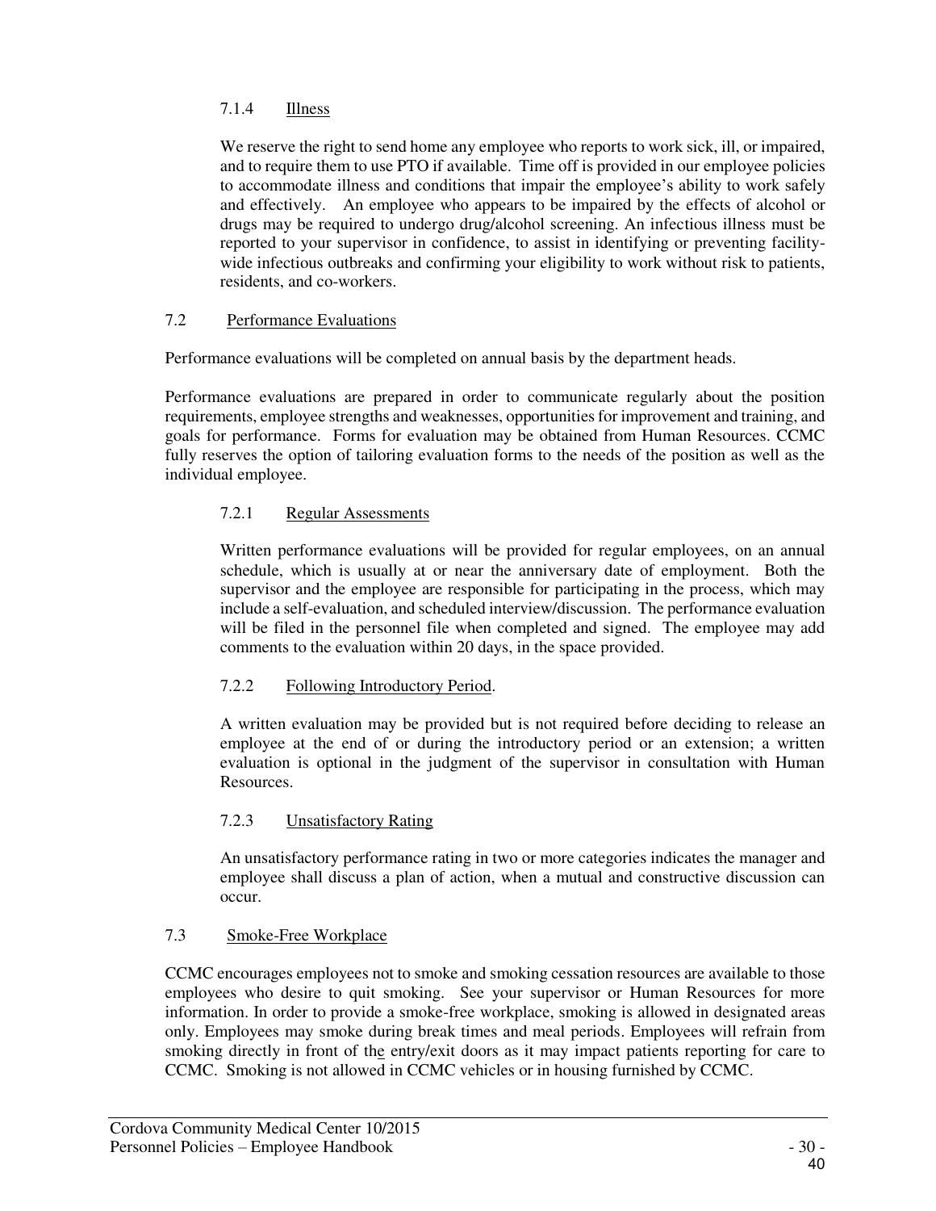#### 7.1.4 Illness

We reserve the right to send home any employee who reports to work sick, ill, or impaired, and to require them to use PTO if available. Time off is provided in our employee policies to accommodate illness and conditions that impair the employee's ability to work safely and effectively. An employee who appears to be impaired by the effects of alcohol or drugs may be required to undergo drug/alcohol screening. An infectious illness must be reported to your supervisor in confidence, to assist in identifying or preventing facility-wide infectious outbreaks and confirming your eligibility to work without risk to patients, residents, and co-workers.

### 7.2 Performance Evaluations

Performance evaluations will be completed on annual basis by the department heads.

Performance evaluations are prepared in order to communicate regularly about the position requirements, employee strengths and weaknesses, opportunities for improvement and training, and goals for performance. Forms for evaluation may be obtained from Human Resources. CCMC fully reserves the option of tailoring evaluation forms to the needs of the position as well as the individual employee.

#### 7.2.1 Regular Assessments

Written performance evaluations will be provided for regular employees, on an annual schedule, which is usually at or near the anniversary date of employment. Both the supervisor and the employee are responsible for participating in the process, which may include a self-evaluation, and scheduled interview/discussion. The performance evaluation will be filed in the personnel file when completed and signed. The employee may add comments to the evaluation within 20 days, in the space provided.

#### 7.2.2 Following Introductory Period.

A written evaluation may be provided but is not required before deciding to release an employee at the end of or during the introductory period or an extension; a written evaluation is optional in the judgment of the supervisor in consultation with Human Resources.

#### 7.2.3 Unsatisfactory Rating

An unsatisfactory performance rating in two or more categories indicates the manager and employee shall discuss a plan of action, when a mutual and constructive discussion can occur.

### 7.3 Smoke-Free Workplace

CCMC encourages employees not to smoke and smoking cessation resources are available to those employees who desire to quit smoking. See your supervisor or Human Resources for more information. In order to provide a smoke-free workplace, smoking is allowed in designated areas only. Employees may smoke during break times and meal periods. Employees will refrain from smoking directly in front of the entry/exit doors as it may impact patients reporting for care to CCMC. Smoking is not allowed in CCMC vehicles or in housing furnished by CCMC.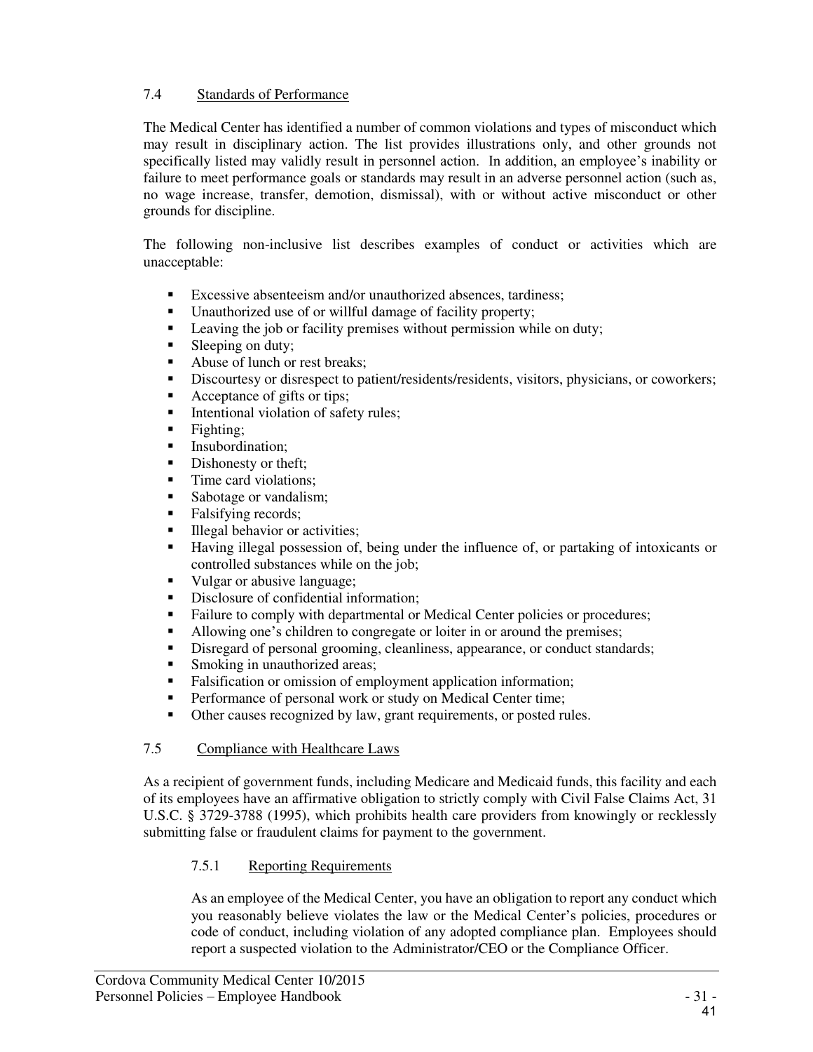### 7.4 Standards of Performance

The Medical Center has identified a number of common violations and types of misconduct which may result in disciplinary action. The list provides illustrations only, and other grounds not specifically listed may validly result in personnel action. In addition, an employee's inability or failure to meet performance goals or standards may result in an adverse personnel action (such as, no wage increase, transfer, demotion, dismissal), with or without active misconduct or other grounds for discipline.

The following non-inclusive list describes examples of conduct or activities which are unacceptable:

- Excessive absenteeism and/or unauthorized absences, tardiness;
- Unauthorized use of or willful damage of facility property;
- Leaving the job or facility premises without permission while on duty;
- Sleeping on duty;
- Abuse of lunch or rest breaks;
- Discourtesy or disrespect to patient/residents/residents, visitors, physicians, or coworkers;
- Acceptance of gifts or tips;
- Intentional violation of safety rules;
- Fighting;
- Insubordination;
- Dishonesty or theft;
- Time card violations;
- Sabotage or vandalism;
- Falsifying records;
- Illegal behavior or activities;
- Having illegal possession of, being under the influence of, or partaking of intoxicants or controlled substances while on the job;
- Vulgar or abusive language;
- Disclosure of confidential information;
- Failure to comply with departmental or Medical Center policies or procedures;
- Allowing one's children to congregate or loiter in or around the premises;
- Disregard of personal grooming, cleanliness, appearance, or conduct standards;
- Smoking in unauthorized areas;
- Falsification or omission of employment application information;
- Performance of personal work or study on Medical Center time;
- Other causes recognized by law, grant requirements, or posted rules.

### 7.5 Compliance with Healthcare Laws

As a recipient of government funds, including Medicare and Medicaid funds, this facility and each of its employees have an affirmative obligation to strictly comply with Civil False Claims Act, 31 U.S.C. § 3729-3788 (1995), which prohibits health care providers from knowingly or recklessly submitting false or fraudulent claims for payment to the government.

#### 7.5.1 Reporting Requirements

As an employee of the Medical Center, you have an obligation to report any conduct which you reasonably believe violates the law or the Medical Center's policies, procedures or code of conduct, including violation of any adopted compliance plan. Employees should report a suspected violation to the Administrator/CEO or the Compliance Officer.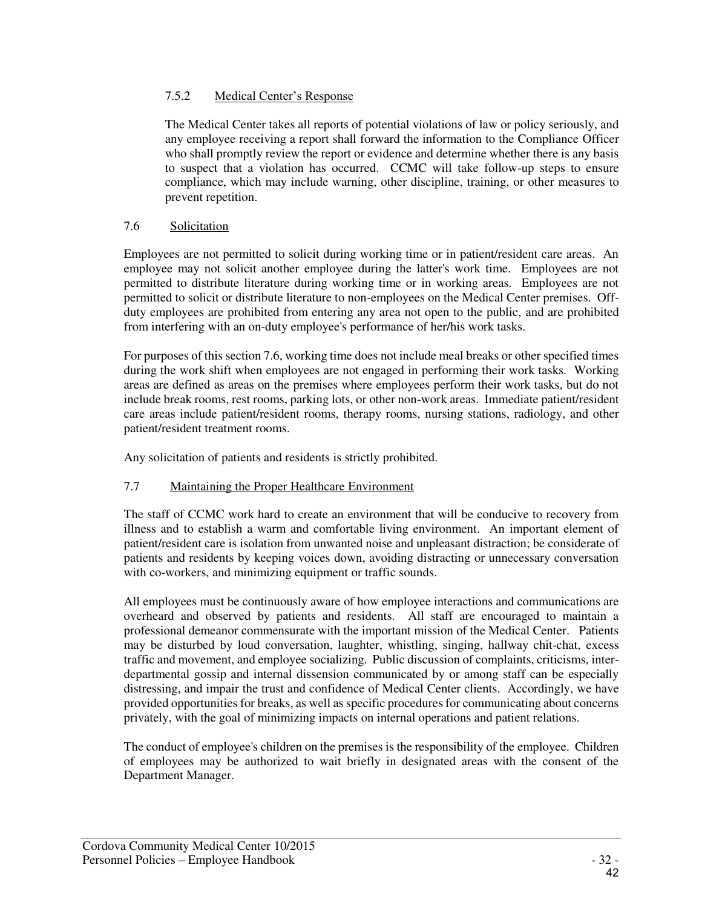#### 7.5.2 Medical Center's Response

The Medical Center takes all reports of potential violations of law or policy seriously, and any employee receiving a report shall forward the information to the Compliance Officer who shall promptly review the report or evidence and determine whether there is any basis to suspect that a violation has occurred. CCMC will take follow-up steps to ensure compliance, which may include warning, other discipline, training, or other measures to prevent repetition.

### 7.6 Solicitation

Employees are not permitted to solicit during working time or in patient/resident care areas. An employee may not solicit another employee during the latter's work time. Employees are not permitted to distribute literature during working time or in working areas. Employees are not permitted to solicit or distribute literature to non-employees on the Medical Center premises. Off-duty employees are prohibited from entering any area not open to the public, and are prohibited from interfering with an on-duty employee's performance of her/his work tasks.

For purposes of this section 7.6, working time does not include meal breaks or other specified times during the work shift when employees are not engaged in performing their work tasks. Working areas are defined as areas on the premises where employees perform their work tasks, but do not include break rooms, rest rooms, parking lots, or other non-work areas. Immediate patient/resident care areas include patient/resident rooms, therapy rooms, nursing stations, radiology, and other patient/resident treatment rooms.

Any solicitation of patients and residents is strictly prohibited.

### 7.7 Maintaining the Proper Healthcare Environment

The staff of CCMC work hard to create an environment that will be conducive to recovery from illness and to establish a warm and comfortable living environment. An important element of patient/resident care is isolation from unwanted noise and unpleasant distraction; be considerate of patients and residents by keeping voices down, avoiding distracting or unnecessary conversation with co-workers, and minimizing equipment or traffic sounds.

All employees must be continuously aware of how employee interactions and communications are overheard and observed by patients and residents. All staff are encouraged to maintain a professional demeanor commensurate with the important mission of the Medical Center. Patients may be disturbed by loud conversation, laughter, whistling, singing, hallway chit-chat, excess traffic and movement, and employee socializing. Public discussion of complaints, criticisms, inter-departmental gossip and internal dissension communicated by or among staff can be especially distressing, and impair the trust and confidence of Medical Center clients. Accordingly, we have provided opportunities for breaks, as well as specific procedures for communicating about concerns privately, with the goal of minimizing impacts on internal operations and patient relations.

The conduct of employee's children on the premises is the responsibility of the employee. Children of employees may be authorized to wait briefly in designated areas with the consent of the Department Manager.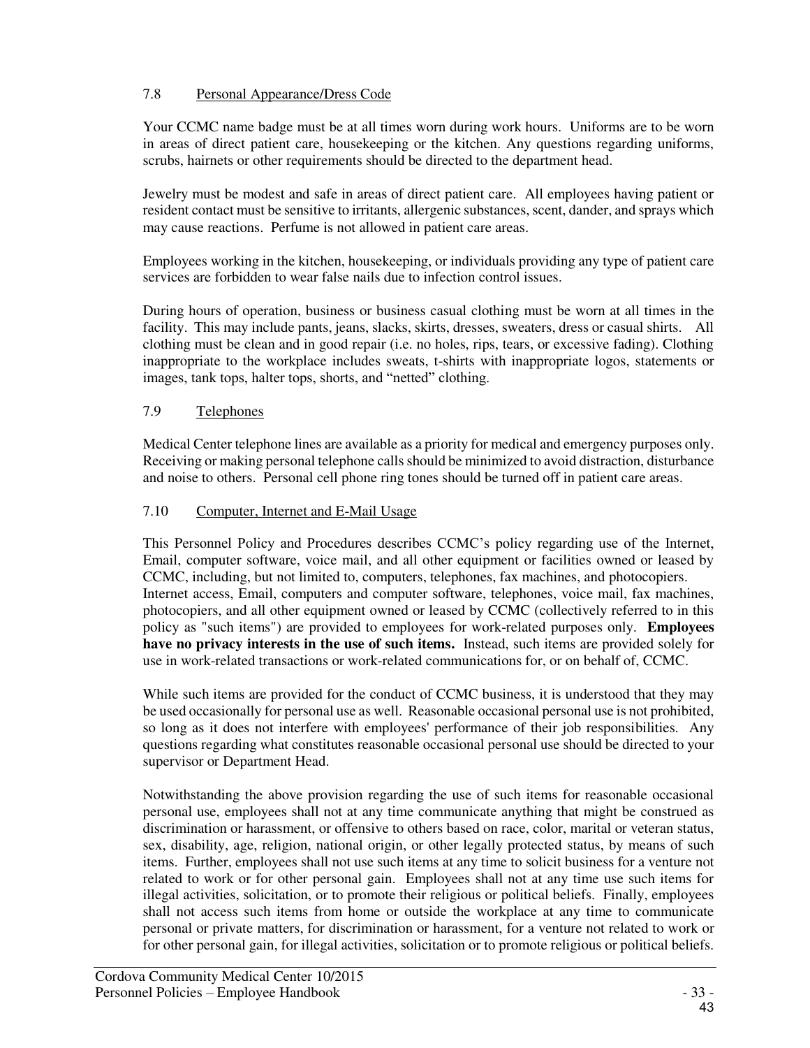### 7.8 Personal Appearance/Dress Code

Your CCMC name badge must be at all times worn during work hours. Uniforms are to be worn in areas of direct patient care, housekeeping or the kitchen. Any questions regarding uniforms, scrubs, hairnets or other requirements should be directed to the department head.

Jewelry must be modest and safe in areas of direct patient care. All employees having patient or resident contact must be sensitive to irritants, allergenic substances, scent, dander, and sprays which may cause reactions. Perfume is not allowed in patient care areas.

Employees working in the kitchen, housekeeping, or individuals providing any type of patient care services are forbidden to wear false nails due to infection control issues.

During hours of operation, business or business casual clothing must be worn at all times in the facility. This may include pants, jeans, slacks, skirts, dresses, sweaters, dress or casual shirts. All clothing must be clean and in good repair (i.e. no holes, rips, tears, or excessive fading). Clothing inappropriate to the workplace includes sweats, t-shirts with inappropriate logos, statements or images, tank tops, halter tops, shorts, and "netted" clothing.

### 7.9 Telephones

Medical Center telephone lines are available as a priority for medical and emergency purposes only. Receiving or making personal telephone calls should be minimized to avoid distraction, disturbance and noise to others. Personal cell phone ring tones should be turned off in patient care areas.

### 7.10 Computer, Internet and E-Mail Usage

This Personnel Policy and Procedures describes CCMC's policy regarding use of the Internet, Email, computer software, voice mail, and all other equipment or facilities owned or leased by CCMC, including, but not limited to, computers, telephones, fax machines, and photocopiers. Internet access, Email, computers and computer software, telephones, voice mail, fax machines, photocopiers, and all other equipment owned or leased by CCMC (collectively referred to in this policy as "such items") are provided to employees for work-related purposes only. **Employees have no privacy interests in the use of such items.** Instead, such items are provided solely for use in work-related transactions or work-related communications for, or on behalf of, CCMC.

While such items are provided for the conduct of CCMC business, it is understood that they may be used occasionally for personal use as well. Reasonable occasional personal use is not prohibited, so long as it does not interfere with employees' performance of their job responsibilities. Any questions regarding what constitutes reasonable occasional personal use should be directed to your supervisor or Department Head.

Notwithstanding the above provision regarding the use of such items for reasonable occasional personal use, employees shall not at any time communicate anything that might be construed as discrimination or harassment, or offensive to others based on race, color, marital or veteran status, sex, disability, age, religion, national origin, or other legally protected status, by means of such items. Further, employees shall not use such items at any time to solicit business for a venture not related to work or for other personal gain. Employees shall not at any time use such items for illegal activities, solicitation, or to promote their religious or political beliefs. Finally, employees shall not access such items from home or outside the workplace at any time to communicate personal or private matters, for discrimination or harassment, for a venture not related to work or for other personal gain, for illegal activities, solicitation or to promote religious or political beliefs.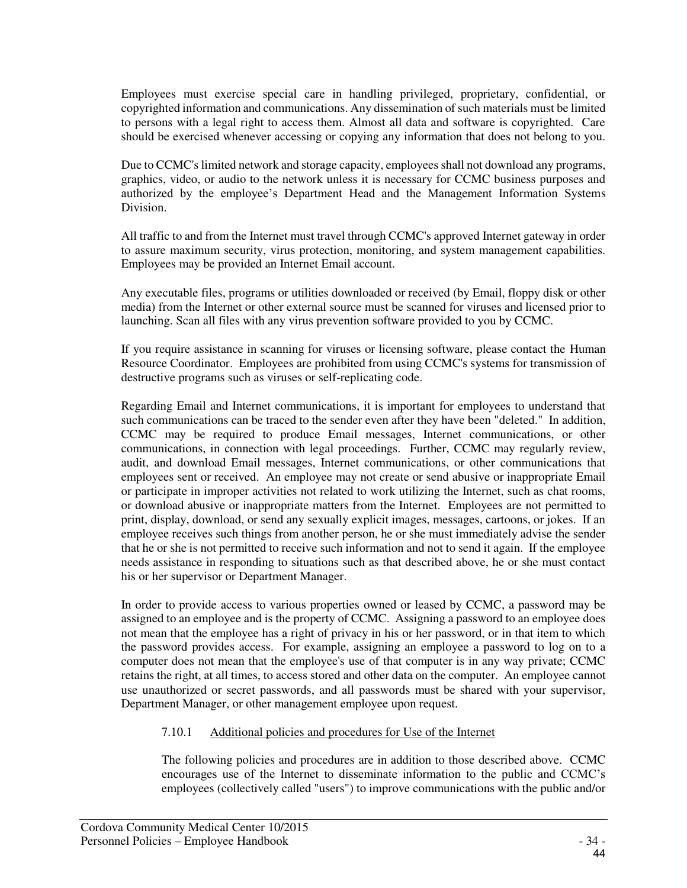Employees must exercise special care in handling privileged, proprietary, confidential, or copyrighted information and communications. Any dissemination of such materials must be limited to persons with a legal right to access them. Almost all data and software is copyrighted. Care should be exercised whenever accessing or copying any information that does not belong to you.

Due to CCMC's limited network and storage capacity, employees shall not download any programs, graphics, video, or audio to the network unless it is necessary for CCMC business purposes and authorized by the employee's Department Head and the Management Information Systems Division.

All traffic to and from the Internet must travel through CCMC's approved Internet gateway in order to assure maximum security, virus protection, monitoring, and system management capabilities. Employees may be provided an Internet Email account.

Any executable files, programs or utilities downloaded or received (by Email, floppy disk or other media) from the Internet or other external source must be scanned for viruses and licensed prior to launching. Scan all files with any virus prevention software provided to you by CCMC.

If you require assistance in scanning for viruses or licensing software, please contact the Human Resource Coordinator. Employees are prohibited from using CCMC's systems for transmission of destructive programs such as viruses or self-replicating code.

Regarding Email and Internet communications, it is important for employees to understand that such communications can be traced to the sender even after they have been "deleted." In addition, CCMC may be required to produce Email messages, Internet communications, or other communications, in connection with legal proceedings. Further, CCMC may regularly review, audit, and download Email messages, Internet communications, or other communications that employees sent or received. An employee may not create or send abusive or inappropriate Email or participate in improper activities not related to work utilizing the Internet, such as chat rooms, or download abusive or inappropriate matters from the Internet. Employees are not permitted to print, display, download, or send any sexually explicit images, messages, cartoons, or jokes. If an employee receives such things from another person, he or she must immediately advise the sender that he or she is not permitted to receive such information and not to send it again. If the employee needs assistance in responding to situations such as that described above, he or she must contact his or her supervisor or Department Manager.

In order to provide access to various properties owned or leased by CCMC, a password may be assigned to an employee and is the property of CCMC. Assigning a password to an employee does not mean that the employee has a right of privacy in his or her password, or in that item to which the password provides access. For example, assigning an employee a password to log on to a computer does not mean that the employee's use of that computer is in any way private; CCMC retains the right, at all times, to access stored and other data on the computer. An employee cannot use unauthorized or secret passwords, and all passwords must be shared with your supervisor, Department Manager, or other management employee upon request.

#### 7.10.1 Additional policies and procedures for Use of the Internet

The following policies and procedures are in addition to those described above. CCMC encourages use of the Internet to disseminate information to the public and CCMC's employees (collectively called "users") to improve communications with the public and/or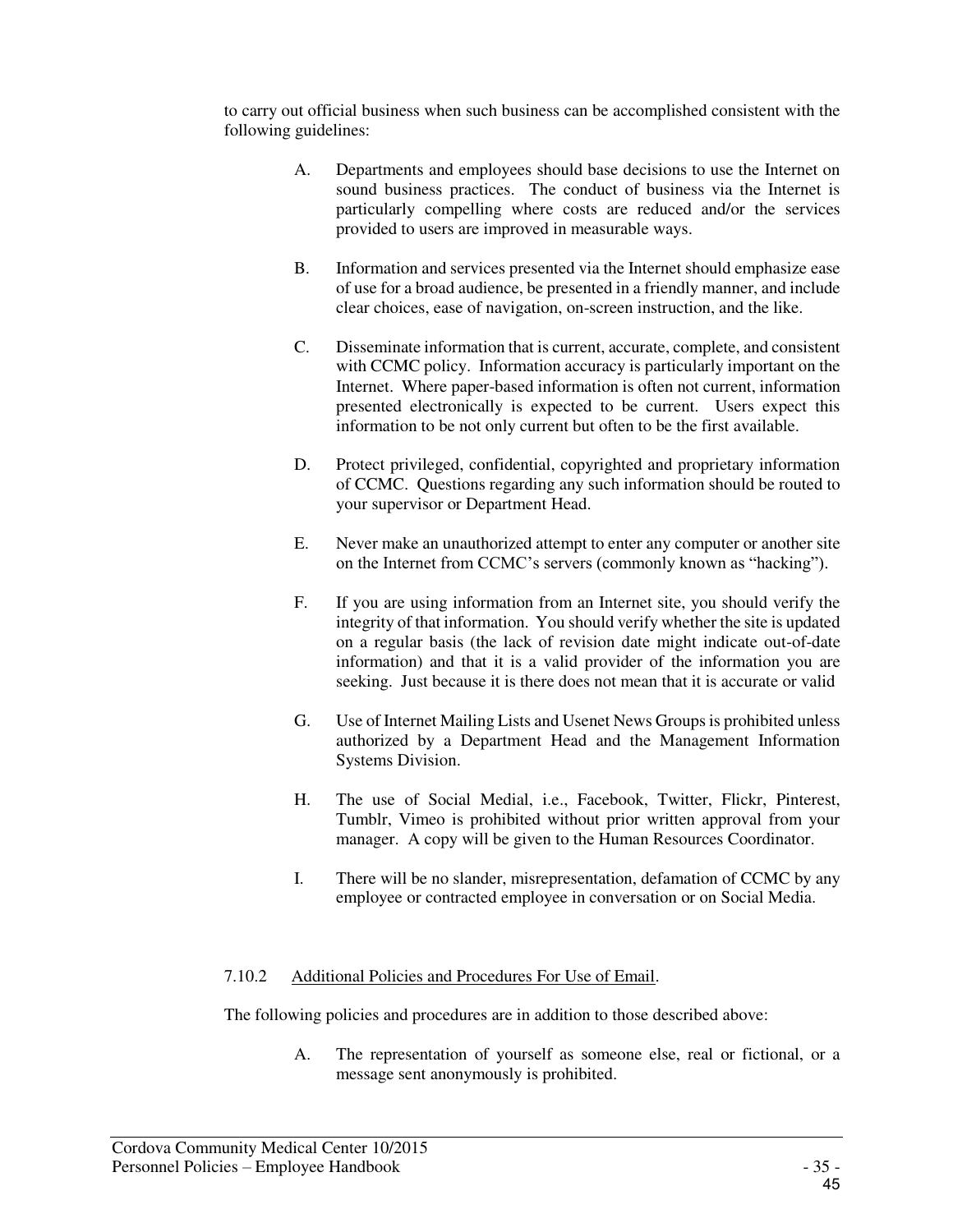to carry out official business when such business can be accomplished consistent with the following guidelines:

A. Departments and employees should base decisions to use the Internet on sound business practices. The conduct of business via the Internet is particularly compelling where costs are reduced and/or the services provided to users are improved in measurable ways.

B. Information and services presented via the Internet should emphasize ease of use for a broad audience, be presented in a friendly manner, and include clear choices, ease of navigation, on-screen instruction, and the like.

C. Disseminate information that is current, accurate, complete, and consistent with CCMC policy. Information accuracy is particularly important on the Internet. Where paper-based information is often not current, information presented electronically is expected to be current. Users expect this information to be not only current but often to be the first available.

D. Protect privileged, confidential, copyrighted and proprietary information of CCMC. Questions regarding any such information should be routed to your supervisor or Department Head.

E. Never make an unauthorized attempt to enter any computer or another site on the Internet from CCMC's servers (commonly known as "hacking").

F. If you are using information from an Internet site, you should verify the integrity of that information. You should verify whether the site is updated on a regular basis (the lack of revision date might indicate out-of-date information) and that it is a valid provider of the information you are seeking. Just because it is there does not mean that it is accurate or valid

G. Use of Internet Mailing Lists and Usenet News Groups is prohibited unless authorized by a Department Head and the Management Information Systems Division.

H. The use of Social Medial, i.e., Facebook, Twitter, Flickr, Pinterest, Tumblr, Vimeo is prohibited without prior written approval from your manager. A copy will be given to the Human Resources Coordinator.

I. There will be no slander, misrepresentation, defamation of CCMC by any employee or contracted employee in conversation or on Social Media.

7.10.2 Additional Policies and Procedures For Use of Email.

The following policies and procedures are in addition to those described above:

A. The representation of yourself as someone else, real or fictional, or a message sent anonymously is prohibited.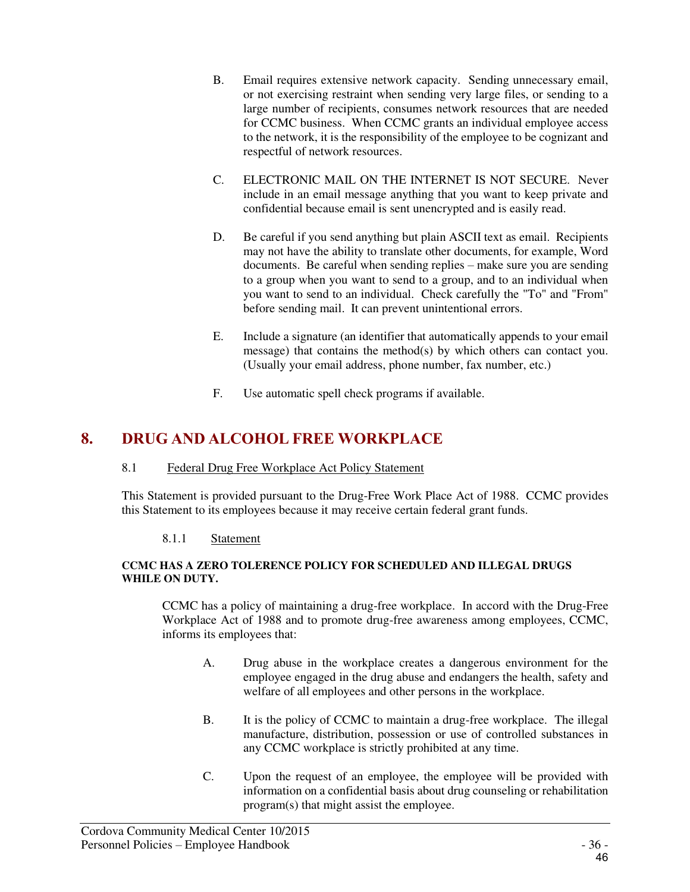B. Email requires extensive network capacity. Sending unnecessary email, or not exercising restraint when sending very large files, or sending to a large number of recipients, consumes network resources that are needed for CCMC business. When CCMC grants an individual employee access to the network, it is the responsibility of the employee to be cognizant and respectful of network resources.

C. ELECTRONIC MAIL ON THE INTERNET IS NOT SECURE. Never include in an email message anything that you want to keep private and confidential because email is sent unencrypted and is easily read.

D. Be careful if you send anything but plain ASCII text as email. Recipients may not have the ability to translate other documents, for example, Word documents. Be careful when sending replies – make sure you are sending to a group when you want to send to a group, and to an individual when you want to send to an individual. Check carefully the "To" and "From" before sending mail. It can prevent unintentional errors.

E. Include a signature (an identifier that automatically appends to your email message) that contains the method(s) by which others can contact you. (Usually your email address, phone number, fax number, etc.)

F. Use automatic spell check programs if available.

# 8. DRUG AND ALCOHOL FREE WORKPLACE

## 8.1 Federal Drug Free Workplace Act Policy Statement

This Statement is provided pursuant to the Drug-Free Work Place Act of 1988. CCMC provides this Statement to its employees because it may receive certain federal grant funds.

### 8.1.1 Statement

**CCMC HAS A ZERO TOLERENCE POLICY FOR SCHEDULED AND ILLEGAL DRUGS WHILE ON DUTY.**

CCMC has a policy of maintaining a drug-free workplace. In accord with the Drug-Free Workplace Act of 1988 and to promote drug-free awareness among employees, CCMC, informs its employees that:

A. Drug abuse in the workplace creates a dangerous environment for the employee engaged in the drug abuse and endangers the health, safety and welfare of all employees and other persons in the workplace.

B. It is the policy of CCMC to maintain a drug-free workplace. The illegal manufacture, distribution, possession or use of controlled substances in any CCMC workplace is strictly prohibited at any time.

C. Upon the request of an employee, the employee will be provided with information on a confidential basis about drug counseling or rehabilitation program(s) that might assist the employee.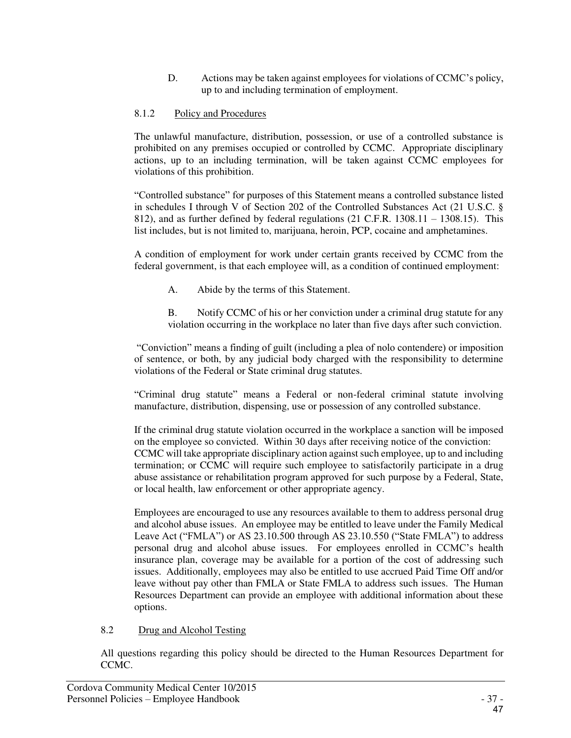D. Actions may be taken against employees for violations of CCMC's policy, up to and including termination of employment.

### 8.1.2 Policy and Procedures

The unlawful manufacture, distribution, possession, or use of a controlled substance is prohibited on any premises occupied or controlled by CCMC. Appropriate disciplinary actions, up to an including termination, will be taken against CCMC employees for violations of this prohibition.

"Controlled substance" for purposes of this Statement means a controlled substance listed in schedules I through V of Section 202 of the Controlled Substances Act (21 U.S.C. § 812), and as further defined by federal regulations (21 C.F.R. 1308.11 – 1308.15). This list includes, but is not limited to, marijuana, heroin, PCP, cocaine and amphetamines.

A condition of employment for work under certain grants received by CCMC from the federal government, is that each employee will, as a condition of continued employment:

A. Abide by the terms of this Statement.

B. Notify CCMC of his or her conviction under a criminal drug statute for any violation occurring in the workplace no later than five days after such conviction.

"Conviction" means a finding of guilt (including a plea of nolo contendere) or imposition of sentence, or both, by any judicial body charged with the responsibility to determine violations of the Federal or State criminal drug statutes.

"Criminal drug statute" means a Federal or non-federal criminal statute involving manufacture, distribution, dispensing, use or possession of any controlled substance.

If the criminal drug statute violation occurred in the workplace a sanction will be imposed on the employee so convicted. Within 30 days after receiving notice of the conviction: CCMC will take appropriate disciplinary action against such employee, up to and including termination; or CCMC will require such employee to satisfactorily participate in a drug abuse assistance or rehabilitation program approved for such purpose by a Federal, State, or local health, law enforcement or other appropriate agency.

Employees are encouraged to use any resources available to them to address personal drug and alcohol abuse issues. An employee may be entitled to leave under the Family Medical Leave Act ("FMLA") or AS 23.10.500 through AS 23.10.550 ("State FMLA") to address personal drug and alcohol abuse issues. For employees enrolled in CCMC's health insurance plan, coverage may be available for a portion of the cost of addressing such issues. Additionally, employees may also be entitled to use accrued Paid Time Off and/or leave without pay other than FMLA or State FMLA to address such issues. The Human Resources Department can provide an employee with additional information about these options.

## 8.2 Drug and Alcohol Testing

All questions regarding this policy should be directed to the Human Resources Department for CCMC.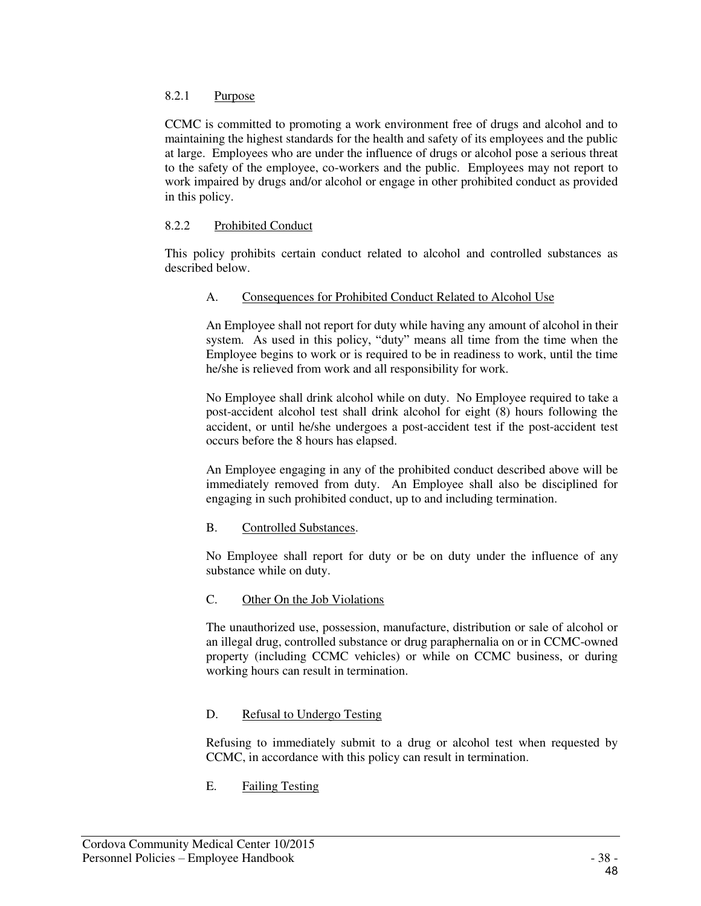#### 8.2.1 Purpose

CCMC is committed to promoting a work environment free of drugs and alcohol and to maintaining the highest standards for the health and safety of its employees and the public at large. Employees who are under the influence of drugs or alcohol pose a serious threat to the safety of the employee, co-workers and the public. Employees may not report to work impaired by drugs and/or alcohol or engage in other prohibited conduct as provided in this policy.

#### 8.2.2 Prohibited Conduct

This policy prohibits certain conduct related to alcohol and controlled substances as described below.

##### A. Consequences for Prohibited Conduct Related to Alcohol Use

An Employee shall not report for duty while having any amount of alcohol in their system. As used in this policy, "duty" means all time from the time when the Employee begins to work or is required to be in readiness to work, until the time he/she is relieved from work and all responsibility for work.

No Employee shall drink alcohol while on duty. No Employee required to take a post-accident alcohol test shall drink alcohol for eight (8) hours following the accident, or until he/she undergoes a post-accident test if the post-accident test occurs before the 8 hours has elapsed.

An Employee engaging in any of the prohibited conduct described above will be immediately removed from duty. An Employee shall also be disciplined for engaging in such prohibited conduct, up to and including termination.

##### B. Controlled Substances.

No Employee shall report for duty or be on duty under the influence of any substance while on duty.

##### C. Other On the Job Violations

The unauthorized use, possession, manufacture, distribution or sale of alcohol or an illegal drug, controlled substance or drug paraphernalia on or in CCMC-owned property (including CCMC vehicles) or while on CCMC business, or during working hours can result in termination.

##### D. Refusal to Undergo Testing

Refusing to immediately submit to a drug or alcohol test when requested by CCMC, in accordance with this policy can result in termination.

##### E. Failing Testing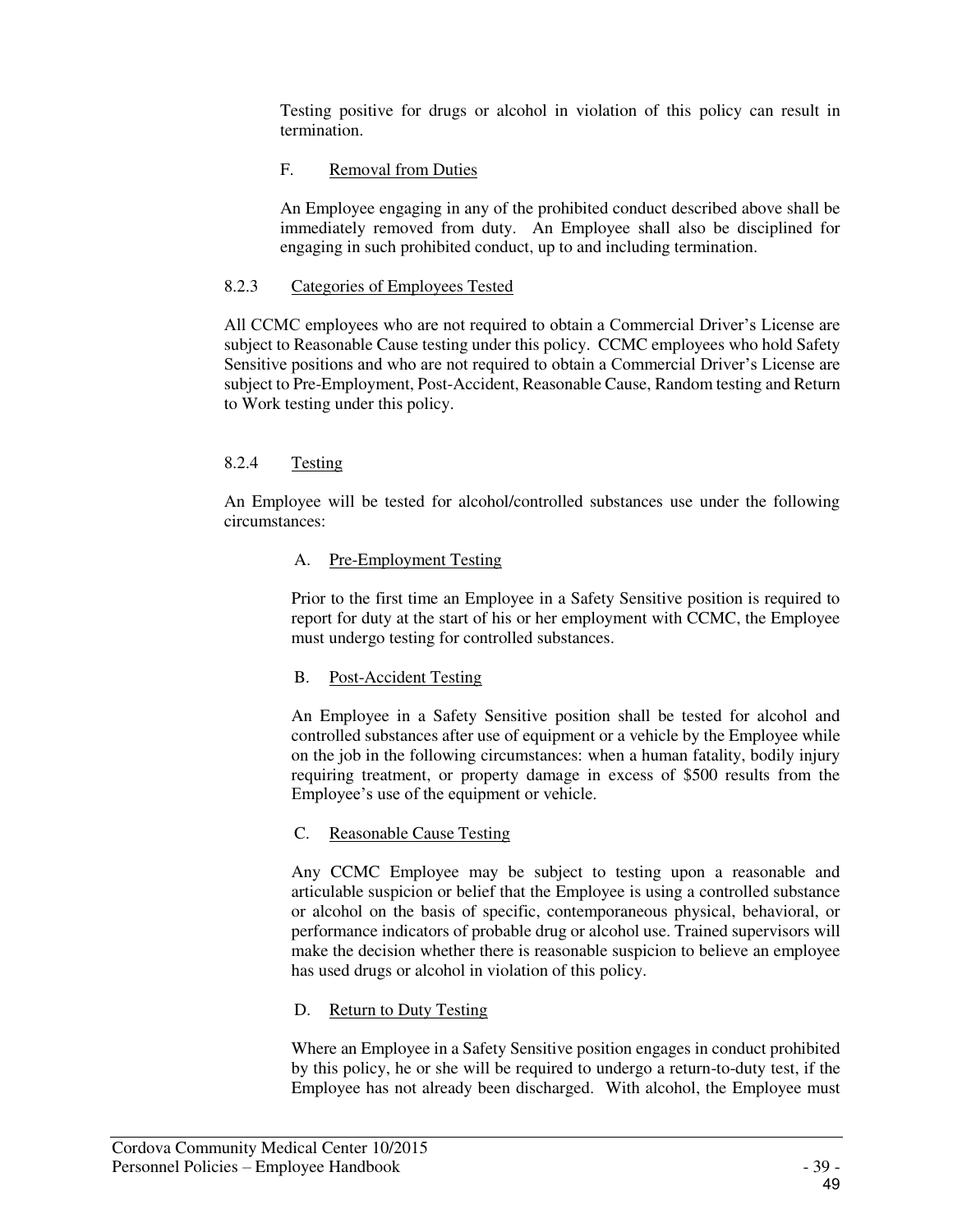Testing positive for drugs or alcohol in violation of this policy can result in termination.

F. Removal from Duties

An Employee engaging in any of the prohibited conduct described above shall be immediately removed from duty. An Employee shall also be disciplined for engaging in such prohibited conduct, up to and including termination.

8.2.3 Categories of Employees Tested

All CCMC employees who are not required to obtain a Commercial Driver's License are subject to Reasonable Cause testing under this policy. CCMC employees who hold Safety Sensitive positions and who are not required to obtain a Commercial Driver's License are subject to Pre-Employment, Post-Accident, Reasonable Cause, Random testing and Return to Work testing under this policy.

8.2.4 Testing

An Employee will be tested for alcohol/controlled substances use under the following circumstances:

A. Pre-Employment Testing

Prior to the first time an Employee in a Safety Sensitive position is required to report for duty at the start of his or her employment with CCMC, the Employee must undergo testing for controlled substances.

B. Post-Accident Testing

An Employee in a Safety Sensitive position shall be tested for alcohol and controlled substances after use of equipment or a vehicle by the Employee while on the job in the following circumstances: when a human fatality, bodily injury requiring treatment, or property damage in excess of $500 results from the Employee's use of the equipment or vehicle.

C. Reasonable Cause Testing

Any CCMC Employee may be subject to testing upon a reasonable and articulable suspicion or belief that the Employee is using a controlled substance or alcohol on the basis of specific, contemporaneous physical, behavioral, or performance indicators of probable drug or alcohol use. Trained supervisors will make the decision whether there is reasonable suspicion to believe an employee has used drugs or alcohol in violation of this policy.

D. Return to Duty Testing

Where an Employee in a Safety Sensitive position engages in conduct prohibited by this policy, he or she will be required to undergo a return-to-duty test, if the Employee has not already been discharged. With alcohol, the Employee must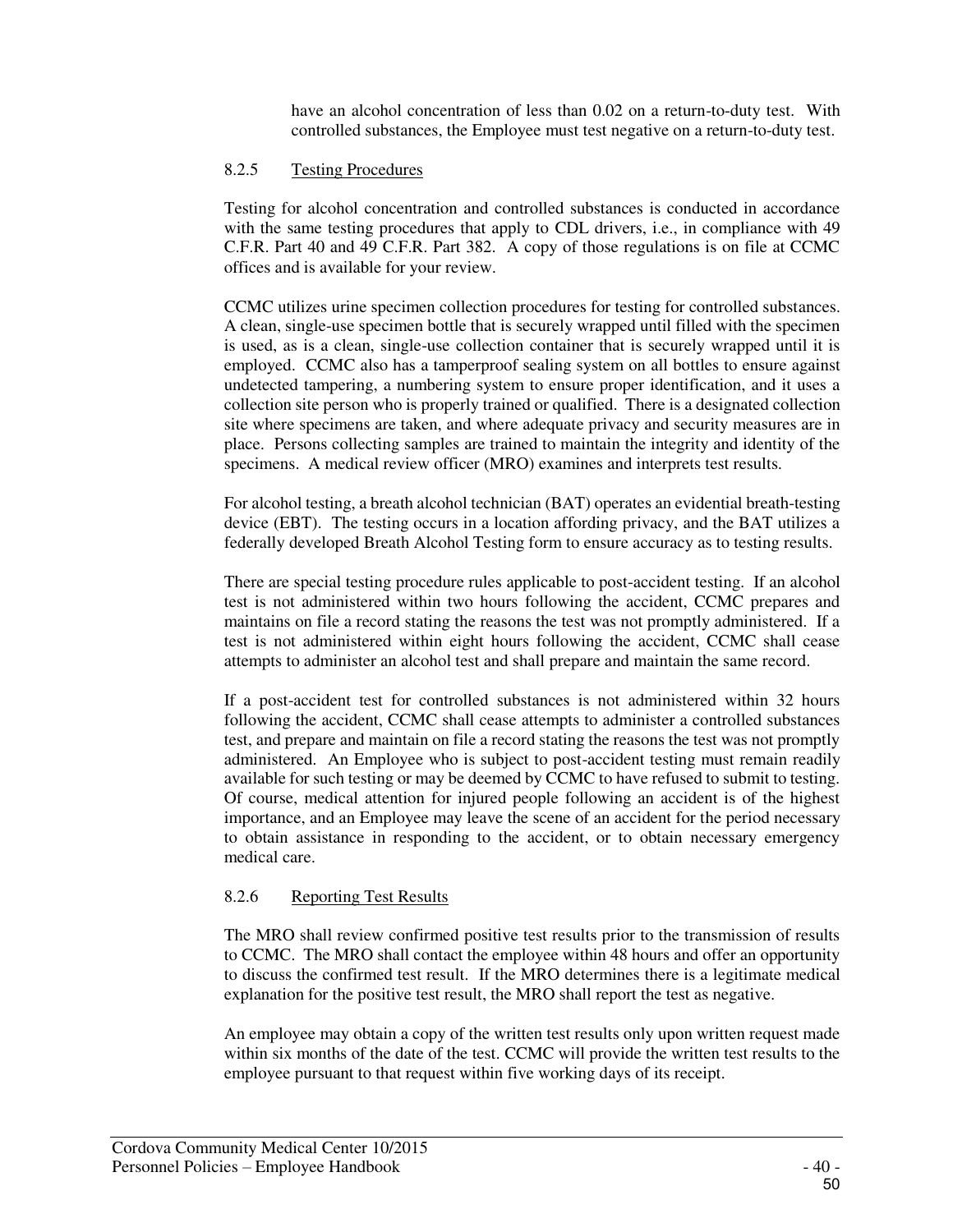have an alcohol concentration of less than 0.02 on a return-to-duty test. With controlled substances, the Employee must test negative on a return-to-duty test.

#### 8.2.5 Testing Procedures

Testing for alcohol concentration and controlled substances is conducted in accordance with the same testing procedures that apply to CDL drivers, i.e., in compliance with 49 C.F.R. Part 40 and 49 C.F.R. Part 382. A copy of those regulations is on file at CCMC offices and is available for your review.

CCMC utilizes urine specimen collection procedures for testing for controlled substances. A clean, single-use specimen bottle that is securely wrapped until filled with the specimen is used, as is a clean, single-use collection container that is securely wrapped until it is employed. CCMC also has a tamperproof sealing system on all bottles to ensure against undetected tampering, a numbering system to ensure proper identification, and it uses a collection site person who is properly trained or qualified. There is a designated collection site where specimens are taken, and where adequate privacy and security measures are in place. Persons collecting samples are trained to maintain the integrity and identity of the specimens. A medical review officer (MRO) examines and interprets test results.

For alcohol testing, a breath alcohol technician (BAT) operates an evidential breath-testing device (EBT). The testing occurs in a location affording privacy, and the BAT utilizes a federally developed Breath Alcohol Testing form to ensure accuracy as to testing results.

There are special testing procedure rules applicable to post-accident testing. If an alcohol test is not administered within two hours following the accident, CCMC prepares and maintains on file a record stating the reasons the test was not promptly administered. If a test is not administered within eight hours following the accident, CCMC shall cease attempts to administer an alcohol test and shall prepare and maintain the same record.

If a post-accident test for controlled substances is not administered within 32 hours following the accident, CCMC shall cease attempts to administer a controlled substances test, and prepare and maintain on file a record stating the reasons the test was not promptly administered. An Employee who is subject to post-accident testing must remain readily available for such testing or may be deemed by CCMC to have refused to submit to testing. Of course, medical attention for injured people following an accident is of the highest importance, and an Employee may leave the scene of an accident for the period necessary to obtain assistance in responding to the accident, or to obtain necessary emergency medical care.

#### 8.2.6 Reporting Test Results

The MRO shall review confirmed positive test results prior to the transmission of results to CCMC. The MRO shall contact the employee within 48 hours and offer an opportunity to discuss the confirmed test result. If the MRO determines there is a legitimate medical explanation for the positive test result, the MRO shall report the test as negative.

An employee may obtain a copy of the written test results only upon written request made within six months of the date of the test. CCMC will provide the written test results to the employee pursuant to that request within five working days of its receipt.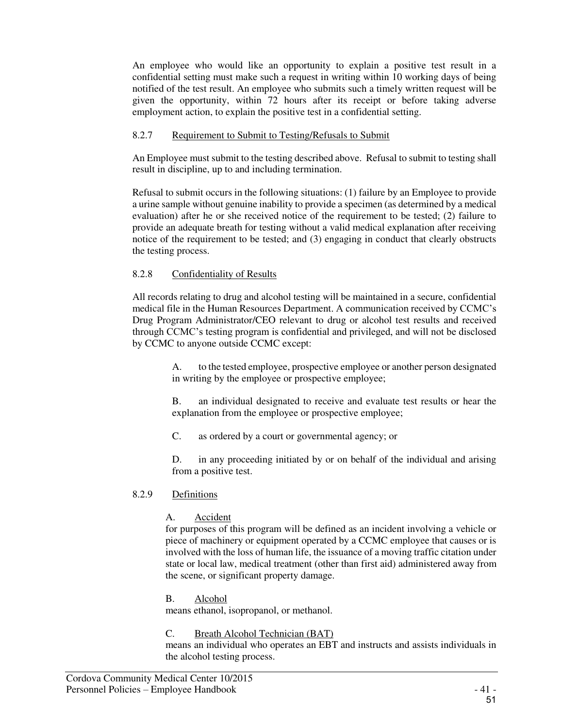An employee who would like an opportunity to explain a positive test result in a confidential setting must make such a request in writing within 10 working days of being notified of the test result. An employee who submits such a timely written request will be given the opportunity, within 72 hours after its receipt or before taking adverse employment action, to explain the positive test in a confidential setting.

### 8.2.7 Requirement to Submit to Testing/Refusals to Submit

An Employee must submit to the testing described above. Refusal to submit to testing shall result in discipline, up to and including termination.

Refusal to submit occurs in the following situations: (1) failure by an Employee to provide a urine sample without genuine inability to provide a specimen (as determined by a medical evaluation) after he or she received notice of the requirement to be tested; (2) failure to provide an adequate breath for testing without a valid medical explanation after receiving notice of the requirement to be tested; and (3) engaging in conduct that clearly obstructs the testing process.

### 8.2.8 Confidentiality of Results

All records relating to drug and alcohol testing will be maintained in a secure, confidential medical file in the Human Resources Department. A communication received by CCMC's Drug Program Administrator/CEO relevant to drug or alcohol test results and received through CCMC's testing program is confidential and privileged, and will not be disclosed by CCMC to anyone outside CCMC except:

A. to the tested employee, prospective employee or another person designated in writing by the employee or prospective employee;

B. an individual designated to receive and evaluate test results or hear the explanation from the employee or prospective employee;

C. as ordered by a court or governmental agency; or

D. in any proceeding initiated by or on behalf of the individual and arising from a positive test.

### 8.2.9 Definitions

A. Accident

for purposes of this program will be defined as an incident involving a vehicle or piece of machinery or equipment operated by a CCMC employee that causes or is involved with the loss of human life, the issuance of a moving traffic citation under state or local law, medical treatment (other than first aid) administered away from the scene, or significant property damage.

B. Alcohol

means ethanol, isopropanol, or methanol.

C. Breath Alcohol Technician (BAT)

means an individual who operates an EBT and instructs and assists individuals in the alcohol testing process.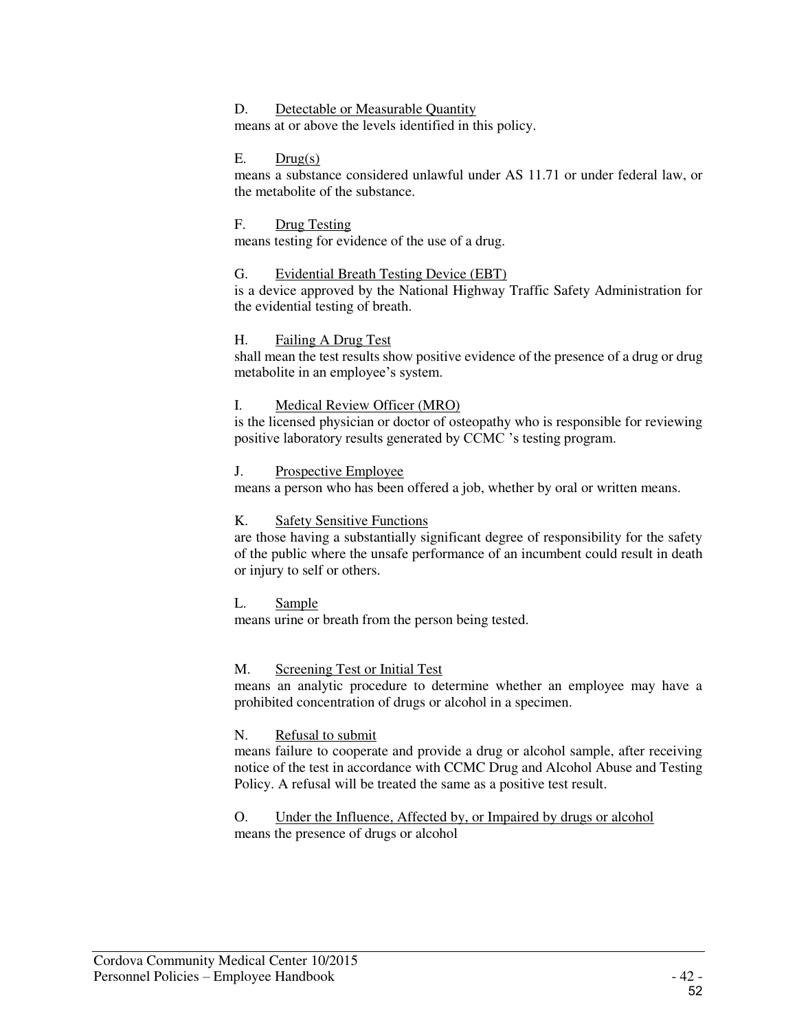D. Detectable or Measurable Quantity
means at or above the levels identified in this policy.

E. Drug(s)
means a substance considered unlawful under AS 11.71 or under federal law, or the metabolite of the substance.

F. Drug Testing
means testing for evidence of the use of a drug.

G. Evidential Breath Testing Device (EBT)
is a device approved by the National Highway Traffic Safety Administration for the evidential testing of breath.

H. Failing A Drug Test
shall mean the test results show positive evidence of the presence of a drug or drug metabolite in an employee's system.

I. Medical Review Officer (MRO)
is the licensed physician or doctor of osteopathy who is responsible for reviewing positive laboratory results generated by CCMC 's testing program.

J. Prospective Employee
means a person who has been offered a job, whether by oral or written means.

K. Safety Sensitive Functions
are those having a substantially significant degree of responsibility for the safety of the public where the unsafe performance of an incumbent could result in death or injury to self or others.

L. Sample
means urine or breath from the person being tested.

M. Screening Test or Initial Test
means an analytic procedure to determine whether an employee may have a prohibited concentration of drugs or alcohol in a specimen.

N. Refusal to submit
means failure to cooperate and provide a drug or alcohol sample, after receiving notice of the test in accordance with CCMC Drug and Alcohol Abuse and Testing Policy. A refusal will be treated the same as a positive test result.

O. Under the Influence, Affected by, or Impaired by drugs or alcohol
means the presence of drugs or alcohol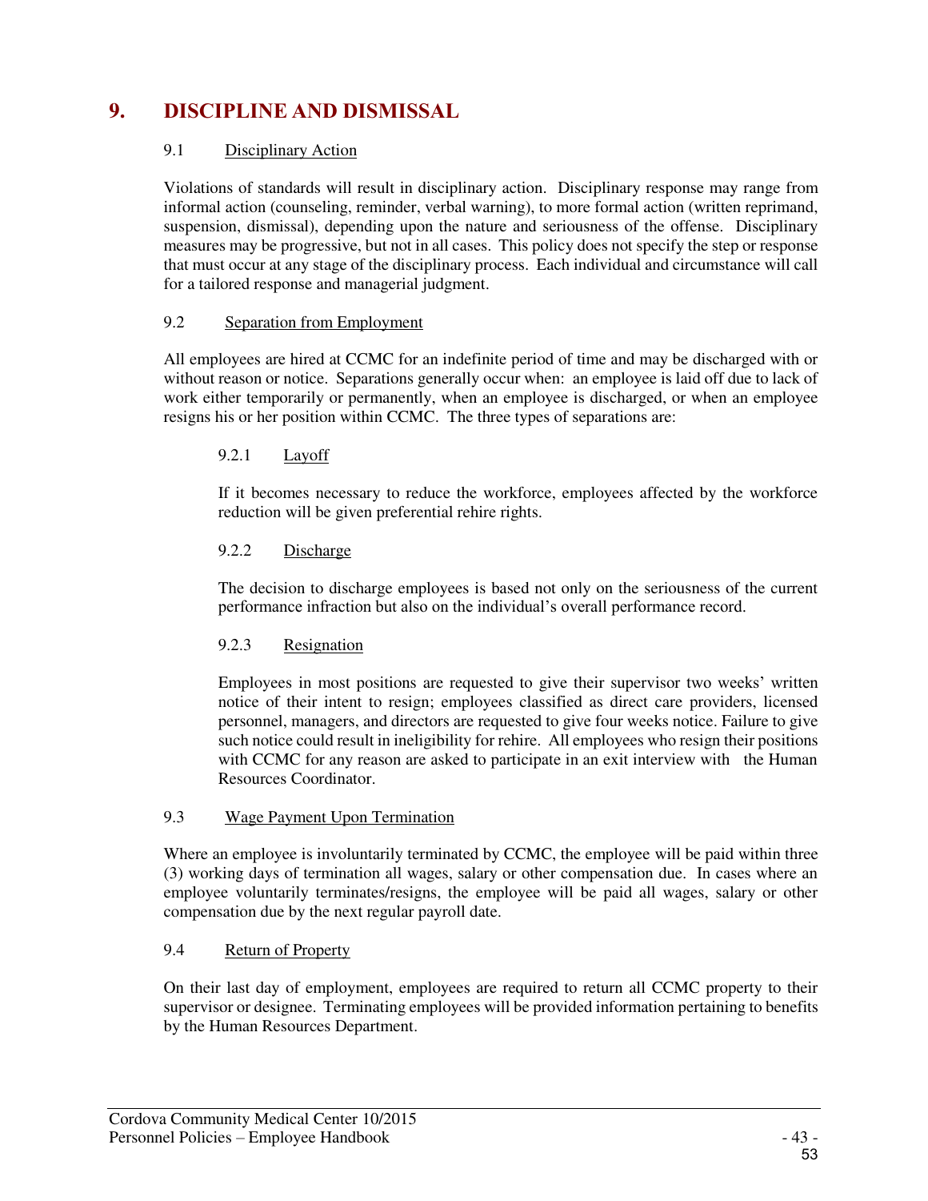# 9. DISCIPLINE AND DISMISSAL

## 9.1 Disciplinary Action

Violations of standards will result in disciplinary action. Disciplinary response may range from informal action (counseling, reminder, verbal warning), to more formal action (written reprimand, suspension, dismissal), depending upon the nature and seriousness of the offense. Disciplinary measures may be progressive, but not in all cases. This policy does not specify the step or response that must occur at any stage of the disciplinary process. Each individual and circumstance will call for a tailored response and managerial judgment.

## 9.2 Separation from Employment

All employees are hired at CCMC for an indefinite period of time and may be discharged with or without reason or notice. Separations generally occur when: an employee is laid off due to lack of work either temporarily or permanently, when an employee is discharged, or when an employee resigns his or her position within CCMC. The three types of separations are:

### 9.2.1 Layoff

If it becomes necessary to reduce the workforce, employees affected by the workforce reduction will be given preferential rehire rights.

### 9.2.2 Discharge

The decision to discharge employees is based not only on the seriousness of the current performance infraction but also on the individual's overall performance record.

### 9.2.3 Resignation

Employees in most positions are requested to give their supervisor two weeks' written notice of their intent to resign; employees classified as direct care providers, licensed personnel, managers, and directors are requested to give four weeks notice. Failure to give such notice could result in ineligibility for rehire. All employees who resign their positions with CCMC for any reason are asked to participate in an exit interview with the Human Resources Coordinator.

## 9.3 Wage Payment Upon Termination

Where an employee is involuntarily terminated by CCMC, the employee will be paid within three (3) working days of termination all wages, salary or other compensation due. In cases where an employee voluntarily terminates/resigns, the employee will be paid all wages, salary or other compensation due by the next regular payroll date.

## 9.4 Return of Property

On their last day of employment, employees are required to return all CCMC property to their supervisor or designee. Terminating employees will be provided information pertaining to benefits by the Human Resources Department.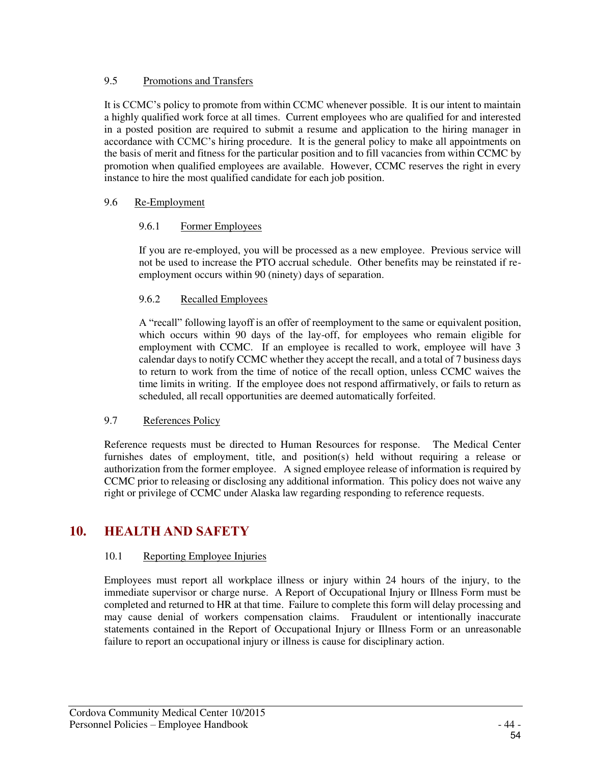### 9.5 Promotions and Transfers

It is CCMC's policy to promote from within CCMC whenever possible. It is our intent to maintain a highly qualified work force at all times. Current employees who are qualified for and interested in a posted position are required to submit a resume and application to the hiring manager in accordance with CCMC's hiring procedure. It is the general policy to make all appointments on the basis of merit and fitness for the particular position and to fill vacancies from within CCMC by promotion when qualified employees are available. However, CCMC reserves the right in every instance to hire the most qualified candidate for each job position.

### 9.6 Re-Employment

#### 9.6.1 Former Employees

If you are re-employed, you will be processed as a new employee. Previous service will not be used to increase the PTO accrual schedule. Other benefits may be reinstated if re-employment occurs within 90 (ninety) days of separation.

#### 9.6.2 Recalled Employees

A "recall" following layoff is an offer of reemployment to the same or equivalent position, which occurs within 90 days of the lay-off, for employees who remain eligible for employment with CCMC. If an employee is recalled to work, employee will have 3 calendar days to notify CCMC whether they accept the recall, and a total of 7 business days to return to work from the time of notice of the recall option, unless CCMC waives the time limits in writing. If the employee does not respond affirmatively, or fails to return as scheduled, all recall opportunities are deemed automatically forfeited.

### 9.7 References Policy

Reference requests must be directed to Human Resources for response. The Medical Center furnishes dates of employment, title, and position(s) held without requiring a release or authorization from the former employee. A signed employee release of information is required by CCMC prior to releasing or disclosing any additional information. This policy does not waive any right or privilege of CCMC under Alaska law regarding responding to reference requests.

## 10. HEALTH AND SAFETY

### 10.1 Reporting Employee Injuries

Employees must report all workplace illness or injury within 24 hours of the injury, to the immediate supervisor or charge nurse. A Report of Occupational Injury or Illness Form must be completed and returned to HR at that time. Failure to complete this form will delay processing and may cause denial of workers compensation claims. Fraudulent or intentionally inaccurate statements contained in the Report of Occupational Injury or Illness Form or an unreasonable failure to report an occupational injury or illness is cause for disciplinary action.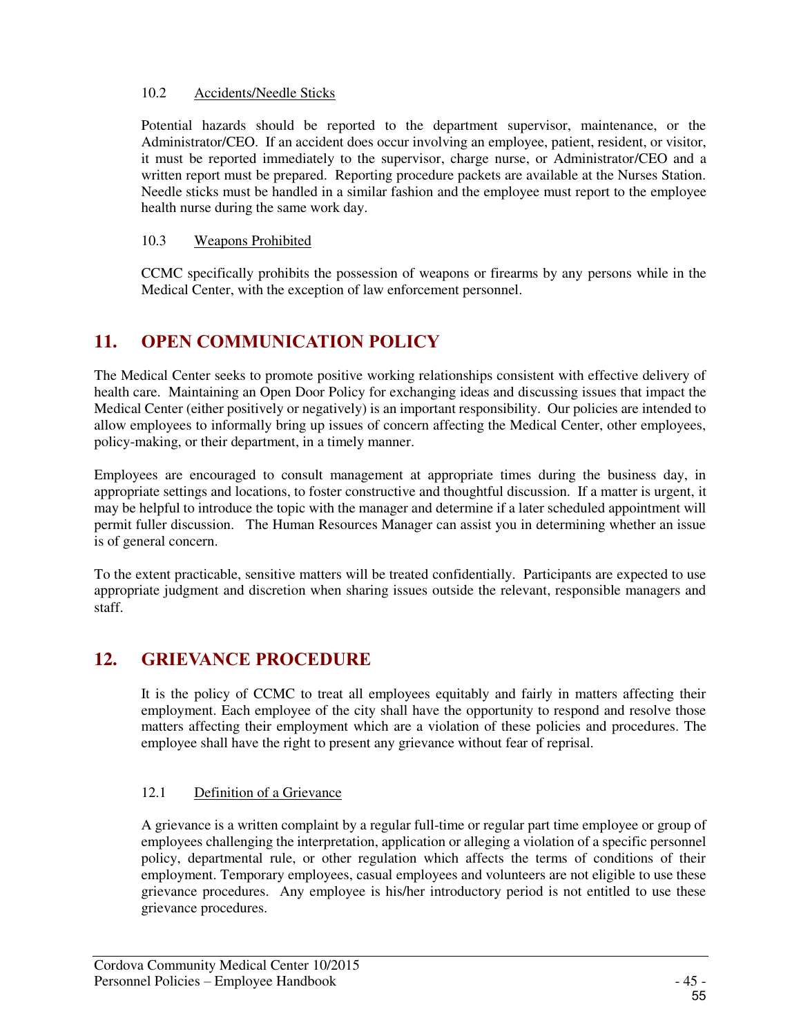### 10.2 Accidents/Needle Sticks

Potential hazards should be reported to the department supervisor, maintenance, or the Administrator/CEO. If an accident does occur involving an employee, patient, resident, or visitor, it must be reported immediately to the supervisor, charge nurse, or Administrator/CEO and a written report must be prepared. Reporting procedure packets are available at the Nurses Station. Needle sticks must be handled in a similar fashion and the employee must report to the employee health nurse during the same work day.

### 10.3 Weapons Prohibited

CCMC specifically prohibits the possession of weapons or firearms by any persons while in the Medical Center, with the exception of law enforcement personnel.

## 11. OPEN COMMUNICATION POLICY

The Medical Center seeks to promote positive working relationships consistent with effective delivery of health care. Maintaining an Open Door Policy for exchanging ideas and discussing issues that impact the Medical Center (either positively or negatively) is an important responsibility. Our policies are intended to allow employees to informally bring up issues of concern affecting the Medical Center, other employees, policy-making, or their department, in a timely manner.

Employees are encouraged to consult management at appropriate times during the business day, in appropriate settings and locations, to foster constructive and thoughtful discussion. If a matter is urgent, it may be helpful to introduce the topic with the manager and determine if a later scheduled appointment will permit fuller discussion. The Human Resources Manager can assist you in determining whether an issue is of general concern.

To the extent practicable, sensitive matters will be treated confidentially. Participants are expected to use appropriate judgment and discretion when sharing issues outside the relevant, responsible managers and staff.

## 12. GRIEVANCE PROCEDURE

It is the policy of CCMC to treat all employees equitably and fairly in matters affecting their employment. Each employee of the city shall have the opportunity to respond and resolve those matters affecting their employment which are a violation of these policies and procedures. The employee shall have the right to present any grievance without fear of reprisal.

### 12.1 Definition of a Grievance

A grievance is a written complaint by a regular full-time or regular part time employee or group of employees challenging the interpretation, application or alleging a violation of a specific personnel policy, departmental rule, or other regulation which affects the terms of conditions of their employment. Temporary employees, casual employees and volunteers are not eligible to use these grievance procedures. Any employee is his/her introductory period is not entitled to use these grievance procedures.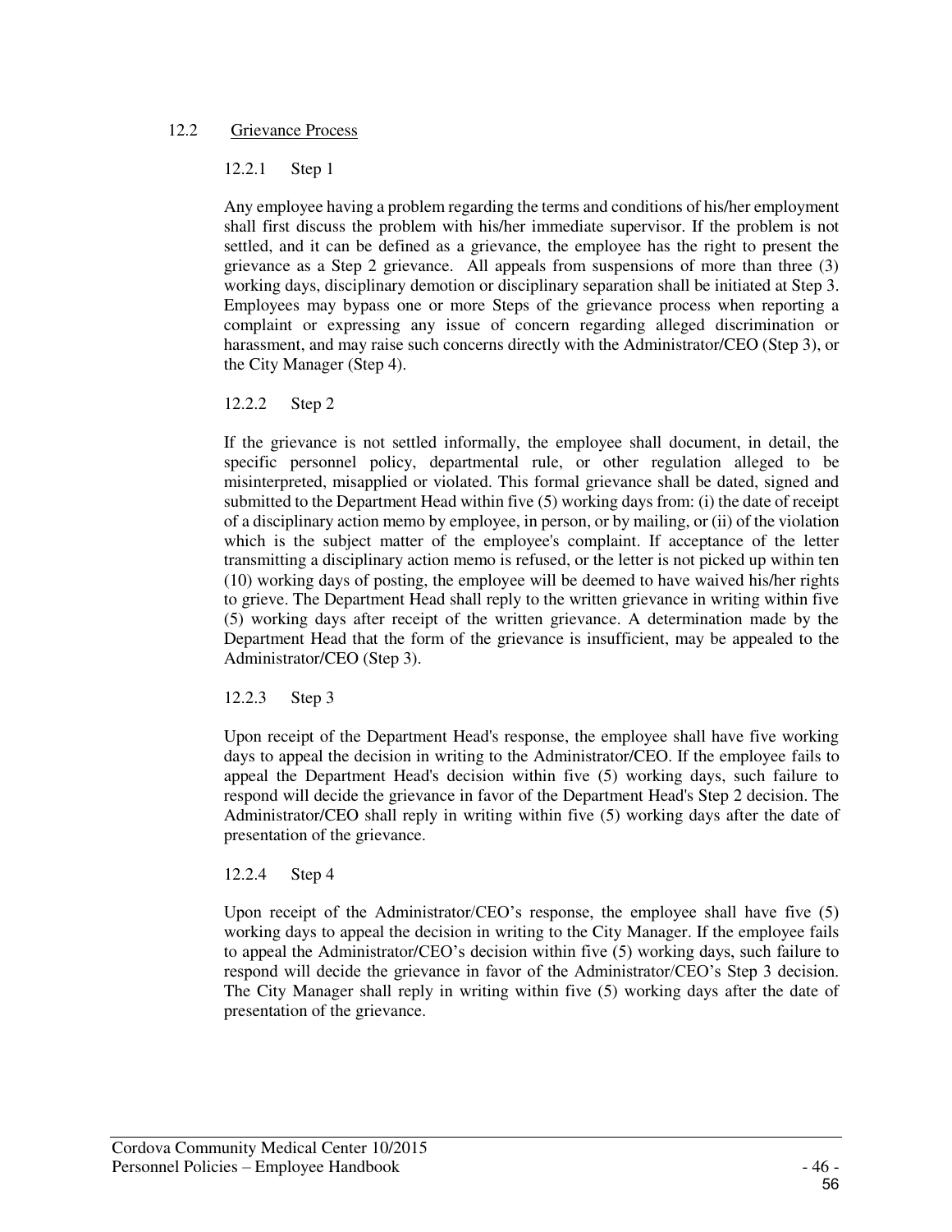## 12.2 Grievance Process

### 12.2.1 Step 1

Any employee having a problem regarding the terms and conditions of his/her employment shall first discuss the problem with his/her immediate supervisor. If the problem is not settled, and it can be defined as a grievance, the employee has the right to present the grievance as a Step 2 grievance. All appeals from suspensions of more than three (3) working days, disciplinary demotion or disciplinary separation shall be initiated at Step 3. Employees may bypass one or more Steps of the grievance process when reporting a complaint or expressing any issue of concern regarding alleged discrimination or harassment, and may raise such concerns directly with the Administrator/CEO (Step 3), or the City Manager (Step 4).

### 12.2.2 Step 2

If the grievance is not settled informally, the employee shall document, in detail, the specific personnel policy, departmental rule, or other regulation alleged to be misinterpreted, misapplied or violated. This formal grievance shall be dated, signed and submitted to the Department Head within five (5) working days from: (i) the date of receipt of a disciplinary action memo by employee, in person, or by mailing, or (ii) of the violation which is the subject matter of the employee's complaint. If acceptance of the letter transmitting a disciplinary action memo is refused, or the letter is not picked up within ten (10) working days of posting, the employee will be deemed to have waived his/her rights to grieve. The Department Head shall reply to the written grievance in writing within five (5) working days after receipt of the written grievance. A determination made by the Department Head that the form of the grievance is insufficient, may be appealed to the Administrator/CEO (Step 3).

### 12.2.3 Step 3

Upon receipt of the Department Head's response, the employee shall have five working days to appeal the decision in writing to the Administrator/CEO. If the employee fails to appeal the Department Head's decision within five (5) working days, such failure to respond will decide the grievance in favor of the Department Head's Step 2 decision. The Administrator/CEO shall reply in writing within five (5) working days after the date of presentation of the grievance.

### 12.2.4 Step 4

Upon receipt of the Administrator/CEO's response, the employee shall have five (5) working days to appeal the decision in writing to the City Manager. If the employee fails to appeal the Administrator/CEO's decision within five (5) working days, such failure to respond will decide the grievance in favor of the Administrator/CEO's Step 3 decision. The City Manager shall reply in writing within five (5) working days after the date of presentation of the grievance.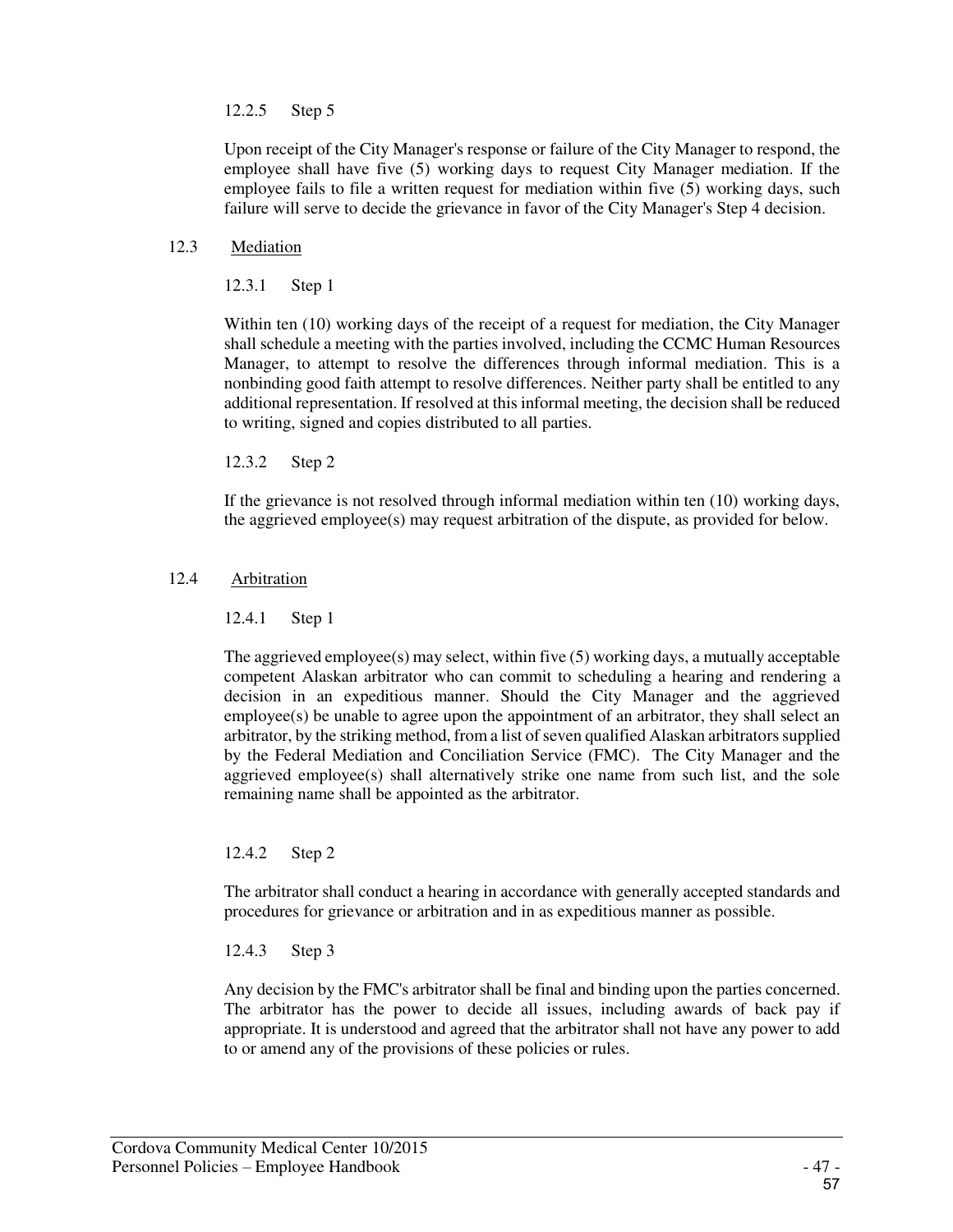12.2.5 Step 5

Upon receipt of the City Manager's response or failure of the City Manager to respond, the employee shall have five (5) working days to request City Manager mediation. If the employee fails to file a written request for mediation within five (5) working days, such failure will serve to decide the grievance in favor of the City Manager's Step 4 decision.

## 12.3 Mediation

12.3.1 Step 1

Within ten (10) working days of the receipt of a request for mediation, the City Manager shall schedule a meeting with the parties involved, including the CCMC Human Resources Manager, to attempt to resolve the differences through informal mediation. This is a nonbinding good faith attempt to resolve differences. Neither party shall be entitled to any additional representation. If resolved at this informal meeting, the decision shall be reduced to writing, signed and copies distributed to all parties.

12.3.2 Step 2

If the grievance is not resolved through informal mediation within ten (10) working days, the aggrieved employee(s) may request arbitration of the dispute, as provided for below.

## 12.4 Arbitration

12.4.1 Step 1

The aggrieved employee(s) may select, within five (5) working days, a mutually acceptable competent Alaskan arbitrator who can commit to scheduling a hearing and rendering a decision in an expeditious manner. Should the City Manager and the aggrieved employee(s) be unable to agree upon the appointment of an arbitrator, they shall select an arbitrator, by the striking method, from a list of seven qualified Alaskan arbitrators supplied by the Federal Mediation and Conciliation Service (FMC). The City Manager and the aggrieved employee(s) shall alternatively strike one name from such list, and the sole remaining name shall be appointed as the arbitrator.

12.4.2 Step 2

The arbitrator shall conduct a hearing in accordance with generally accepted standards and procedures for grievance or arbitration and in as expeditious manner as possible.

12.4.3 Step 3

Any decision by the FMC's arbitrator shall be final and binding upon the parties concerned. The arbitrator has the power to decide all issues, including awards of back pay if appropriate. It is understood and agreed that the arbitrator shall not have any power to add to or amend any of the provisions of these policies or rules.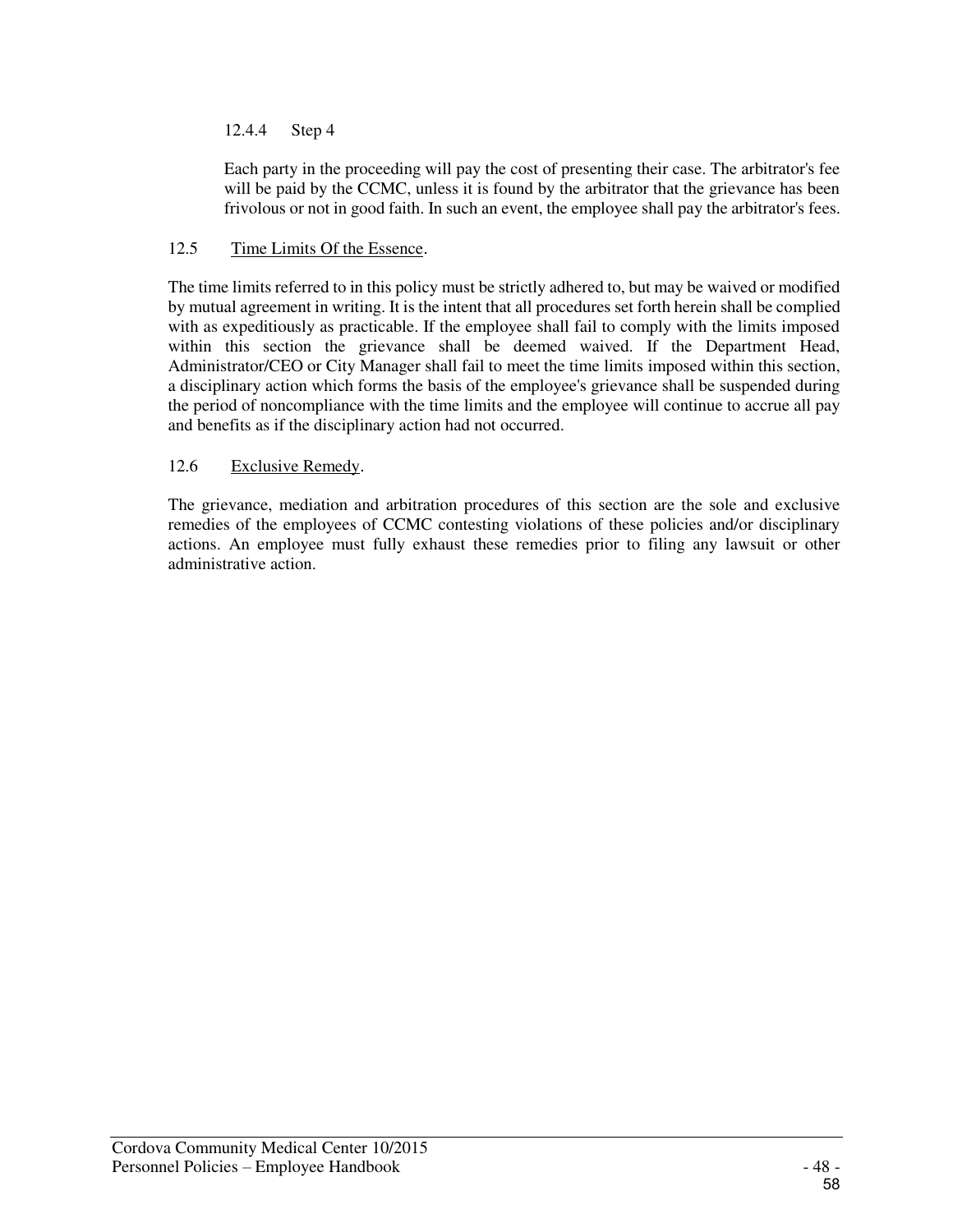#### 12.4.4 Step 4

Each party in the proceeding will pay the cost of presenting their case. The arbitrator's fee will be paid by the CCMC, unless it is found by the arbitrator that the grievance has been frivolous or not in good faith. In such an event, the employee shall pay the arbitrator's fees.

### 12.5 Time Limits Of the Essence.

The time limits referred to in this policy must be strictly adhered to, but may be waived or modified by mutual agreement in writing. It is the intent that all procedures set forth herein shall be complied with as expeditiously as practicable. If the employee shall fail to comply with the limits imposed within this section the grievance shall be deemed waived. If the Department Head, Administrator/CEO or City Manager shall fail to meet the time limits imposed within this section, a disciplinary action which forms the basis of the employee's grievance shall be suspended during the period of noncompliance with the time limits and the employee will continue to accrue all pay and benefits as if the disciplinary action had not occurred.

### 12.6 Exclusive Remedy.

The grievance, mediation and arbitration procedures of this section are the sole and exclusive remedies of the employees of CCMC contesting violations of these policies and/or disciplinary actions. An employee must fully exhaust these remedies prior to filing any lawsuit or other administrative action.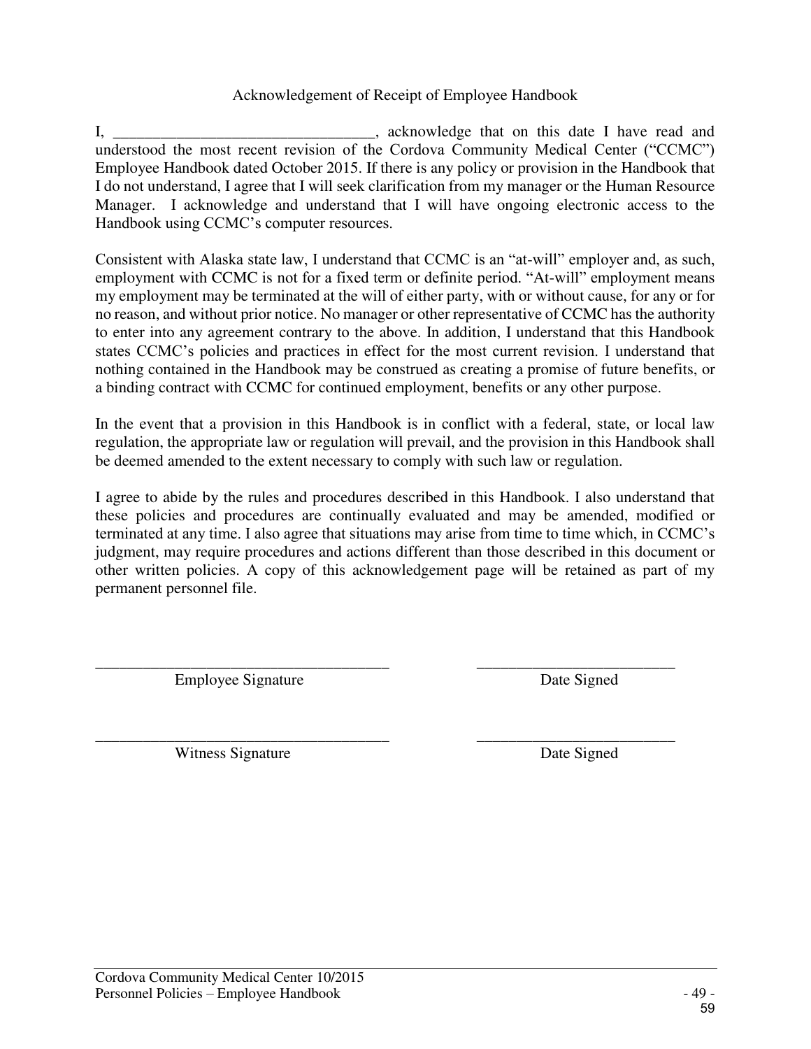# Acknowledgement of Receipt of Employee Handbook

I, _________________________________, acknowledge that on this date I have read and understood the most recent revision of the Cordova Community Medical Center ("CCMC") Employee Handbook dated October 2015. If there is any policy or provision in the Handbook that I do not understand, I agree that I will seek clarification from my manager or the Human Resource Manager. I acknowledge and understand that I will have ongoing electronic access to the Handbook using CCMC's computer resources.

Consistent with Alaska state law, I understand that CCMC is an "at-will" employer and, as such, employment with CCMC is not for a fixed term or definite period. "At-will" employment means my employment may be terminated at the will of either party, with or without cause, for any or for no reason, and without prior notice. No manager or other representative of CCMC has the authority to enter into any agreement contrary to the above. In addition, I understand that this Handbook states CCMC's policies and practices in effect for the most current revision. I understand that nothing contained in the Handbook may be construed as creating a promise of future benefits, or a binding contract with CCMC for continued employment, benefits or any other purpose.

In the event that a provision in this Handbook is in conflict with a federal, state, or local law regulation, the appropriate law or regulation will prevail, and the provision in this Handbook shall be deemed amended to the extent necessary to comply with such law or regulation.

I agree to abide by the rules and procedures described in this Handbook. I also understand that these policies and procedures are continually evaluated and may be amended, modified or terminated at any time. I also agree that situations may arise from time to time which, in CCMC's judgment, may require procedures and actions different than those described in this document or other written policies. A copy of this acknowledgement page will be retained as part of my permanent personnel file.

_____________________________________ _________________________
Employee Signature Date Signed

_____________________________________ _________________________
Witness Signature Date Signed